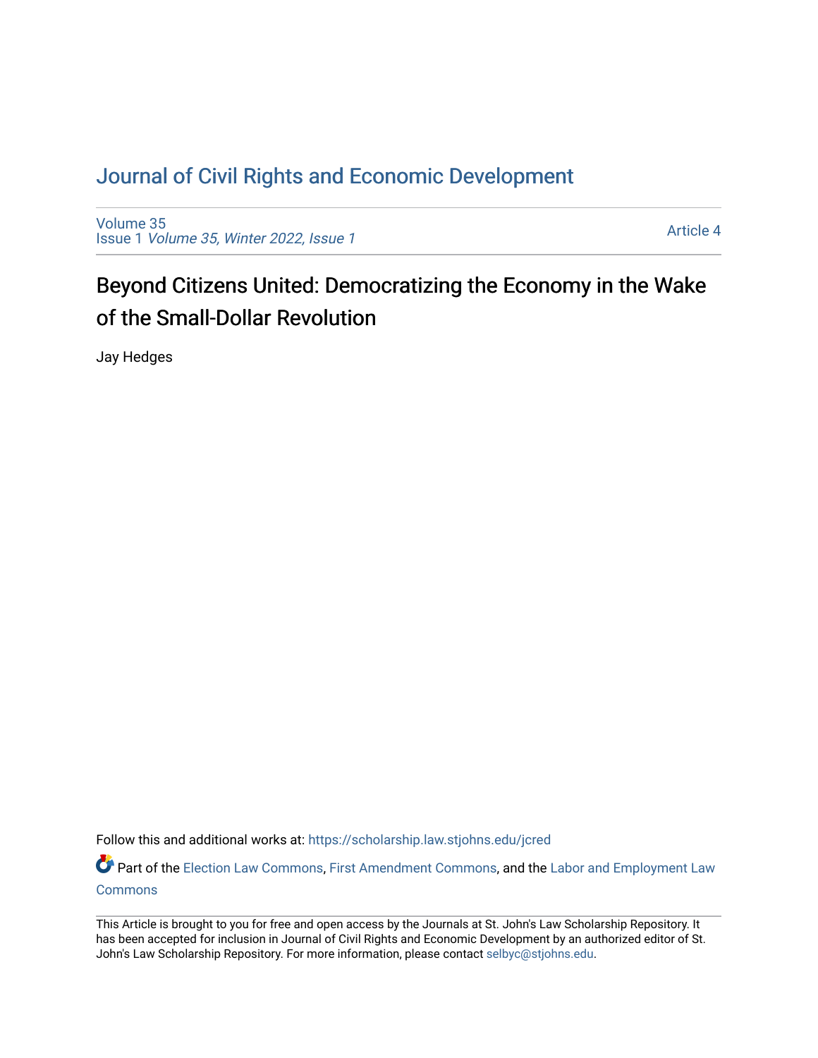# Journal of Civil Rights and Economic Development

Volume 35
Issue 1 *Volume 35, Winter 2022, Issue 1*

Article 4

## Beyond Citizens United: Democratizing the Economy in the Wake of the Small-Dollar Revolution

Jay Hedges

Follow this and additional works at: https://scholarship.law.stjohns.edu/jcred

Part of the Election Law Commons, First Amendment Commons, and the Labor and Employment Law Commons

This Article is brought to you for free and open access by the Journals at St. John's Law Scholarship Repository. It has been accepted for inclusion in Journal of Civil Rights and Economic Development by an authorized editor of St. John's Law Scholarship Repository. For more information, please contact selbyc@stjohns.edu.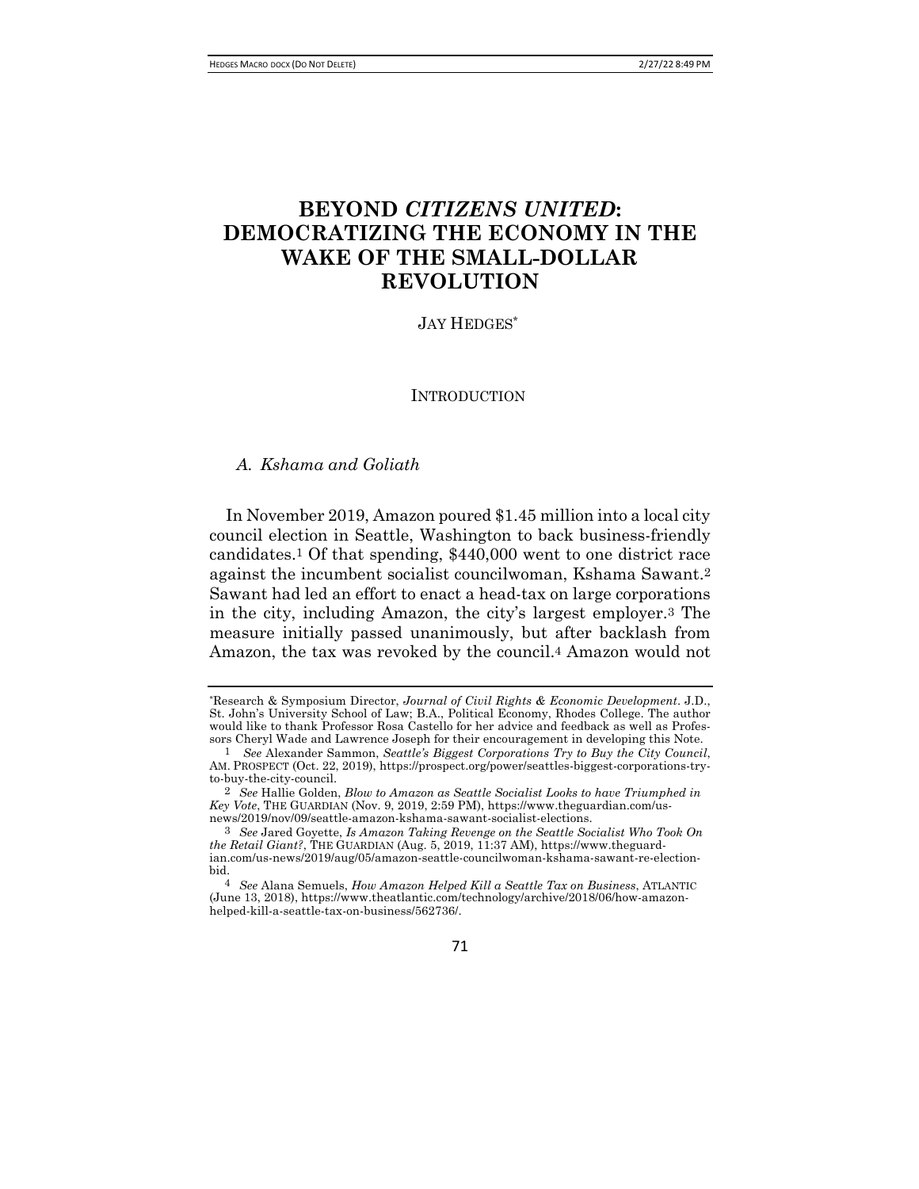# BEYOND *CITIZENS UNITED*: DEMOCRATIZING THE ECONOMY IN THE WAKE OF THE SMALL-DOLLAR REVOLUTION

JAY HEDGES*

## INTRODUCTION

### *A. Kshama and Goliath*

In November 2019, Amazon poured $1.45 million into a local city council election in Seattle, Washington to back business-friendly candidates.[1] Of that spending, $440,000 went to one district race against the incumbent socialist councilwoman, Kshama Sawant.[2] Sawant had led an effort to enact a head-tax on large corporations in the city, including Amazon, the city's largest employer.[3] The measure initially passed unanimously, but after backlash from Amazon, the tax was revoked by the council.[4] Amazon would not

---

*Research & Symposium Director, *Journal of Civil Rights & Economic Development*. J.D., St. John's University School of Law; B.A., Political Economy, Rhodes College. The author would like to thank Professor Rosa Castello for her advice and feedback as well as Professors Cheryl Wade and Lawrence Joseph for their encouragement in developing this Note.

1 *See* Alexander Sammon, *Seattle's Biggest Corporations Try to Buy the City Council*, AM. PROSPECT (Oct. 22, 2019), https://prospect.org/power/seattles-biggest-corporations-try-to-buy-the-city-council.

2 *See* Hallie Golden, *Blow to Amazon as Seattle Socialist Looks to have Triumphed in Key Vote*, THE GUARDIAN (Nov. 9, 2019, 2:59 PM), https://www.theguardian.com/us-news/2019/nov/09/seattle-amazon-kshama-sawant-socialist-elections.

3 *See* Jared Goyette, *Is Amazon Taking Revenge on the Seattle Socialist Who Took On the Retail Giant?*, THE GUARDIAN (Aug. 5, 2019, 11:37 AM), https://www.theguardian.com/us-news/2019/aug/05/amazon-seattle-councilwoman-kshama-sawant-re-election-bid.

4 *See* Alana Semuels, *How Amazon Helped Kill a Seattle Tax on Business*, ATLANTIC (June 13, 2018), https://www.theatlantic.com/technology/archive/2018/06/how-amazon-helped-kill-a-seattle-tax-on-business/562736/.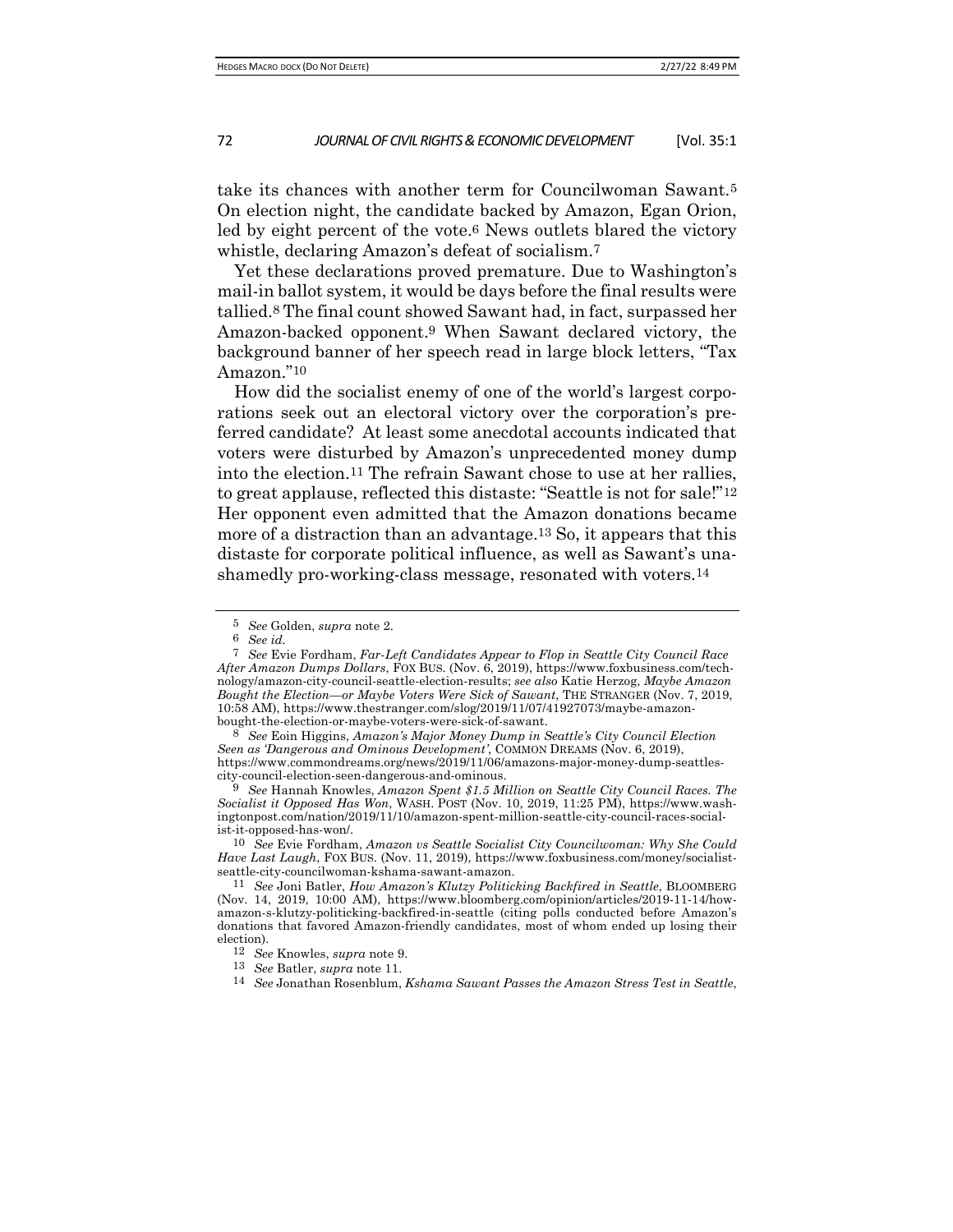take its chances with another term for Councilwoman Sawant.[5] On election night, the candidate backed by Amazon, Egan Orion, led by eight percent of the vote.[6] News outlets blared the victory whistle, declaring Amazon's defeat of socialism.[7]

Yet these declarations proved premature. Due to Washington's mail-in ballot system, it would be days before the final results were tallied.[8] The final count showed Sawant had, in fact, surpassed her Amazon-backed opponent.[9] When Sawant declared victory, the background banner of her speech read in large block letters, "Tax Amazon."[10]

How did the socialist enemy of one of the world's largest corporations seek out an electoral victory over the corporation's preferred candidate? At least some anecdotal accounts indicated that voters were disturbed by Amazon's unprecedented money dump into the election.[11] The refrain Sawant chose to use at her rallies, to great applause, reflected this distaste: "Seattle is not for sale!"[12] Her opponent even admitted that the Amazon donations became more of a distraction than an advantage.[13] So, it appears that this distaste for corporate political influence, as well as Sawant's unashamedly pro-working-class message, resonated with voters.[14]

---

5 *See* Golden, *supra* note 2.

6 *See id.*

7 *See* Evie Fordham, *Far-Left Candidates Appear to Flop in Seattle City Council Race After Amazon Dumps Dollars*, FOX BUS. (Nov. 6, 2019), https://www.foxbusiness.com/technology/amazon-city-council-seattle-election-results; *see also* Katie Herzog, *Maybe Amazon Bought the Election—or Maybe Voters Were Sick of Sawant*, THE STRANGER (Nov. 7, 2019, 10:58 AM), https://www.thestranger.com/slog/2019/11/07/41927073/maybe-amazon-bought-the-election-or-maybe-voters-were-sick-of-sawant.

8 *See* Eoin Higgins, *Amazon's Major Money Dump in Seattle's City Council Election Seen as 'Dangerous and Ominous Development'*, COMMON DREAMS (Nov. 6, 2019), https://www.commondreams.org/news/2019/11/06/amazons-major-money-dump-seattles-city-council-election-seen-dangerous-and-ominous.

9 *See* Hannah Knowles, *Amazon Spent $1.5 Million on Seattle City Council Races. The Socialist it Opposed Has Won*, WASH. POST (Nov. 10, 2019, 11:25 PM), https://www.washingtonpost.com/nation/2019/11/10/amazon-spent-million-seattle-city-council-races-socialist-it-opposed-has-won/.

10 *See* Evie Fordham, *Amazon vs Seattle Socialist City Councilwoman: Why She Could Have Last Laugh*, FOX BUS. (Nov. 11, 2019), https://www.foxbusiness.com/money/socialist-seattle-city-councilwoman-kshama-sawant-amazon.

11 *See* Joni Batler, *How Amazon's Klutzy Politicking Backfired in Seattle*, BLOOMBERG (Nov. 14, 2019, 10:00 AM), https://www.bloomberg.com/opinion/articles/2019-11-14/how-amazon-s-klutzy-politicking-backfired-in-seattle (citing polls conducted before Amazon's donations that favored Amazon-friendly candidates, most of whom ended up losing their election).

12 *See* Knowles, *supra* note 9.

13 *See* Batler, *supra* note 11.

14 *See* Jonathan Rosenblum, *Kshama Sawant Passes the Amazon Stress Test in Seattle*,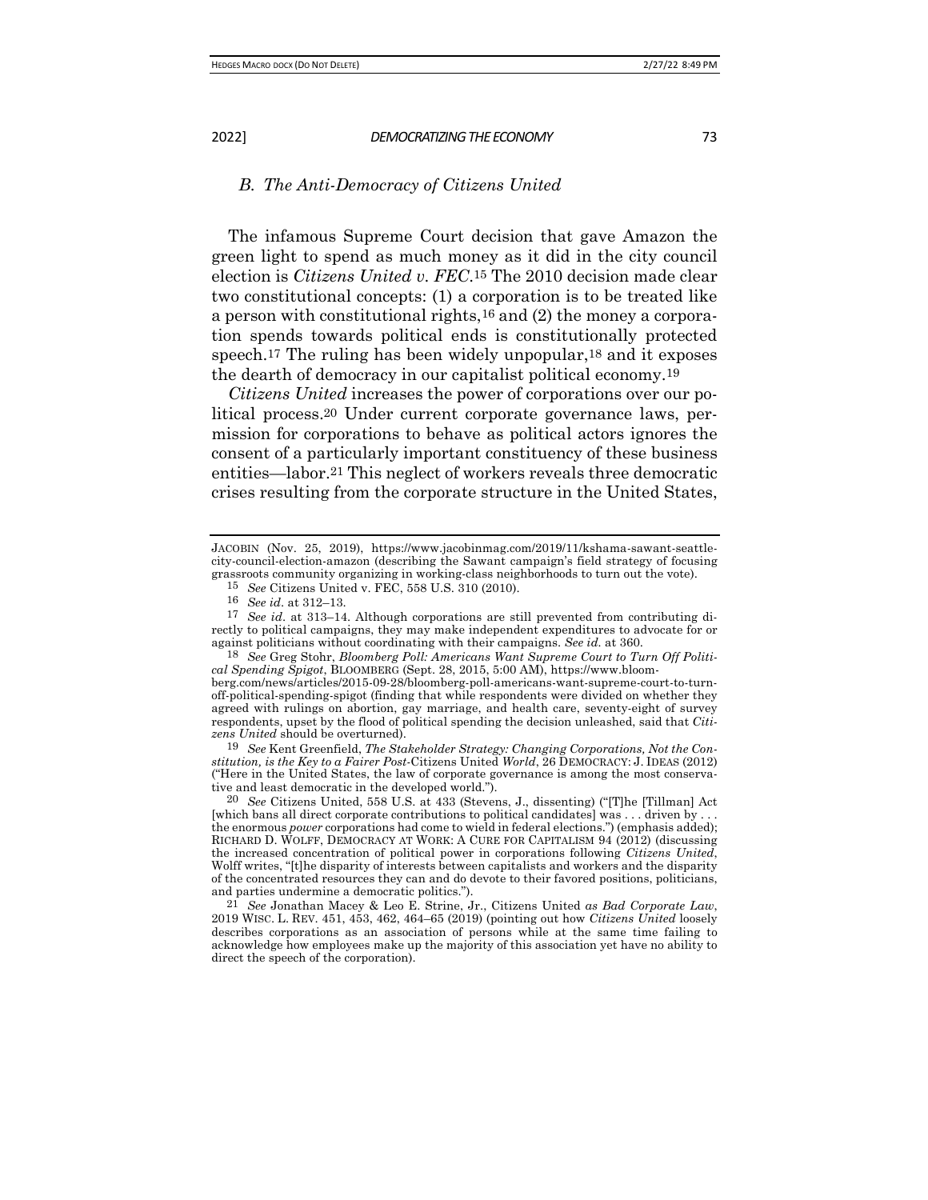### *B. The Anti-Democracy of Citizens United*

The infamous Supreme Court decision that gave Amazon the green light to spend as much money as it did in the city council election is *Citizens United v. FEC*.[15] The 2010 decision made clear two constitutional concepts: (1) a corporation is to be treated like a person with constitutional rights,[16] and (2) the money a corporation spends towards political ends is constitutionally protected speech.[17] The ruling has been widely unpopular,[18] and it exposes the dearth of democracy in our capitalist political economy.[19]

*Citizens United* increases the power of corporations over our political process.[20] Under current corporate governance laws, permission for corporations to behave as political actors ignores the consent of a particularly important constituency of these business entities—labor.[21] This neglect of workers reveals three democratic crises resulting from the corporate structure in the United States,

---

JACOBIN (Nov. 25, 2019), https://www.jacobinmag.com/2019/11/kshama-sawant-seattle-city-council-election-amazon (describing the Sawant campaign's field strategy of focusing grassroots community organizing in working-class neighborhoods to turn out the vote).

15 *See* Citizens United v. FEC, 558 U.S. 310 (2010).

16 *See id*. at 312–13.

17 *See id*. at 313–14. Although corporations are still prevented from contributing directly to political campaigns, they may make independent expenditures to advocate for or against politicians without coordinating with their campaigns. *See id.* at 360.

18 *See* Greg Stohr, *Bloomberg Poll: Americans Want Supreme Court to Turn Off Political Spending Spigot*, BLOOMBERG (Sept. 28, 2015, 5:00 AM), https://www.bloomberg.com/news/articles/2015-09-28/bloomberg-poll-americans-want-supreme-court-to-turn-off-political-spending-spigot (finding that while respondents were divided on whether they agreed with rulings on abortion, gay marriage, and health care, seventy-eight of survey respondents, upset by the flood of political spending the decision unleashed, said that *Citizens United* should be overturned).

19 *See* Kent Greenfield, *The Stakeholder Strategy: Changing Corporations, Not the Constitution, is the Key to a Fairer Post-*Citizens United *World*, 26 DEMOCRACY: J. IDEAS (2012) ("Here in the United States, the law of corporate governance is among the most conservative and least democratic in the developed world.").

20 *See* Citizens United, 558 U.S. at 433 (Stevens, J., dissenting) ("[T]he [Tillman] Act [which bans all direct corporate contributions to political candidates] was . . . driven by . . . the enormous *power* corporations had come to wield in federal elections.") (emphasis added); RICHARD D. WOLFF, DEMOCRACY AT WORK: A CURE FOR CAPITALISM 94 (2012) (discussing the increased concentration of political power in corporations following *Citizens United*, Wolff writes, "[t]he disparity of interests between capitalists and workers and the disparity of the concentrated resources they can and do devote to their favored positions, politicians, and parties undermine a democratic politics.").

21 *See* Jonathan Macey & Leo E. Strine, Jr., Citizens United *as Bad Corporate Law*, 2019 WISC. L. REV. 451, 453, 462, 464–65 (2019) (pointing out how *Citizens United* loosely describes corporations as an association of persons while at the same time failing to acknowledge how employees make up the majority of this association yet have no ability to direct the speech of the corporation).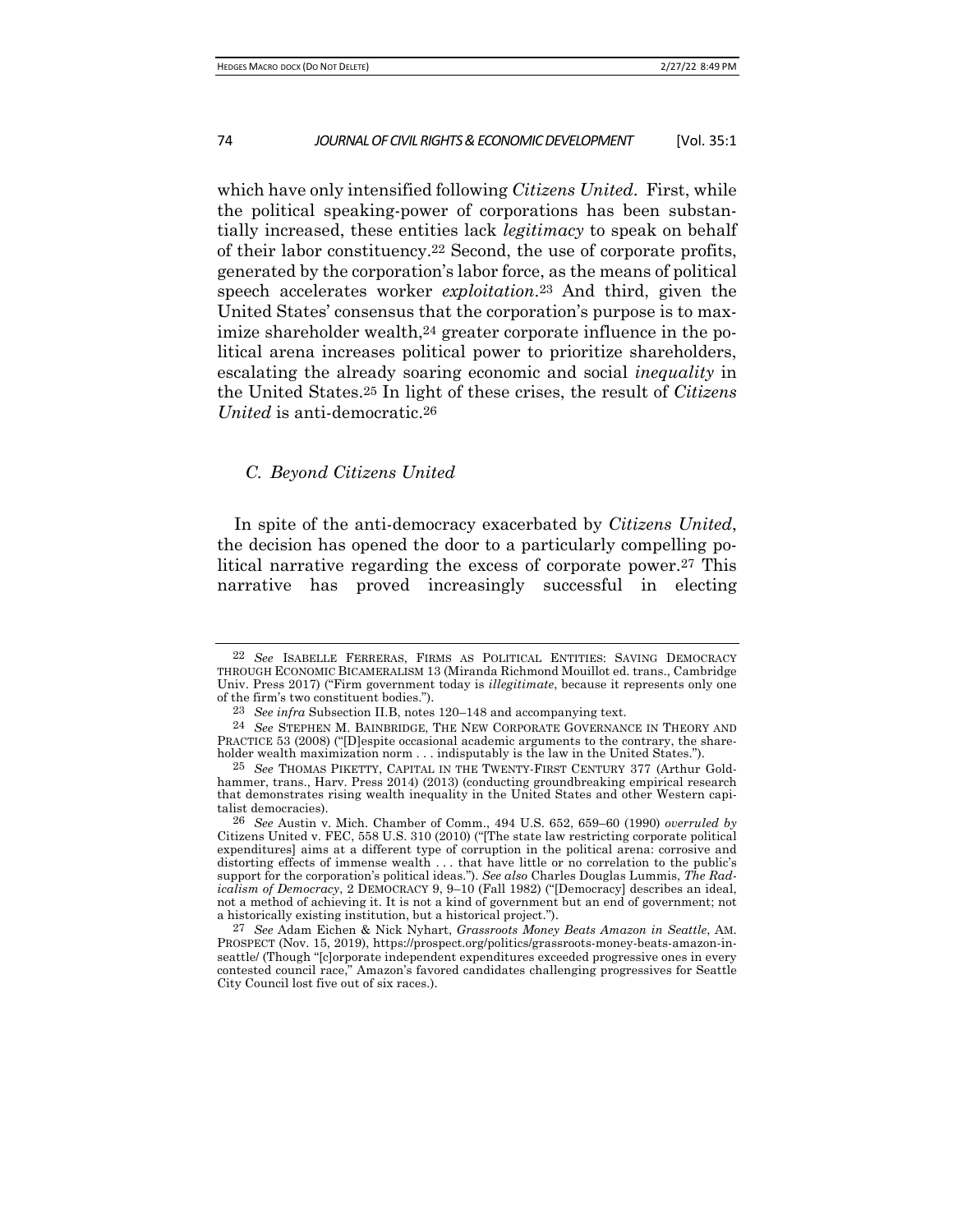which have only intensified following *Citizens United*. First, while the political speaking-power of corporations has been substantially increased, these entities lack *legitimacy* to speak on behalf of their labor constituency.[22] Second, the use of corporate profits, generated by the corporation's labor force, as the means of political speech accelerates worker *exploitation*.[23] And third, given the United States' consensus that the corporation's purpose is to maximize shareholder wealth,[24] greater corporate influence in the political arena increases political power to prioritize shareholders, escalating the already soaring economic and social *inequality* in the United States.[25] In light of these crises, the result of *Citizens United* is anti-democratic.[26]

### *C. Beyond Citizens United*

In spite of the anti-democracy exacerbated by *Citizens United*, the decision has opened the door to a particularly compelling political narrative regarding the excess of corporate power.[27] This narrative has proved increasingly successful in electing

---

[22] *See* ISABELLE FERRERAS, FIRMS AS POLITICAL ENTITIES: SAVING DEMOCRACY THROUGH ECONOMIC BICAMERALISM 13 (Miranda Richmond Mouillot ed. trans., Cambridge Univ. Press 2017) ("Firm government today is *illegitimate*, because it represents only one of the firm's two constituent bodies.").

[23] *See infra* Subsection II.B, notes 120–148 and accompanying text.

[24] *See* STEPHEN M. BAINBRIDGE, THE NEW CORPORATE GOVERNANCE IN THEORY AND PRACTICE 53 (2008) ("[D]espite occasional academic arguments to the contrary, the shareholder wealth maximization norm . . . indisputably is the law in the United States.").

[25] *See* THOMAS PIKETTY, CAPITAL IN THE TWENTY-FIRST CENTURY 377 (Arthur Goldhammer, trans., Harv. Press 2014) (2013) (conducting groundbreaking empirical research that demonstrates rising wealth inequality in the United States and other Western capitalist democracies).

[26] *See* Austin v. Mich. Chamber of Comm., 494 U.S. 652, 659–60 (1990) *overruled by* Citizens United v. FEC, 558 U.S. 310 (2010) ("[The state law restricting corporate political expenditures] aims at a different type of corruption in the political arena: corrosive and distorting effects of immense wealth . . . that have little or no correlation to the public's support for the corporation's political ideas."). *See also* Charles Douglas Lummis, *The Radicalism of Democracy*, 2 DEMOCRACY 9, 9–10 (Fall 1982) ("[Democracy] describes an ideal, not a method of achieving it. It is not a kind of government but an end of government; not a historically existing institution, but a historical project.").

[27] *See* Adam Eichen & Nick Nyhart, *Grassroots Money Beats Amazon in Seattle*, AM. PROSPECT (Nov. 15, 2019), https://prospect.org/politics/grassroots-money-beats-amazon-in-seattle/ (Though "[c]orporate independent expenditures exceeded progressive ones in every contested council race," Amazon's favored candidates challenging progressives for Seattle City Council lost five out of six races.).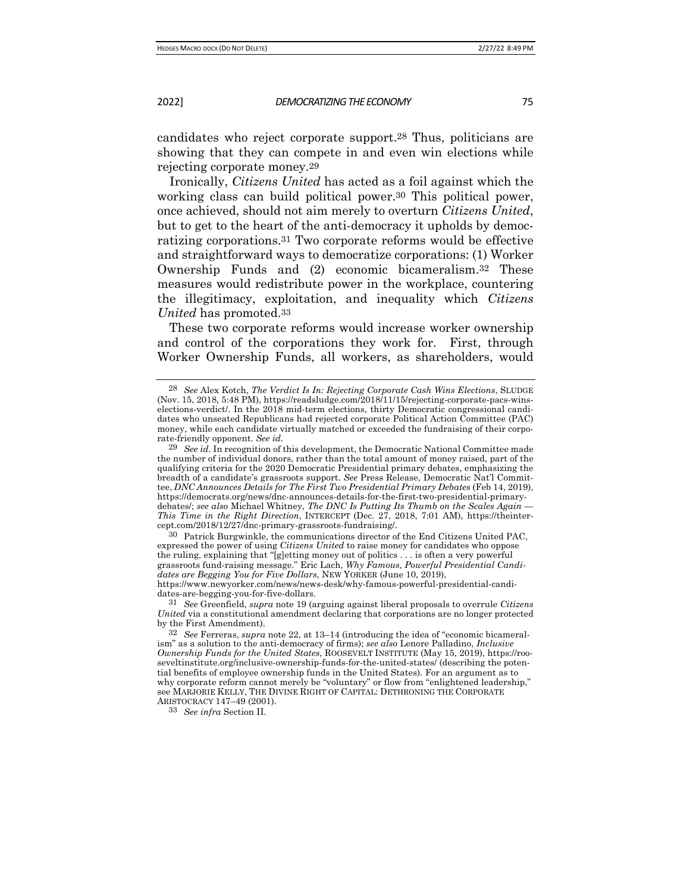candidates who reject corporate support.[28] Thus, politicians are showing that they can compete in and even win elections while rejecting corporate money.[29]

Ironically, *Citizens United* has acted as a foil against which the working class can build political power.[30] This political power, once achieved, should not aim merely to overturn *Citizens United*, but to get to the heart of the anti-democracy it upholds by democratizing corporations.[31] Two corporate reforms would be effective and straightforward ways to democratize corporations: (1) Worker Ownership Funds and (2) economic bicameralism.[32] These measures would redistribute power in the workplace, countering the illegitimacy, exploitation, and inequality which *Citizens United* has promoted.[33]

These two corporate reforms would increase worker ownership and control of the corporations they work for. First, through Worker Ownership Funds, all workers, as shareholders, would

---

[28] *See* Alex Kotch, *The Verdict Is In: Rejecting Corporate Cash Wins Elections*, SLUDGE (Nov. 15, 2018, 5:48 PM), https://readsludge.com/2018/11/15/rejecting-corporate-pacs-wins-elections-verdict/. In the 2018 mid-term elections, thirty Democratic congressional candidates who unseated Republicans had rejected corporate Political Action Committee (PAC) money, while each candidate virtually matched or exceeded the fundraising of their corporate-friendly opponent. *See id.*

[29] *See id*. In recognition of this development, the Democratic National Committee made the number of individual donors, rather than the total amount of money raised, part of the qualifying criteria for the 2020 Democratic Presidential primary debates, emphasizing the breadth of a candidate's grassroots support. *See* Press Release, Democratic Nat'l Committee, *DNC Announces Details for The First Two Presidential Primary Debates* (Feb 14, 2019), https://democrats.org/news/dnc-announces-details-for-the-first-two-presidential-primary-debates/; *see also* Michael Whitney, *The DNC Is Putting Its Thumb on the Scales Again — This Time in the Right Direction*, INTERCEPT (Dec. 27, 2018, 7:01 AM), https://theintercept.com/2018/12/27/dnc-primary-grassroots-fundraising/.

[30] Patrick Burgwinkle, the communications director of the End Citizens United PAC, expressed the power of using *Citizens United* to raise money for candidates who oppose the ruling, explaining that "[g]etting money out of politics . . . is often a very powerful grassroots fund-raising message." Eric Lach, *Why Famous, Powerful Presidential Candidates are Begging You for Five Dollars*, NEW YORKER (June 10, 2019), https://www.newyorker.com/news/news-desk/why-famous-powerful-presidential-candidates-are-begging-you-for-five-dollars.

[31] *See* Greenfield, *supra* note 19 (arguing against liberal proposals to overrule *Citizens United* via a constitutional amendment declaring that corporations are no longer protected by the First Amendment).

[32] *See* Ferreras, *supra* note 22, at 13–14 (introducing the idea of "economic bicameralism" as a solution to the anti-democracy of firms); *see also* Lenore Palladino, *Inclusive Ownership Funds for the United States*, ROOSEVELT INSTITUTE (May 15, 2019), https://rooseveltinstitute.org/inclusive-ownership-funds-for-the-united-states/ (describing the potential benefits of employee ownership funds in the United States). For an argument as to why corporate reform cannot merely be "voluntary" or flow from "enlightened leadership," see MARJORIE KELLY, THE DIVINE RIGHT OF CAPITAL: DETHRONING THE CORPORATE ARISTOCRACY 147–49 (2001).

[33] *See infra* Section II.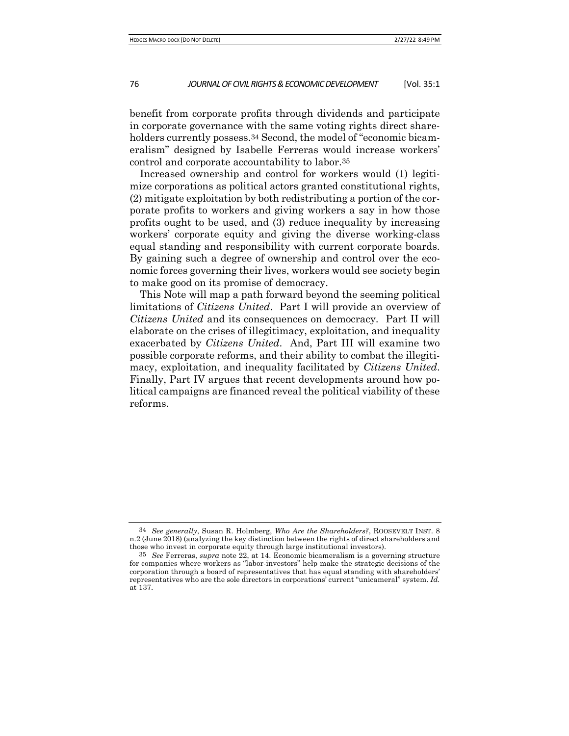benefit from corporate profits through dividends and participate in corporate governance with the same voting rights direct shareholders currently possess.[34] Second, the model of "economic bicameralism" designed by Isabelle Ferreras would increase workers' control and corporate accountability to labor.[35]

Increased ownership and control for workers would (1) legitimize corporations as political actors granted constitutional rights, (2) mitigate exploitation by both redistributing a portion of the corporate profits to workers and giving workers a say in how those profits ought to be used, and (3) reduce inequality by increasing workers' corporate equity and giving the diverse working-class equal standing and responsibility with current corporate boards. By gaining such a degree of ownership and control over the economic forces governing their lives, workers would see society begin to make good on its promise of democracy.

This Note will map a path forward beyond the seeming political limitations of *Citizens United*. Part I will provide an overview of *Citizens United* and its consequences on democracy. Part II will elaborate on the crises of illegitimacy, exploitation, and inequality exacerbated by *Citizens United*. And, Part III will examine two possible corporate reforms, and their ability to combat the illegitimacy, exploitation, and inequality facilitated by *Citizens United*. Finally, Part IV argues that recent developments around how political campaigns are financed reveal the political viability of these reforms.

---

34 *See generally*, Susan R. Holmberg, *Who Are the Shareholders?*, ROOSEVELT INST. 8 n.2 (June 2018) (analyzing the key distinction between the rights of direct shareholders and those who invest in corporate equity through large institutional investors).

35 *See* Ferreras, *supra* note 22, at 14. Economic bicameralism is a governing structure for companies where workers as "labor-investors" help make the strategic decisions of the corporation through a board of representatives that has equal standing with shareholders' representatives who are the sole directors in corporations' current "unicameral" system. *Id.* at 137.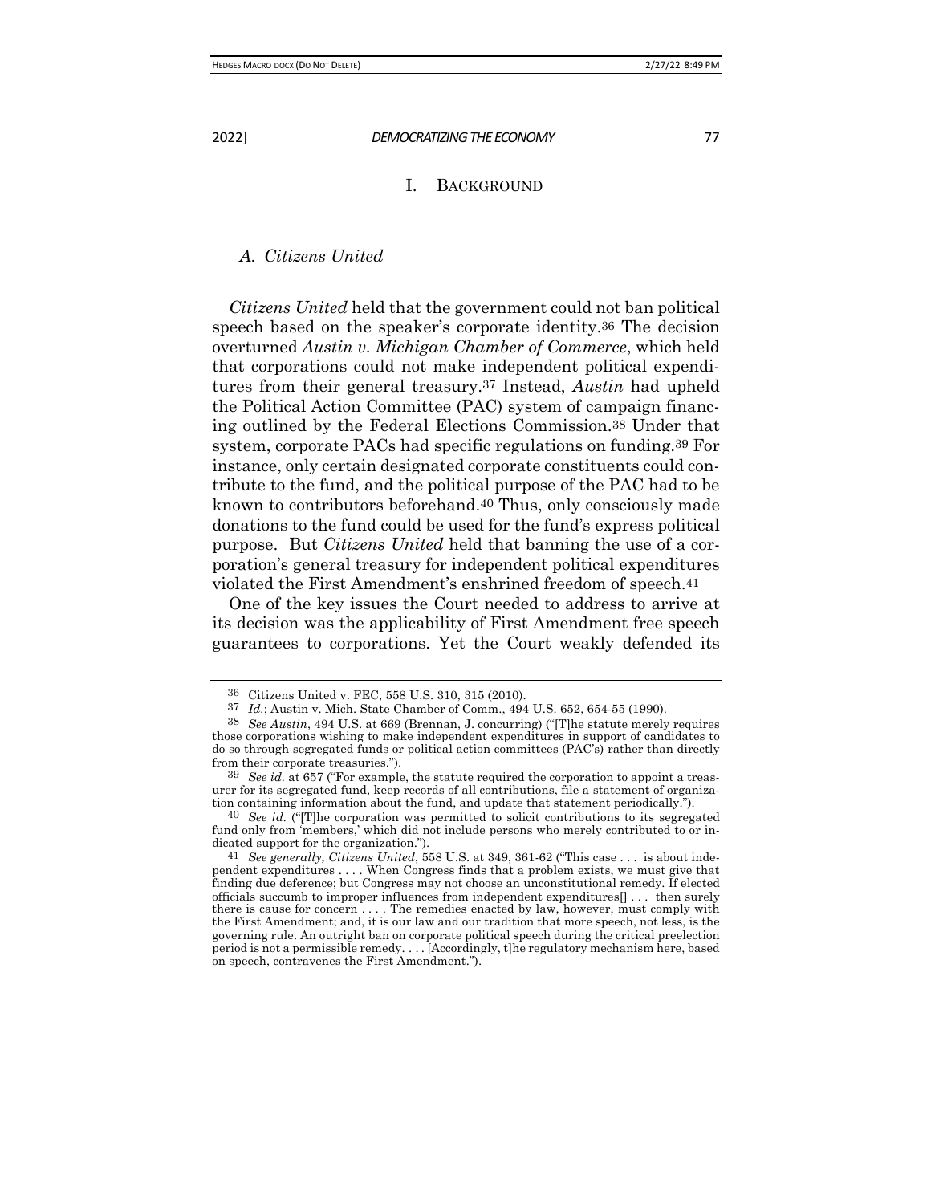## I. BACKGROUND

### *A. Citizens United*

*Citizens United* held that the government could not ban political speech based on the speaker's corporate identity.[36] The decision overturned *Austin v. Michigan Chamber of Commerce*, which held that corporations could not make independent political expenditures from their general treasury.[37] Instead, *Austin* had upheld the Political Action Committee (PAC) system of campaign financing outlined by the Federal Elections Commission.[38] Under that system, corporate PACs had specific regulations on funding.[39] For instance, only certain designated corporate constituents could contribute to the fund, and the political purpose of the PAC had to be known to contributors beforehand.[40] Thus, only consciously made donations to the fund could be used for the fund's express political purpose. But *Citizens United* held that banning the use of a corporation's general treasury for independent political expenditures violated the First Amendment's enshrined freedom of speech.[41]

One of the key issues the Court needed to address to arrive at its decision was the applicability of First Amendment free speech guarantees to corporations. Yet the Court weakly defended its

---

36 Citizens United v. FEC, 558 U.S. 310, 315 (2010).

37 *Id.*; Austin v. Mich. State Chamber of Comm., 494 U.S. 652, 654-55 (1990).

38 *See Austin*, 494 U.S. at 669 (Brennan, J. concurring) ("[T]he statute merely requires those corporations wishing to make independent expenditures in support of candidates to do so through segregated funds or political action committees (PAC's) rather than directly from their corporate treasuries.").

39 *See id.* at 657 ("For example, the statute required the corporation to appoint a treasurer for its segregated fund, keep records of all contributions, file a statement of organization containing information about the fund, and update that statement periodically.").

40 *See id.* ("[T]he corporation was permitted to solicit contributions to its segregated fund only from 'members,' which did not include persons who merely contributed to or indicated support for the organization.").

41 *See generally, Citizens United*, 558 U.S. at 349, 361-62 ("This case . . . is about independent expenditures . . . . When Congress finds that a problem exists, we must give that finding due deference; but Congress may not choose an unconstitutional remedy. If elected officials succumb to improper influences from independent expenditures[] . . . then surely there is cause for concern . . . . The remedies enacted by law, however, must comply with the First Amendment; and, it is our law and our tradition that more speech, not less, is the governing rule. An outright ban on corporate political speech during the critical preelection period is not a permissible remedy. . . . [Accordingly, t]he regulatory mechanism here, based on speech, contravenes the First Amendment.").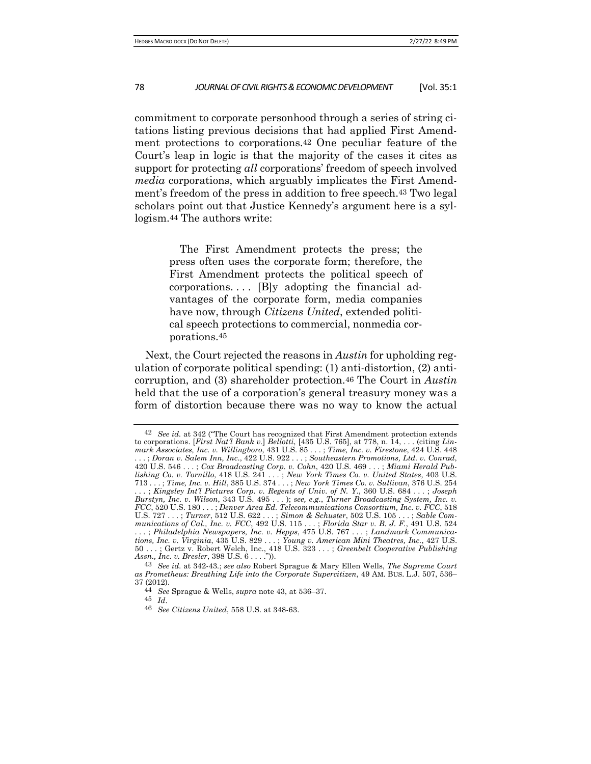commitment to corporate personhood through a series of string citations listing previous decisions that had applied First Amendment protections to corporations.[42] One peculiar feature of the Court's leap in logic is that the majority of the cases it cites as support for protecting *all* corporations' freedom of speech involved *media* corporations, which arguably implicates the First Amendment's freedom of the press in addition to free speech.[43] Two legal scholars point out that Justice Kennedy's argument here is a syllogism.[44] The authors write:

> The First Amendment protects the press; the press often uses the corporate form; therefore, the First Amendment protects the political speech of corporations. . . . [B]y adopting the financial advantages of the corporate form, media companies have now, through *Citizens United*, extended political speech protections to commercial, nonmedia corporations.[45]

Next, the Court rejected the reasons in *Austin* for upholding regulation of corporate political spending: (1) anti-distortion, (2) anti-corruption, and (3) shareholder protection.[46] The Court in *Austin* held that the use of a corporation's general treasury money was a form of distortion because there was no way to know the actual

---

[42] *See id.* at 342 ("The Court has recognized that First Amendment protection extends to corporations. [*First Nat'l Bank v.*] *Bellotti*, [435 U.S. 765], at 778, n. 14, . . . (citing *Linmark Associates, Inc. v. Willingboro*, 431 U.S. 85 . . . ; *Time, Inc. v. Firestone*, 424 U.S. 448 . . . ; *Doran v. Salem Inn, Inc.*, 422 U.S. 922 . . . ; *Southeastern Promotions, Ltd. v. Conrad*, 420 U.S. 546 . . . ; *Cox Broadcasting Corp. v. Cohn*, 420 U.S. 469 . . . ; *Miami Herald Publishing Co. v. Tornillo*, 418 U.S. 241 . . . ; *New York Times Co. v. United States*, 403 U.S. 713 . . . ; *Time, Inc. v. Hill*, 385 U.S. 374 . . . ; *New York Times Co. v. Sullivan*, 376 U.S. 254 . . . ; *Kingsley Int'l Pictures Corp. v. Regents of Univ. of N. Y.*, 360 U.S. 684 . . . ; *Joseph Burstyn, Inc. v. Wilson*, 343 U.S. 495 . . . ); *see, e.g.*, *Turner Broadcasting System, Inc. v. FCC*, 520 U.S. 180 . . . ; *Denver Area Ed. Telecommunications Consortium, Inc. v. FCC*, 518 U.S. 727 . . . ; *Turner*, 512 U.S. 622 . . . ; *Simon & Schuster*, 502 U.S. 105 . . . ; *Sable Communications of Cal., Inc. v. FCC*, 492 U.S. 115 . . . ; *Florida Star v. B. J. F.*, 491 U.S. 524 . . . ; *Philadelphia Newspapers, Inc. v. Hepps*, 475 U.S. 767 . . . ; *Landmark Communications, Inc. v. Virginia*, 435 U.S. 829 . . . ; *Young v. American Mini Theatres, Inc.*, 427 U.S. 50 . . . ; Gertz v. Robert Welch, Inc., 418 U.S. 323 . . . ; *Greenbelt Cooperative Publishing Assn., Inc. v. Bresler*, 398 U.S. 6 . . . .")).

[43] *See id.* at 342-43.; *see also* Robert Sprague & Mary Ellen Wells, *The Supreme Court as Prometheus: Breathing Life into the Corporate Supercitizen*, 49 AM. BUS. L.J. 507, 536–37 (2012).

[44] *See* Sprague & Wells, *supra* note 43, at 536–37.

[45] *Id.*

[46] *See Citizens United*, 558 U.S. at 348-63.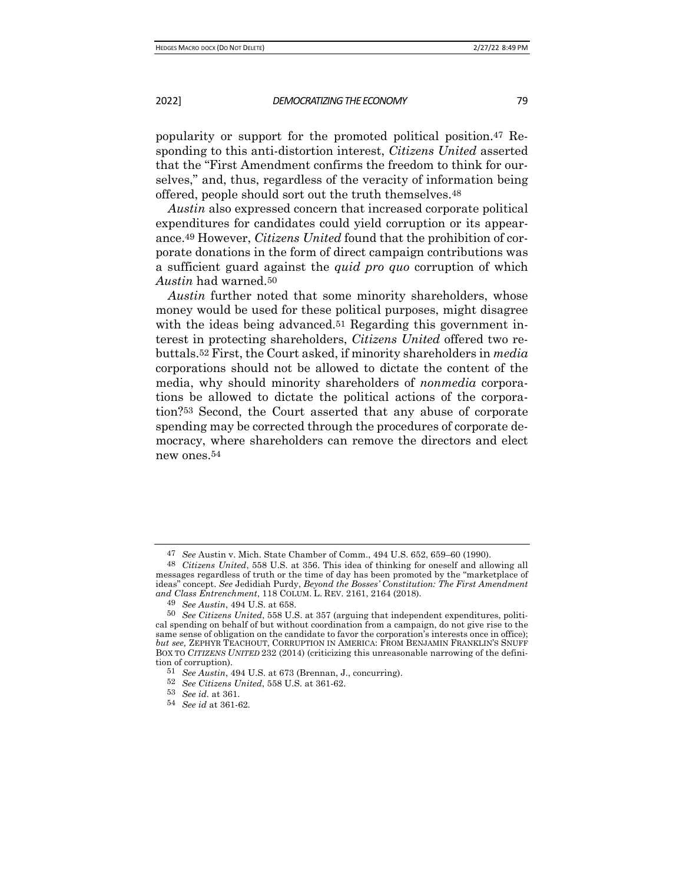popularity or support for the promoted political position.[47] Responding to this anti-distortion interest, *Citizens United* asserted that the "First Amendment confirms the freedom to think for ourselves," and, thus, regardless of the veracity of information being offered, people should sort out the truth themselves.[48]

*Austin* also expressed concern that increased corporate political expenditures for candidates could yield corruption or its appearance.[49] However, *Citizens United* found that the prohibition of corporate donations in the form of direct campaign contributions was a sufficient guard against the *quid pro quo* corruption of which *Austin* had warned.[50]

*Austin* further noted that some minority shareholders, whose money would be used for these political purposes, might disagree with the ideas being advanced.[51] Regarding this government interest in protecting shareholders, *Citizens United* offered two rebuttals.[52] First, the Court asked, if minority shareholders in *media* corporations should not be allowed to dictate the content of the media, why should minority shareholders of *nonmedia* corporations be allowed to dictate the political actions of the corporation?[53] Second, the Court asserted that any abuse of corporate spending may be corrected through the procedures of corporate democracy, where shareholders can remove the directors and elect new ones.[54]

---

[47] *See* Austin v. Mich. State Chamber of Comm., 494 U.S. 652, 659–60 (1990).

[48] *Citizens United*, 558 U.S. at 356. This idea of thinking for oneself and allowing all messages regardless of truth or the time of day has been promoted by the "marketplace of ideas" concept. *See* Jedidiah Purdy, *Beyond the Bosses' Constitution: The First Amendment and Class Entrenchment*, 118 COLUM. L. REV. 2161, 2164 (2018).

[49] *See Austin*, 494 U.S. at 658.

[50] *See Citizens United*, 558 U.S. at 357 (arguing that independent expenditures, political spending on behalf of but without coordination from a campaign, do not give rise to the same sense of obligation on the candidate to favor the corporation's interests once in office); *but see,* ZEPHYR TEACHOUT, CORRUPTION IN AMERICA: FROM BENJAMIN FRANKLIN'S SNUFF BOX TO *CITIZENS UNITED* 232 (2014) (criticizing this unreasonable narrowing of the definition of corruption).

[51] *See Austin*, 494 U.S. at 673 (Brennan, J., concurring).

[52] *See Citizens United*, 558 U.S. at 361-62.

[53] *See id.* at 361.

[54] *See id* at 361-62.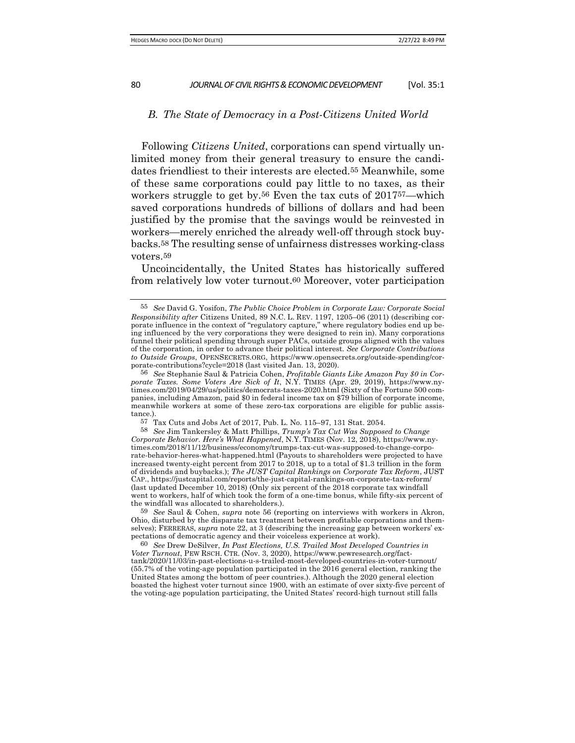### *B. The State of Democracy in a Post-Citizens United World*

Following *Citizens United*, corporations can spend virtually unlimited money from their general treasury to ensure the candidates friendliest to their interests are elected.[55] Meanwhile, some of these same corporations could pay little to no taxes, as their workers struggle to get by.[56] Even the tax cuts of 2017[57]—which saved corporations hundreds of billions of dollars and had been justified by the promise that the savings would be reinvested in workers—merely enriched the already well-off through stock buybacks.[58] The resulting sense of unfairness distresses working-class voters.[59]

Uncoincidentally, the United States has historically suffered from relatively low voter turnout.[60] Moreover, voter participation

---

55 *See* David G. Yosifon, *The Public Choice Problem in Corporate Law: Corporate Social Responsibility after* Citizens United, 89 N.C. L. REV. 1197, 1205–06 (2011) (describing corporate influence in the context of "regulatory capture," where regulatory bodies end up being influenced by the very corporations they were designed to rein in). Many corporations funnel their political spending through super PACs, outside groups aligned with the values of the corporation, in order to advance their political interest. *See Corporate Contributions to Outside Groups*, OPENSECRETS.ORG, https://www.opensecrets.org/outside-spending/corporate-contributions?cycle=2018 (last visited Jan. 13, 2020).

56 *See* Stephanie Saul & Patricia Cohen, *Profitable Giants Like Amazon Pay $0 in Corporate Taxes. Some Voters Are Sick of It*, N.Y. TIMES (Apr. 29, 2019), https://www.nytimes.com/2019/04/29/us/politics/democrats-taxes-2020.html (Sixty of the Fortune 500 companies, including Amazon, paid $0 in federal income tax on $79 billion of corporate income, meanwhile workers at some of these zero-tax corporations are eligible for public assistance.).

57 Tax Cuts and Jobs Act of 2017, Pub. L. No. 115–97, 131 Stat. 2054.

58 *See* Jim Tankersley & Matt Phillips, *Trump's Tax Cut Was Supposed to Change Corporate Behavior. Here's What Happened*, N.Y. TIMES (Nov. 12, 2018), https://www.nytimes.com/2018/11/12/business/economy/trumps-tax-cut-was-supposed-to-change-corporate-behavior-heres-what-happened.html (Payouts to shareholders were projected to have increased twenty-eight percent from 2017 to 2018, up to a total of $1.3 trillion in the form of dividends and buybacks.); *The JUST Capital Rankings on Corporate Tax Reform*, JUST CAP., https://justcapital.com/reports/the-just-capital-rankings-on-corporate-tax-reform/ (last updated December 10, 2018) (Only six percent of the 2018 corporate tax windfall went to workers, half of which took the form of a one-time bonus, while fifty-six percent of the windfall was allocated to shareholders.).

59 *See* Saul & Cohen, *supra* note 56 (reporting on interviews with workers in Akron, Ohio, disturbed by the disparate tax treatment between profitable corporations and themselves); FERRERAS, *supra* note 22, at 3 (describing the increasing gap between workers' expectations of democratic agency and their voiceless experience at work).

60 *See* Drew DeSilver, *In Past Elections, U.S. Trailed Most Developed Countries in Voter Turnout*, PEW RSCH. CTR. (Nov. 3, 2020), https://www.pewresearch.org/fact-tank/2020/11/03/in-past-elections-u-s-trailed-most-developed-countries-in-voter-turnout/ (55.7% of the voting-age population participated in the 2016 general election, ranking the United States among the bottom of peer countries.). Although the 2020 general election boasted the highest voter turnout since 1900, with an estimate of over sixty-five percent of the voting-age population participating, the United States' record-high turnout still falls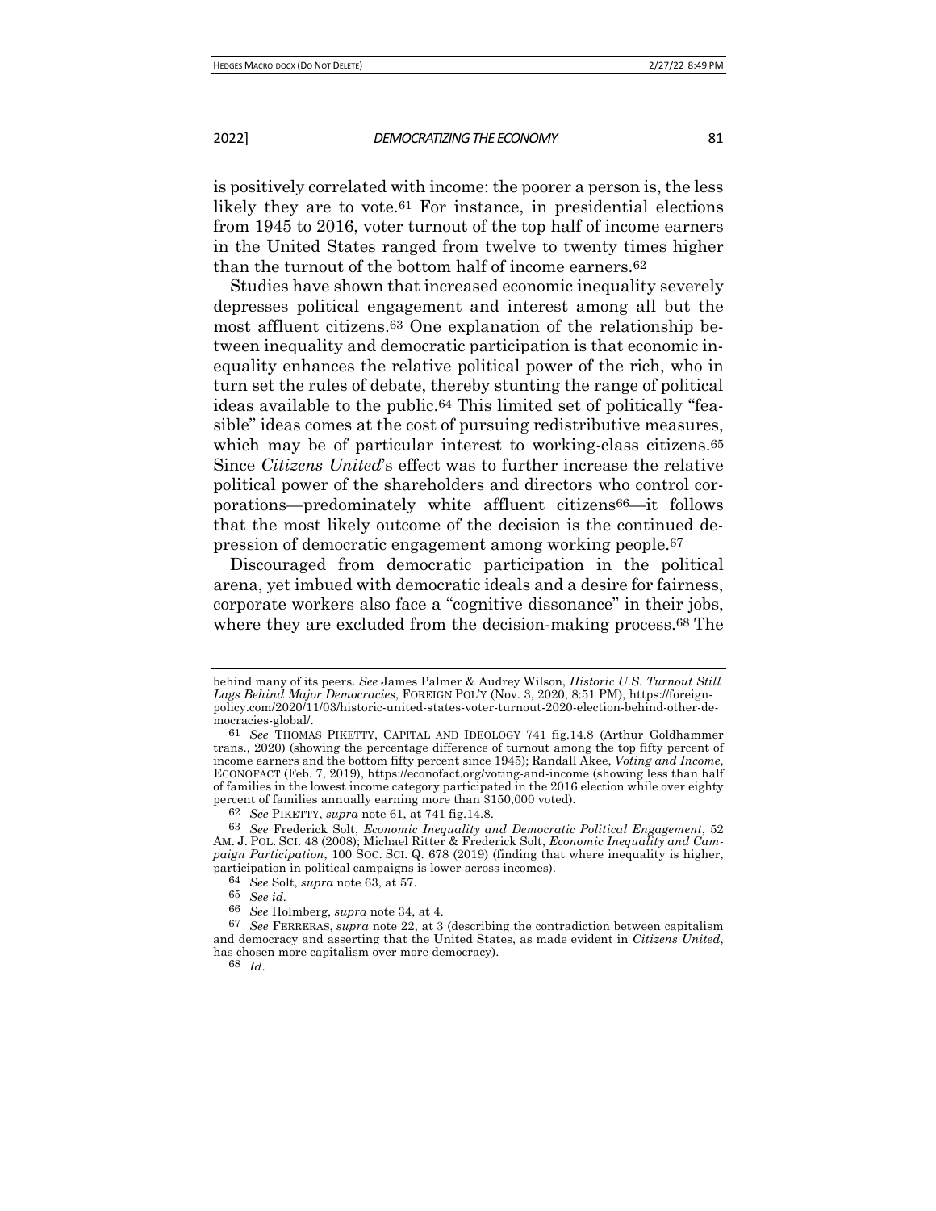is positively correlated with income: the poorer a person is, the less likely they are to vote.[61] For instance, in presidential elections from 1945 to 2016, voter turnout of the top half of income earners in the United States ranged from twelve to twenty times higher than the turnout of the bottom half of income earners.[62]

Studies have shown that increased economic inequality severely depresses political engagement and interest among all but the most affluent citizens.[63] One explanation of the relationship between inequality and democratic participation is that economic inequality enhances the relative political power of the rich, who in turn set the rules of debate, thereby stunting the range of political ideas available to the public.[64] This limited set of politically "feasible" ideas comes at the cost of pursuing redistributive measures, which may be of particular interest to working-class citizens.[65] Since *Citizens United*'s effect was to further increase the relative political power of the shareholders and directors who control corporations—predominately white affluent citizens[66]—it follows that the most likely outcome of the decision is the continued depression of democratic engagement among working people.[67]

Discouraged from democratic participation in the political arena, yet imbued with democratic ideals and a desire for fairness, corporate workers also face a "cognitive dissonance" in their jobs, where they are excluded from the decision-making process.[68] The

---

behind many of its peers. *See* James Palmer & Audrey Wilson, *Historic U.S. Turnout Still Lags Behind Major Democracies*, FOREIGN POL'Y (Nov. 3, 2020, 8:51 PM), https://foreignpolicy.com/2020/11/03/historic-united-states-voter-turnout-2020-election-behind-other-democracies-global/.

[61] *See* THOMAS PIKETTY, CAPITAL AND IDEOLOGY 741 fig.14.8 (Arthur Goldhammer trans., 2020) (showing the percentage difference of turnout among the top fifty percent of income earners and the bottom fifty percent since 1945); Randall Akee, *Voting and Income*, ECONOFACT (Feb. 7, 2019), https://econofact.org/voting-and-income (showing less than half of families in the lowest income category participated in the 2016 election while over eighty percent of families annually earning more than $150,000 voted).

[62] *See* PIKETTY, *supra* note 61, at 741 fig.14.8.

[63] *See* Frederick Solt, *Economic Inequality and Democratic Political Engagement*, 52 AM. J. POL. SCI. 48 (2008); Michael Ritter & Frederick Solt, *Economic Inequality and Campaign Participation*, 100 SOC. SCI. Q. 678 (2019) (finding that where inequality is higher, participation in political campaigns is lower across incomes).

[64] *See* Solt, *supra* note 63, at 57.

[65] *See id.*

[66] *See* Holmberg, *supra* note 34, at 4.

[67] *See* FERRERAS, *supra* note 22, at 3 (describing the contradiction between capitalism and democracy and asserting that the United States, as made evident in *Citizens United*, has chosen more capitalism over more democracy).

[68] *Id.*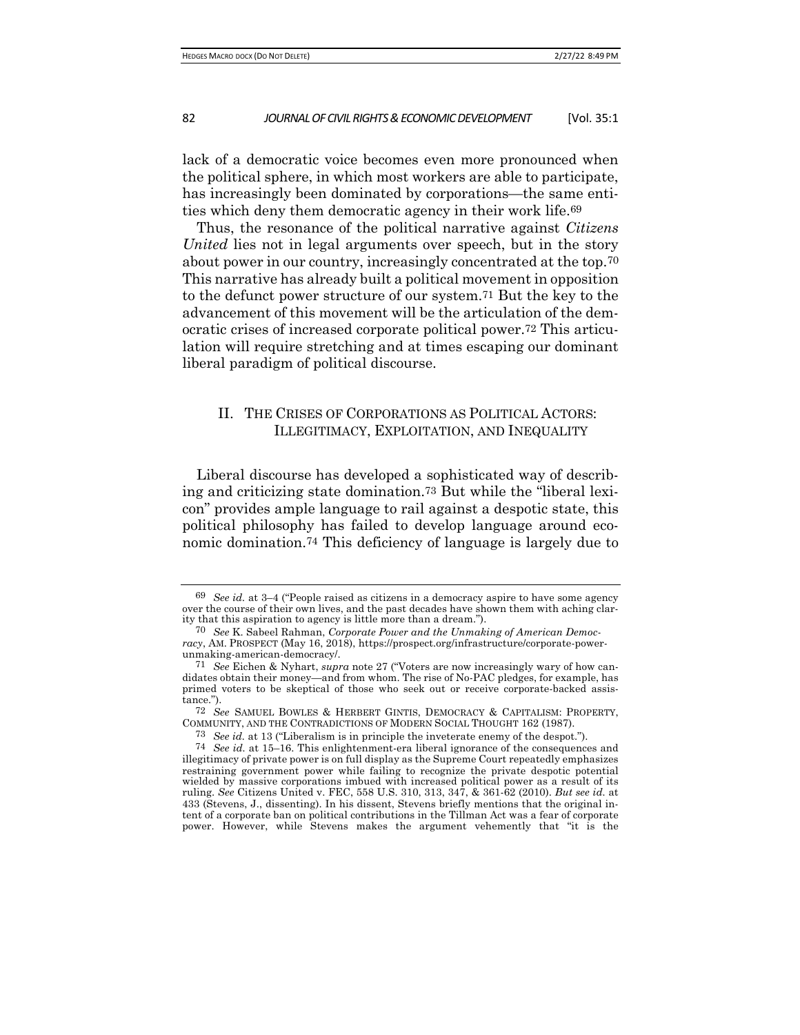lack of a democratic voice becomes even more pronounced when the political sphere, in which most workers are able to participate, has increasingly been dominated by corporations—the same entities which deny them democratic agency in their work life.[69]

Thus, the resonance of the political narrative against *Citizens United* lies not in legal arguments over speech, but in the story about power in our country, increasingly concentrated at the top.[70] This narrative has already built a political movement in opposition to the defunct power structure of our system.[71] But the key to the advancement of this movement will be the articulation of the democratic crises of increased corporate political power.[72] This articulation will require stretching and at times escaping our dominant liberal paradigm of political discourse.

## II. THE CRISES OF CORPORATIONS AS POLITICAL ACTORS: ILLEGITIMACY, EXPLOITATION, AND INEQUALITY

Liberal discourse has developed a sophisticated way of describing and criticizing state domination.[73] But while the "liberal lexicon" provides ample language to rail against a despotic state, this political philosophy has failed to develop language around economic domination.[74] This deficiency of language is largely due to

---

[69] *See id.* at 3–4 ("People raised as citizens in a democracy aspire to have some agency over the course of their own lives, and the past decades have shown them with aching clarity that this aspiration to agency is little more than a dream.").

[70] *See* K. Sabeel Rahman, *Corporate Power and the Unmaking of American Democracy*, AM. PROSPECT (May 16, 2018), https://prospect.org/infrastructure/corporate-power-unmaking-american-democracy/.

[71] *See* Eichen & Nyhart, *supra* note 27 ("Voters are now increasingly wary of how candidates obtain their money—and from whom. The rise of No-PAC pledges, for example, has primed voters to be skeptical of those who seek out or receive corporate-backed assistance.").

[72] *See* SAMUEL BOWLES & HERBERT GINTIS, DEMOCRACY & CAPITALISM: PROPERTY, COMMUNITY, AND THE CONTRADICTIONS OF MODERN SOCIAL THOUGHT 162 (1987).

[73] *See id.* at 13 ("Liberalism is in principle the inveterate enemy of the despot.").

[74] *See id.* at 15–16. This enlightenment-era liberal ignorance of the consequences and illegitimacy of private power is on full display as the Supreme Court repeatedly emphasizes restraining government power while failing to recognize the private despotic potential wielded by massive corporations imbued with increased political power as a result of its ruling. *See* Citizens United v. FEC, 558 U.S. 310, 313, 347, & 361-62 (2010). *But see id.* at 433 (Stevens, J., dissenting). In his dissent, Stevens briefly mentions that the original intent of a corporate ban on political contributions in the Tillman Act was a fear of corporate power. However, while Stevens makes the argument vehemently that "it is the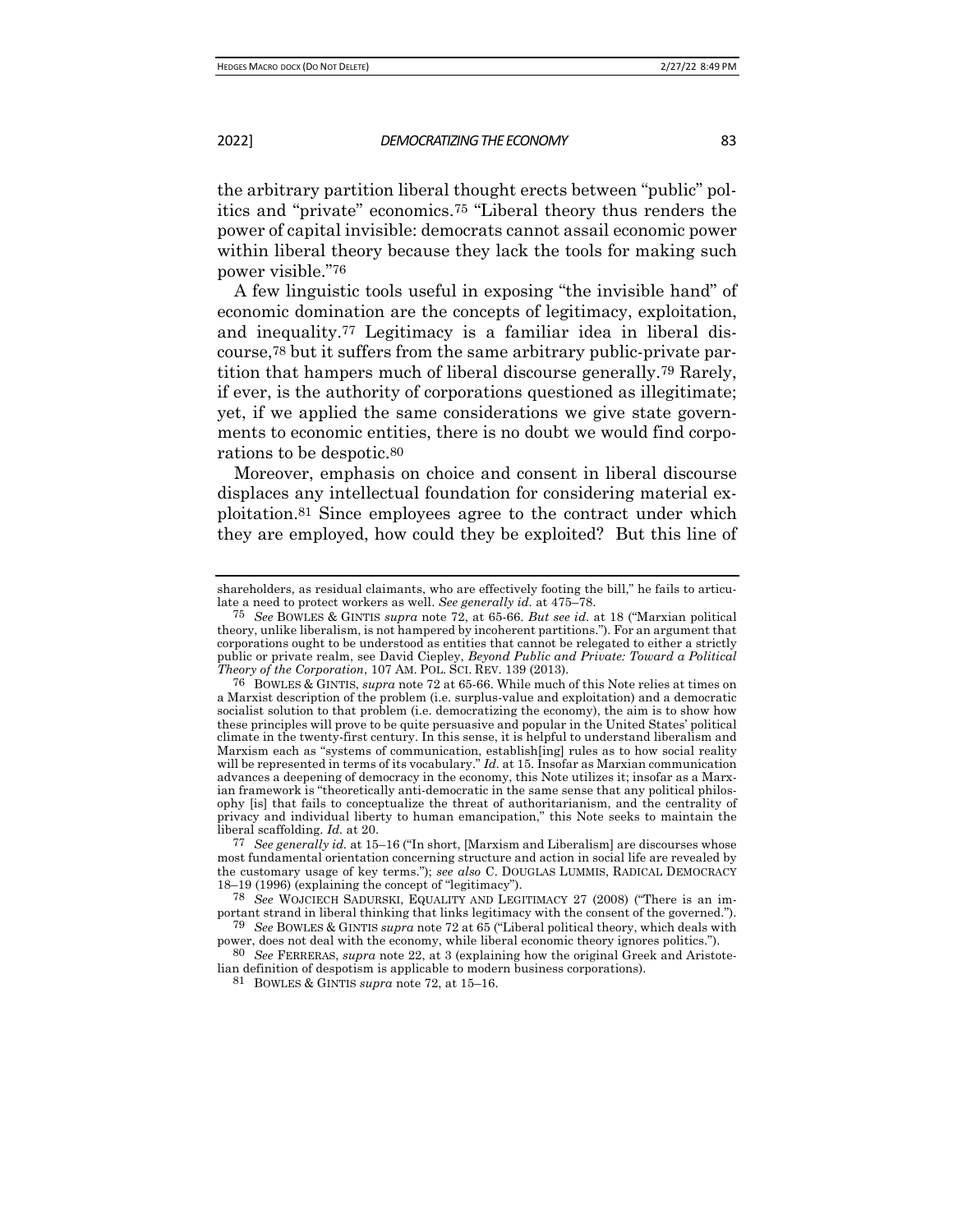the arbitrary partition liberal thought erects between "public" politics and "private" economics.[75] "Liberal theory thus renders the power of capital invisible: democrats cannot assail economic power within liberal theory because they lack the tools for making such power visible."[76]

A few linguistic tools useful in exposing "the invisible hand" of economic domination are the concepts of legitimacy, exploitation, and inequality.[77] Legitimacy is a familiar idea in liberal discourse,[78] but it suffers from the same arbitrary public-private partition that hampers much of liberal discourse generally.[79] Rarely, if ever, is the authority of corporations questioned as illegitimate; yet, if we applied the same considerations we give state governments to economic entities, there is no doubt we would find corporations to be despotic.[80]

Moreover, emphasis on choice and consent in liberal discourse displaces any intellectual foundation for considering material exploitation.[81] Since employees agree to the contract under which they are employed, how could they be exploited? But this line of

---

shareholders, as residual claimants, who are effectively footing the bill," he fails to articulate a need to protect workers as well. *See generally id.* at 475–78.

[75] *See* BOWLES & GINTIS *supra* note 72, at 65-66. *But see id.* at 18 ("Marxian political theory, unlike liberalism, is not hampered by incoherent partitions."). For an argument that corporations ought to be understood as entities that cannot be relegated to either a strictly public or private realm, see David Ciepley, *Beyond Public and Private: Toward a Political Theory of the Corporation*, 107 AM. POL. SCI. REV. 139 (2013).

[76] BOWLES & GINTIS, *supra* note 72 at 65-66. While much of this Note relies at times on a Marxist description of the problem (i.e. surplus-value and exploitation) and a democratic socialist solution to that problem (i.e. democratizing the economy), the aim is to show how these principles will prove to be quite persuasive and popular in the United States' political climate in the twenty-first century. In this sense, it is helpful to understand liberalism and Marxism each as "systems of communication, establish[ing] rules as to how social reality will be represented in terms of its vocabulary." *Id.* at 15. Insofar as Marxian communication advances a deepening of democracy in the economy, this Note utilizes it; insofar as a Marxian framework is "theoretically anti-democratic in the same sense that any political philosophy [is] that fails to conceptualize the threat of authoritarianism, and the centrality of privacy and individual liberty to human emancipation," this Note seeks to maintain the liberal scaffolding. *Id.* at 20.

[77] *See generally id.* at 15–16 ("In short, [Marxism and Liberalism] are discourses whose most fundamental orientation concerning structure and action in social life are revealed by the customary usage of key terms."); *see also* C. DOUGLAS LUMMIS, RADICAL DEMOCRACY 18–19 (1996) (explaining the concept of "legitimacy").

[78] *See* WOJCIECH SADURSKI, EQUALITY AND LEGITIMACY 27 (2008) ("There is an important strand in liberal thinking that links legitimacy with the consent of the governed.").

[79] *See* BOWLES & GINTIS *supra* note 72 at 65 ("Liberal political theory, which deals with power, does not deal with the economy, while liberal economic theory ignores politics.").

[80] *See* FERRERAS, *supra* note 22, at 3 (explaining how the original Greek and Aristotelian definition of despotism is applicable to modern business corporations).

[81] BOWLES & GINTIS *supra* note 72, at 15–16.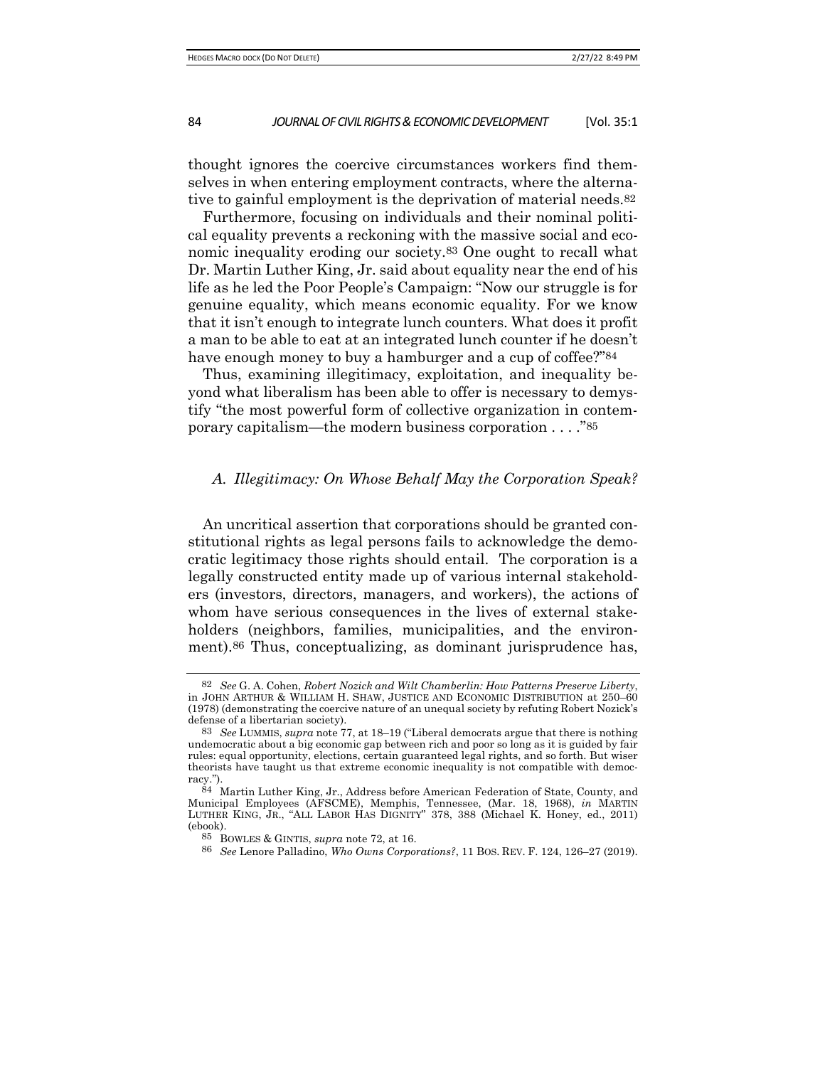thought ignores the coercive circumstances workers find themselves in when entering employment contracts, where the alternative to gainful employment is the deprivation of material needs.[82]

Furthermore, focusing on individuals and their nominal political equality prevents a reckoning with the massive social and economic inequality eroding our society.[83] One ought to recall what Dr. Martin Luther King, Jr. said about equality near the end of his life as he led the Poor People's Campaign: "Now our struggle is for genuine equality, which means economic equality. For we know that it isn't enough to integrate lunch counters. What does it profit a man to be able to eat at an integrated lunch counter if he doesn't have enough money to buy a hamburger and a cup of coffee?"[84]

Thus, examining illegitimacy, exploitation, and inequality beyond what liberalism has been able to offer is necessary to demystify "the most powerful form of collective organization in contemporary capitalism—the modern business corporation . . . ."[85]

### *A. Illegitimacy: On Whose Behalf May the Corporation Speak?*

An uncritical assertion that corporations should be granted constitutional rights as legal persons fails to acknowledge the democratic legitimacy those rights should entail. The corporation is a legally constructed entity made up of various internal stakeholders (investors, directors, managers, and workers), the actions of whom have serious consequences in the lives of external stakeholders (neighbors, families, municipalities, and the environment).[86] Thus, conceptualizing, as dominant jurisprudence has,

---

[82] *See* G. A. Cohen, *Robert Nozick and Wilt Chamberlin: How Patterns Preserve Liberty*, in JOHN ARTHUR & WILLIAM H. SHAW, JUSTICE AND ECONOMIC DISTRIBUTION at 250–60 (1978) (demonstrating the coercive nature of an unequal society by refuting Robert Nozick's defense of a libertarian society).

[83] *See* LUMMIS, *supra* note 77, at 18–19 ("Liberal democrats argue that there is nothing undemocratic about a big economic gap between rich and poor so long as it is guided by fair rules: equal opportunity, elections, certain guaranteed legal rights, and so forth. But wiser theorists have taught us that extreme economic inequality is not compatible with democracy.").

[84] Martin Luther King, Jr., Address before American Federation of State, County, and Municipal Employees (AFSCME), Memphis, Tennessee, (Mar. 18, 1968), *in* MARTIN LUTHER KING, JR., "ALL LABOR HAS DIGNITY" 378, 388 (Michael K. Honey, ed., 2011) (ebook).

[85] BOWLES & GINTIS, *supra* note 72, at 16.

[86] *See* Lenore Palladino, *Who Owns Corporations?*, 11 BOS. REV. F. 124, 126–27 (2019).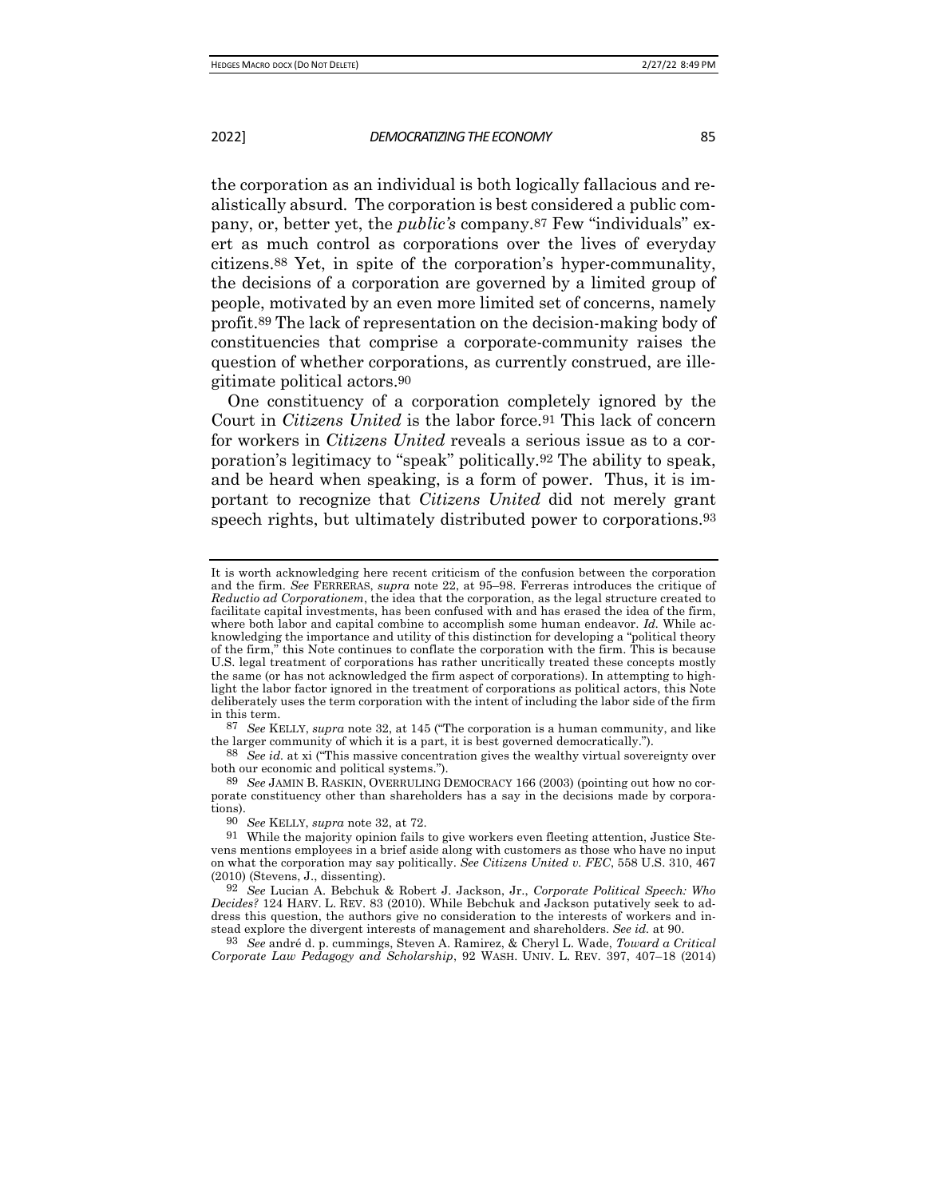the corporation as an individual is both logically fallacious and realistically absurd. The corporation is best considered a public company, or, better yet, the *public's* company.[87] Few "individuals" exert as much control as corporations over the lives of everyday citizens.[88] Yet, in spite of the corporation's hyper-communality, the decisions of a corporation are governed by a limited group of people, motivated by an even more limited set of concerns, namely profit.[89] The lack of representation on the decision-making body of constituencies that comprise a corporate-community raises the question of whether corporations, as currently construed, are illegitimate political actors.[90]

One constituency of a corporation completely ignored by the Court in *Citizens United* is the labor force.[91] This lack of concern for workers in *Citizens United* reveals a serious issue as to a corporation's legitimacy to "speak" politically.[92] The ability to speak, and be heard when speaking, is a form of power. Thus, it is important to recognize that *Citizens United* did not merely grant speech rights, but ultimately distributed power to corporations.[93]

---

It is worth acknowledging here recent criticism of the confusion between the corporation and the firm. *See* FERRERAS, *supra* note 22, at 95–98. Ferreras introduces the critique of *Reductio ad Corporationem*, the idea that the corporation, as the legal structure created to facilitate capital investments, has been confused with and has erased the idea of the firm, where both labor and capital combine to accomplish some human endeavor. *Id.* While acknowledging the importance and utility of this distinction for developing a "political theory of the firm," this Note continues to conflate the corporation with the firm. This is because U.S. legal treatment of corporations has rather uncritically treated these concepts mostly the same (or has not acknowledged the firm aspect of corporations). In attempting to highlight the labor factor ignored in the treatment of corporations as political actors, this Note deliberately uses the term corporation with the intent of including the labor side of the firm in this term.

[87] *See* KELLY, *supra* note 32, at 145 ("The corporation is a human community, and like the larger community of which it is a part, it is best governed democratically.").

[88] *See id.* at xi ("This massive concentration gives the wealthy virtual sovereignty over both our economic and political systems.").

[89] *See* JAMIN B. RASKIN, OVERRULING DEMOCRACY 166 (2003) (pointing out how no corporate constituency other than shareholders has a say in the decisions made by corporations).

[90] *See* KELLY, *supra* note 32, at 72.

[91] While the majority opinion fails to give workers even fleeting attention, Justice Stevens mentions employees in a brief aside along with customers as those who have no input on what the corporation may say politically. *See Citizens United v. FEC*, 558 U.S. 310, 467 (2010) (Stevens, J., dissenting).

[92] *See* Lucian A. Bebchuk & Robert J. Jackson, Jr., *Corporate Political Speech: Who Decides?* 124 HARV. L. REV. 83 (2010). While Bebchuk and Jackson putatively seek to address this question, the authors give no consideration to the interests of workers and instead explore the divergent interests of management and shareholders. *See id.* at 90.

[93] *See* andré d. p. cummings, Steven A. Ramirez, & Cheryl L. Wade, *Toward a Critical Corporate Law Pedagogy and Scholarship*, 92 WASH. UNIV. L. REV. 397, 407–18 (2014)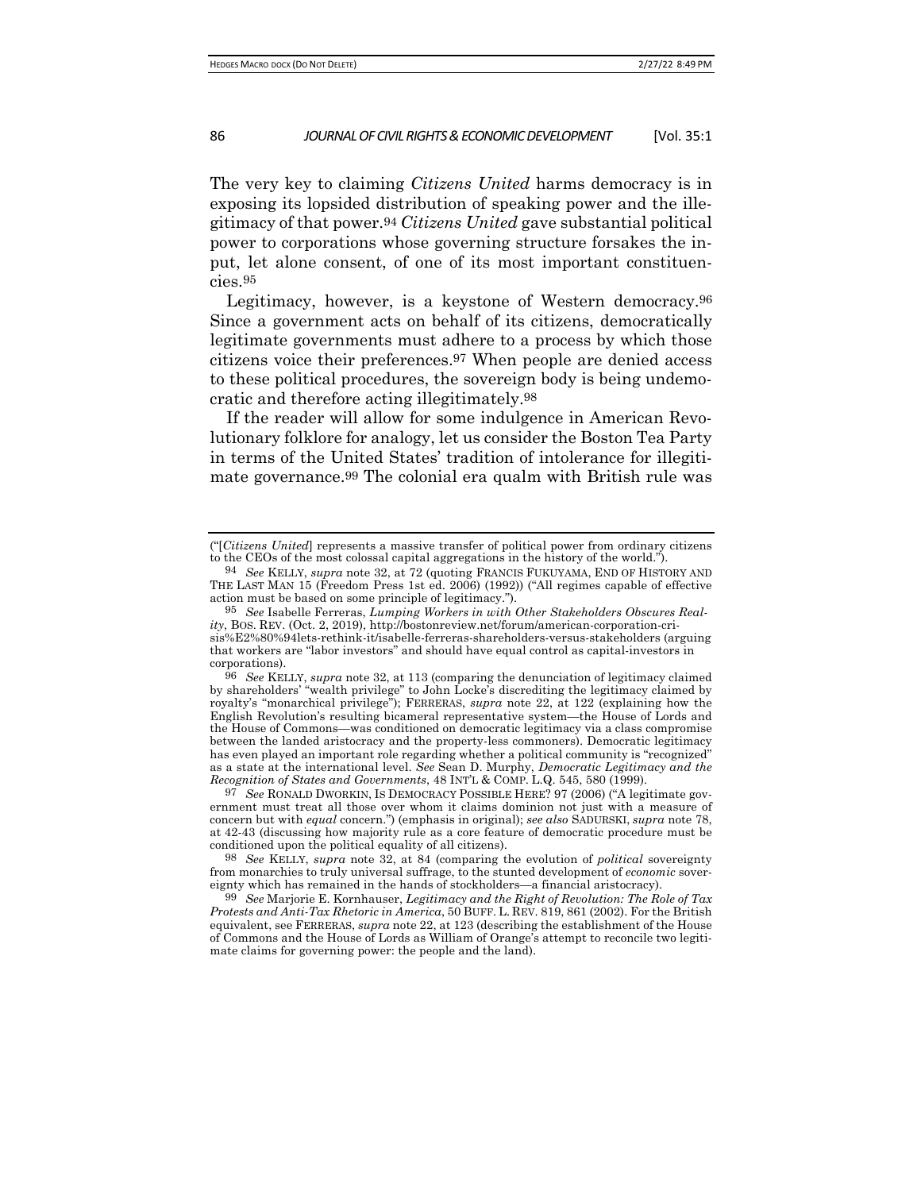The very key to claiming *Citizens United* harms democracy is in exposing its lopsided distribution of speaking power and the illegitimacy of that power.[94] *Citizens United* gave substantial political power to corporations whose governing structure forsakes the input, let alone consent, of one of its most important constituencies.[95]

Legitimacy, however, is a keystone of Western democracy.[96] Since a government acts on behalf of its citizens, democratically legitimate governments must adhere to a process by which those citizens voice their preferences.[97] When people are denied access to these political procedures, the sovereign body is being undemocratic and therefore acting illegitimately.[98]

If the reader will allow for some indulgence in American Revolutionary folklore for analogy, let us consider the Boston Tea Party in terms of the United States' tradition of intolerance for illegitimate governance.[99] The colonial era qualm with British rule was

---

("[*Citizens United*] represents a massive transfer of political power from ordinary citizens to the CEOs of the most colossal capital aggregations in the history of the world.").

[94] *See* KELLY, *supra* note 32, at 72 (quoting FRANCIS FUKUYAMA, END OF HISTORY AND THE LAST MAN 15 (Freedom Press 1st ed. 2006) (1992)) ("All regimes capable of effective action must be based on some principle of legitimacy.").

[95] *See* Isabelle Ferreras, *Lumping Workers in with Other Stakeholders Obscures Reality*, BOS. REV. (Oct. 2, 2019), http://bostonreview.net/forum/american-corporation-crisis%E2%80%94lets-rethink-it/isabelle-ferreras-shareholders-versus-stakeholders (arguing that workers are "labor investors" and should have equal control as capital-investors in corporations).

[96] *See* KELLY, *supra* note 32, at 113 (comparing the denunciation of legitimacy claimed by shareholders' "wealth privilege" to John Locke's discrediting the legitimacy claimed by royalty's "monarchical privilege"); FERRERAS, *supra* note 22, at 122 (explaining how the English Revolution's resulting bicameral representative system—the House of Lords and the House of Commons—was conditioned on democratic legitimacy via a class compromise between the landed aristocracy and the property-less commoners). Democratic legitimacy has even played an important role regarding whether a political community is "recognized" as a state at the international level. *See* Sean D. Murphy, *Democratic Legitimacy and the Recognition of States and Governments*, 48 INT'L & COMP. L.Q. 545, 580 (1999).

[97] *See* RONALD DWORKIN, IS DEMOCRACY POSSIBLE HERE? 97 (2006) ("A legitimate government must treat all those over whom it claims dominion not just with a measure of concern but with *equal* concern.") (emphasis in original); *see also* SADURSKI, *supra* note 78, at 42-43 (discussing how majority rule as a core feature of democratic procedure must be conditioned upon the political equality of all citizens).

[98] *See* KELLY, *supra* note 32, at 84 (comparing the evolution of *political* sovereignty from monarchies to truly universal suffrage, to the stunted development of *economic* sovereignty which has remained in the hands of stockholders—a financial aristocracy).

[99] *See* Marjorie E. Kornhauser, *Legitimacy and the Right of Revolution: The Role of Tax Protests and Anti-Tax Rhetoric in America*, 50 BUFF. L. REV. 819, 861 (2002). For the British equivalent, see FERRERAS, *supra* note 22, at 123 (describing the establishment of the House of Commons and the House of Lords as William of Orange's attempt to reconcile two legitimate claims for governing power: the people and the land).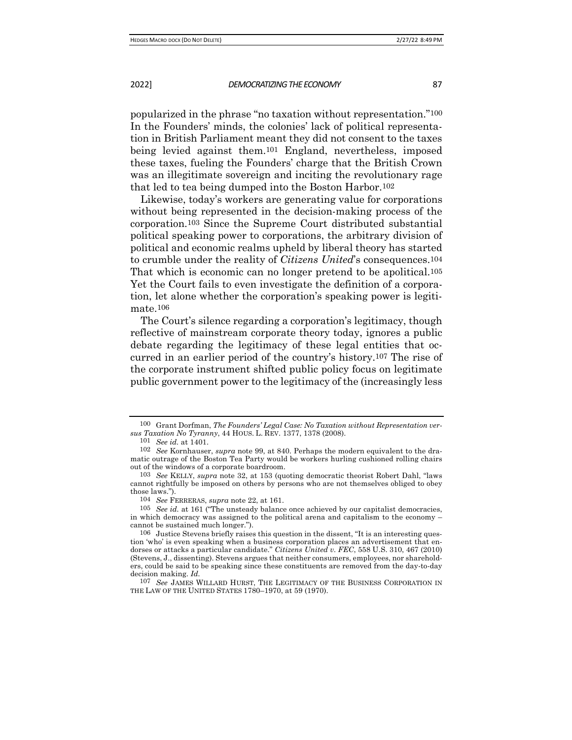popularized in the phrase "no taxation without representation."[100] In the Founders' minds, the colonies' lack of political representation in British Parliament meant they did not consent to the taxes being levied against them.[101] England, nevertheless, imposed these taxes, fueling the Founders' charge that the British Crown was an illegitimate sovereign and inciting the revolutionary rage that led to tea being dumped into the Boston Harbor.[102]

Likewise, today's workers are generating value for corporations without being represented in the decision-making process of the corporation.[103] Since the Supreme Court distributed substantial political speaking power to corporations, the arbitrary division of political and economic realms upheld by liberal theory has started to crumble under the reality of *Citizens United*'s consequences.[104] That which is economic can no longer pretend to be apolitical.[105] Yet the Court fails to even investigate the definition of a corporation, let alone whether the corporation's speaking power is legitimate.[106]

The Court's silence regarding a corporation's legitimacy, though reflective of mainstream corporate theory today, ignores a public debate regarding the legitimacy of these legal entities that occurred in an earlier period of the country's history.[107] The rise of the corporate instrument shifted public policy focus on legitimate public government power to the legitimacy of the (increasingly less

---

100 Grant Dorfman, *The Founders' Legal Case: No Taxation without Representation versus Taxation No Tyranny*, 44 HOUS. L. REV. 1377, 1378 (2008).

101 *See id.* at 1401.

102 *See* Kornhauser, *supra* note 99, at 840. Perhaps the modern equivalent to the dramatic outrage of the Boston Tea Party would be workers hurling cushioned rolling chairs out of the windows of a corporate boardroom.

103 *See* KELLY, *supra* note 32, at 153 (quoting democratic theorist Robert Dahl, "laws cannot rightfully be imposed on others by persons who are not themselves obliged to obey those laws.").

104 *See* FERRERAS, *supra* note 22, at 161.

105 *See id.* at 161 ("The unsteady balance once achieved by our capitalist democracies, in which democracy was assigned to the political arena and capitalism to the economy – cannot be sustained much longer.").

106 Justice Stevens briefly raises this question in the dissent, "It is an interesting question 'who' is even speaking when a business corporation places an advertisement that endorses or attacks a particular candidate." *Citizens United v. FEC*, 558 U.S. 310, 467 (2010) (Stevens, J., dissenting). Stevens argues that neither consumers, employees, nor shareholders, could be said to be speaking since these constituents are removed from the day-to-day decision making. *Id.*

107 *See* JAMES WILLARD HURST, THE LEGITIMACY OF THE BUSINESS CORPORATION IN THE LAW OF THE UNITED STATES 1780–1970, at 59 (1970).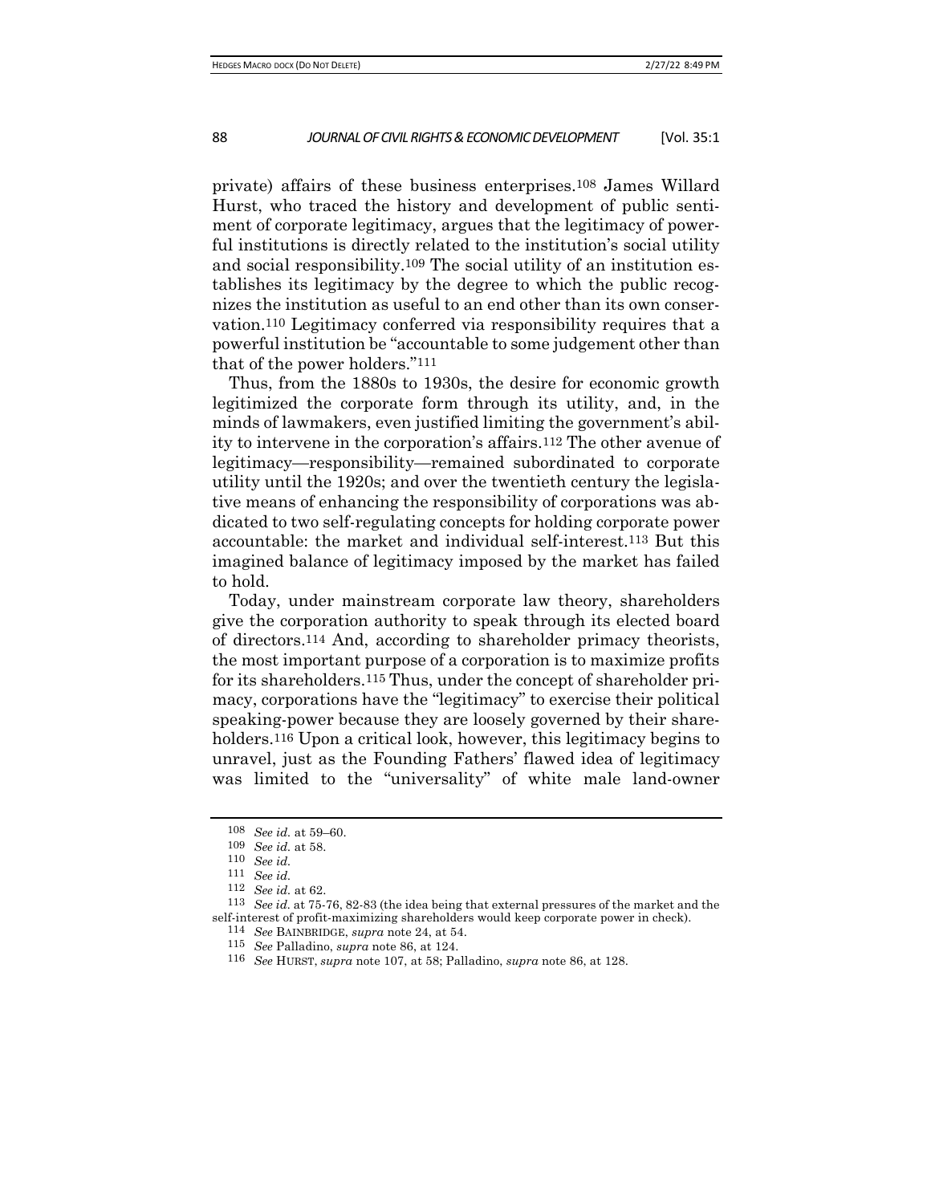private) affairs of these business enterprises.[108] James Willard Hurst, who traced the history and development of public sentiment of corporate legitimacy, argues that the legitimacy of powerful institutions is directly related to the institution's social utility and social responsibility.[109] The social utility of an institution establishes its legitimacy by the degree to which the public recognizes the institution as useful to an end other than its own conservation.[110] Legitimacy conferred via responsibility requires that a powerful institution be "accountable to some judgement other than that of the power holders."[111]

Thus, from the 1880s to 1930s, the desire for economic growth legitimized the corporate form through its utility, and, in the minds of lawmakers, even justified limiting the government's ability to intervene in the corporation's affairs.[112] The other avenue of legitimacy—responsibility—remained subordinated to corporate utility until the 1920s; and over the twentieth century the legislative means of enhancing the responsibility of corporations was abdicated to two self-regulating concepts for holding corporate power accountable: the market and individual self-interest.[113] But this imagined balance of legitimacy imposed by the market has failed to hold.

Today, under mainstream corporate law theory, shareholders give the corporation authority to speak through its elected board of directors.[114] And, according to shareholder primacy theorists, the most important purpose of a corporation is to maximize profits for its shareholders.[115] Thus, under the concept of shareholder primacy, corporations have the "legitimacy" to exercise their political speaking-power because they are loosely governed by their shareholders.[116] Upon a critical look, however, this legitimacy begins to unravel, just as the Founding Fathers' flawed idea of legitimacy was limited to the "universality" of white male land-owner

---

108 *See id.* at 59–60.

109 *See id.* at 58.

110 *See id.*

111 *See id.*

112 *See id.* at 62.

113 *See id.* at 75-76, 82-83 (the idea being that external pressures of the market and the self-interest of profit-maximizing shareholders would keep corporate power in check).

114 *See* BAINBRIDGE, *supra* note 24, at 54.

115 *See* Palladino, *supra* note 86, at 124.

116 *See* HURST, *supra* note 107, at 58; Palladino, *supra* note 86, at 128.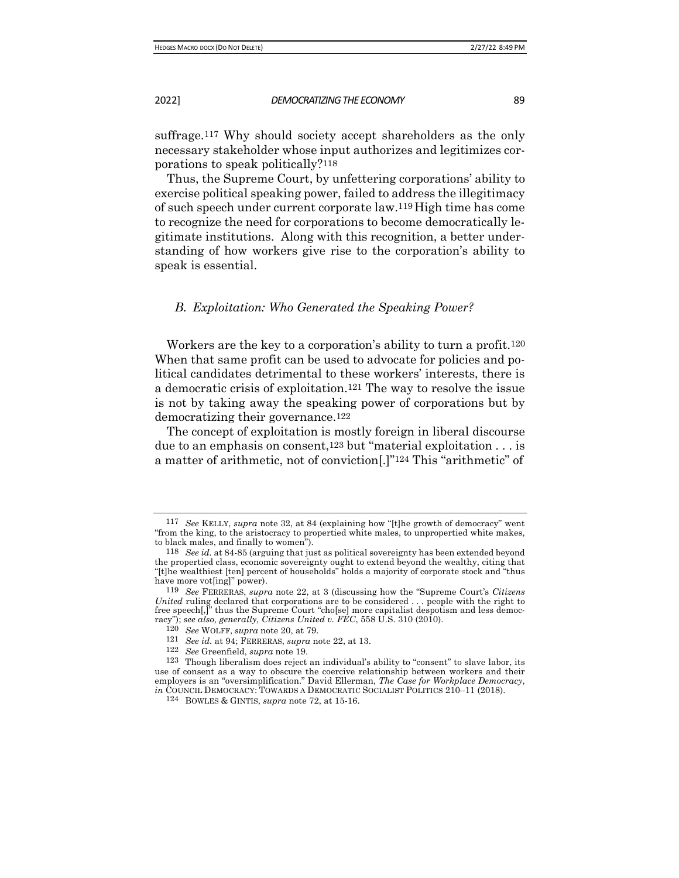suffrage.[117] Why should society accept shareholders as the only necessary stakeholder whose input authorizes and legitimizes corporations to speak politically?[118]

Thus, the Supreme Court, by unfettering corporations' ability to exercise political speaking power, failed to address the illegitimacy of such speech under current corporate law.[119] High time has come to recognize the need for corporations to become democratically legitimate institutions. Along with this recognition, a better understanding of how workers give rise to the corporation's ability to speak is essential.

### *B. Exploitation: Who Generated the Speaking Power?*

Workers are the key to a corporation's ability to turn a profit.[120] When that same profit can be used to advocate for policies and political candidates detrimental to these workers' interests, there is a democratic crisis of exploitation.[121] The way to resolve the issue is not by taking away the speaking power of corporations but by democratizing their governance.[122]

The concept of exploitation is mostly foreign in liberal discourse due to an emphasis on consent,[123] but "material exploitation . . . is a matter of arithmetic, not of conviction[.]"[124] This "arithmetic" of

---

[117] *See* KELLY, *supra* note 32, at 84 (explaining how "[t]he growth of democracy" went "from the king, to the aristocracy to propertied white males, to unpropertied white makes, to black males, and finally to women").

[118] *See id.* at 84-85 (arguing that just as political sovereignty has been extended beyond the propertied class, economic sovereignty ought to extend beyond the wealthy, citing that "[t]he wealthiest [ten] percent of households" holds a majority of corporate stock and "thus have more vot[ing]" power).

[119] *See* FERRERAS, *supra* note 22, at 3 (discussing how the "Supreme Court's *Citizens United* ruling declared that corporations are to be considered . . . people with the right to free speech[,]" thus the Supreme Court "cho[se] more capitalist despotism and less democracy"); *see also, generally, Citizens United v. FEC*, 558 U.S. 310 (2010).

[120] *See* WOLFF, *supra* note 20, at 79.

[121] *See id.* at 94; FERRERAS, *supra* note 22, at 13.

[122] *See* Greenfield, *supra* note 19.

[123] Though liberalism does reject an individual's ability to "consent" to slave labor, its use of consent as a way to obscure the coercive relationship between workers and their employers is an "oversimplification." David Ellerman, *The Case for Workplace Democracy*, *in* COUNCIL DEMOCRACY: TOWARDS A DEMOCRATIC SOCIALIST POLITICS 210–11 (2018).

[124] BOWLES & GINTIS, *supra* note 72, at 15-16.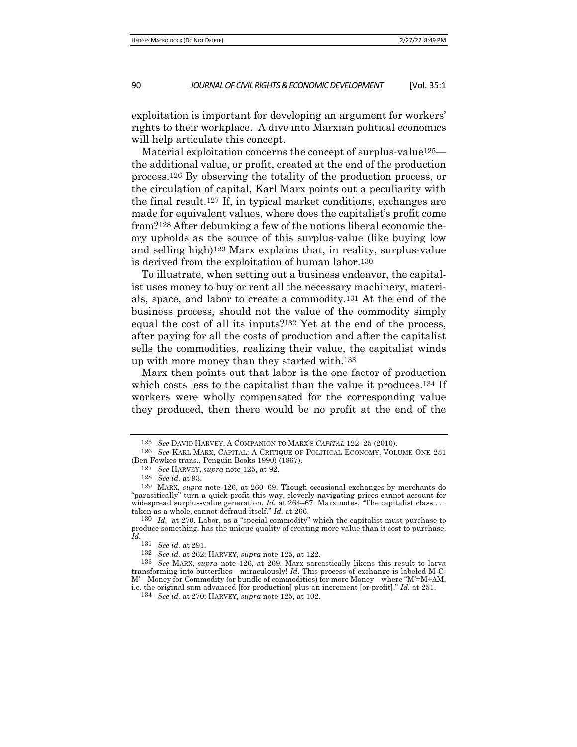exploitation is important for developing an argument for workers' rights to their workplace. A dive into Marxian political economics will help articulate this concept.

Material exploitation concerns the concept of surplus-value[125]—the additional value, or profit, created at the end of the production process.[126] By observing the totality of the production process, or the circulation of capital, Karl Marx points out a peculiarity with the final result.[127] If, in typical market conditions, exchanges are made for equivalent values, where does the capitalist's profit come from?[128] After debunking a few of the notions liberal economic theory upholds as the source of this surplus-value (like buying low and selling high)[129] Marx explains that, in reality, surplus-value is derived from the exploitation of human labor.[130]

To illustrate, when setting out a business endeavor, the capitalist uses money to buy or rent all the necessary machinery, materials, space, and labor to create a commodity.[131] At the end of the business process, should not the value of the commodity simply equal the cost of all its inputs?[132] Yet at the end of the process, after paying for all the costs of production and after the capitalist sells the commodities, realizing their value, the capitalist winds up with more money than they started with.[133]

Marx then points out that labor is the one factor of production which costs less to the capitalist than the value it produces.[134] If workers were wholly compensated for the corresponding value they produced, then there would be no profit at the end of the

---

125 *See* DAVID HARVEY, A COMPANION TO MARX'S *CAPITAL* 122–25 (2010).

126 *See* KARL MARX, CAPITAL: A CRITIQUE OF POLITICAL ECONOMY, VOLUME ONE 251 (Ben Fowkes trans., Penguin Books 1990) (1867).

127 *See* HARVEY, *supra* note 125, at 92.

128 *See id.* at 93.

129 MARX, *supra* note 126, at 260–69. Though occasional exchanges by merchants do "parasitically" turn a quick profit this way, cleverly navigating prices cannot account for widespread surplus-value generation. *Id.* at 264–67. Marx notes, "The capitalist class . . . taken as a whole, cannot defraud itself." *Id.* at 266.

130 *Id.* at 270. Labor, as a "special commodity" which the capitalist must purchase to produce something, has the unique quality of creating more value than it cost to purchase. *Id.*

131 *See id.* at 291.

132 *See id.* at 262; HARVEY, *supra* note 125, at 122.

133 *See* MARX, *supra* note 126, at 269. Marx sarcastically likens this result to larva transforming into butterflies—miraculously! *Id.* This process of exchange is labeled M-C-M'—Money for Commodity (or bundle of commodities) for more Money—where "M'=M+ΔM, i.e. the original sum advanced [for production] plus an increment [or profit]." *Id.* at 251.

134 *See id.* at 270; HARVEY, *supra* note 125, at 102.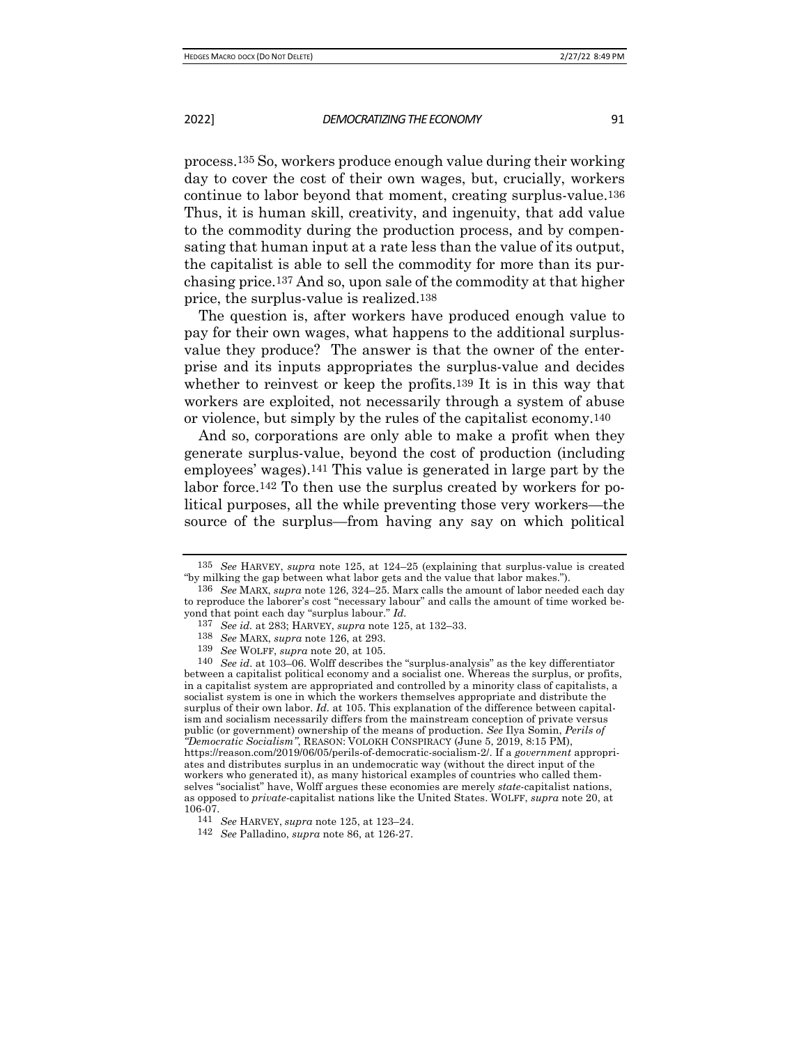process.[135] So, workers produce enough value during their working day to cover the cost of their own wages, but, crucially, workers continue to labor beyond that moment, creating surplus-value.[136] Thus, it is human skill, creativity, and ingenuity, that add value to the commodity during the production process, and by compensating that human input at a rate less than the value of its output, the capitalist is able to sell the commodity for more than its purchasing price.[137] And so, upon sale of the commodity at that higher price, the surplus-value is realized.[138]

The question is, after workers have produced enough value to pay for their own wages, what happens to the additional surplus-value they produce? The answer is that the owner of the enterprise and its inputs appropriates the surplus-value and decides whether to reinvest or keep the profits.[139] It is in this way that workers are exploited, not necessarily through a system of abuse or violence, but simply by the rules of the capitalist economy.[140]

And so, corporations are only able to make a profit when they generate surplus-value, beyond the cost of production (including employees' wages).[141] This value is generated in large part by the labor force.[142] To then use the surplus created by workers for political purposes, all the while preventing those very workers—the source of the surplus—from having any say on which political

---

[135] *See* HARVEY, *supra* note 125, at 124–25 (explaining that surplus-value is created "by milking the gap between what labor gets and the value that labor makes.").

[136] *See* MARX, *supra* note 126, 324–25. Marx calls the amount of labor needed each day to reproduce the laborer's cost "necessary labour" and calls the amount of time worked beyond that point each day "surplus labour." *Id.*

[137] *See id.* at 283; HARVEY, *supra* note 125, at 132–33.

[138] *See* MARX, *supra* note 126, at 293.

[139] *See* WOLFF, *supra* note 20, at 105.

[140] *See id*. at 103–06. Wolff describes the "surplus-analysis" as the key differentiator between a capitalist political economy and a socialist one. Whereas the surplus, or profits, in a capitalist system are appropriated and controlled by a minority class of capitalists, a socialist system is one in which the workers themselves appropriate and distribute the surplus of their own labor. *Id.* at 105. This explanation of the difference between capitalism and socialism necessarily differs from the mainstream conception of private versus public (or government) ownership of the means of production. *See* Ilya Somin, *Perils of "Democratic Socialism"*, REASON: VOLOKH CONSPIRACY (June 5, 2019, 8:15 PM), https://reason.com/2019/06/05/perils-of-democratic-socialism-2/. If a *government* appropriates and distributes surplus in an undemocratic way (without the direct input of the workers who generated it), as many historical examples of countries who called themselves "socialist" have, Wolff argues these economies are merely *state*-capitalist nations, as opposed to *private*-capitalist nations like the United States. WOLFF, *supra* note 20, at 106-07.

[141] *See* HARVEY, *supra* note 125, at 123–24.

[142] *See* Palladino, *supra* note 86, at 126-27.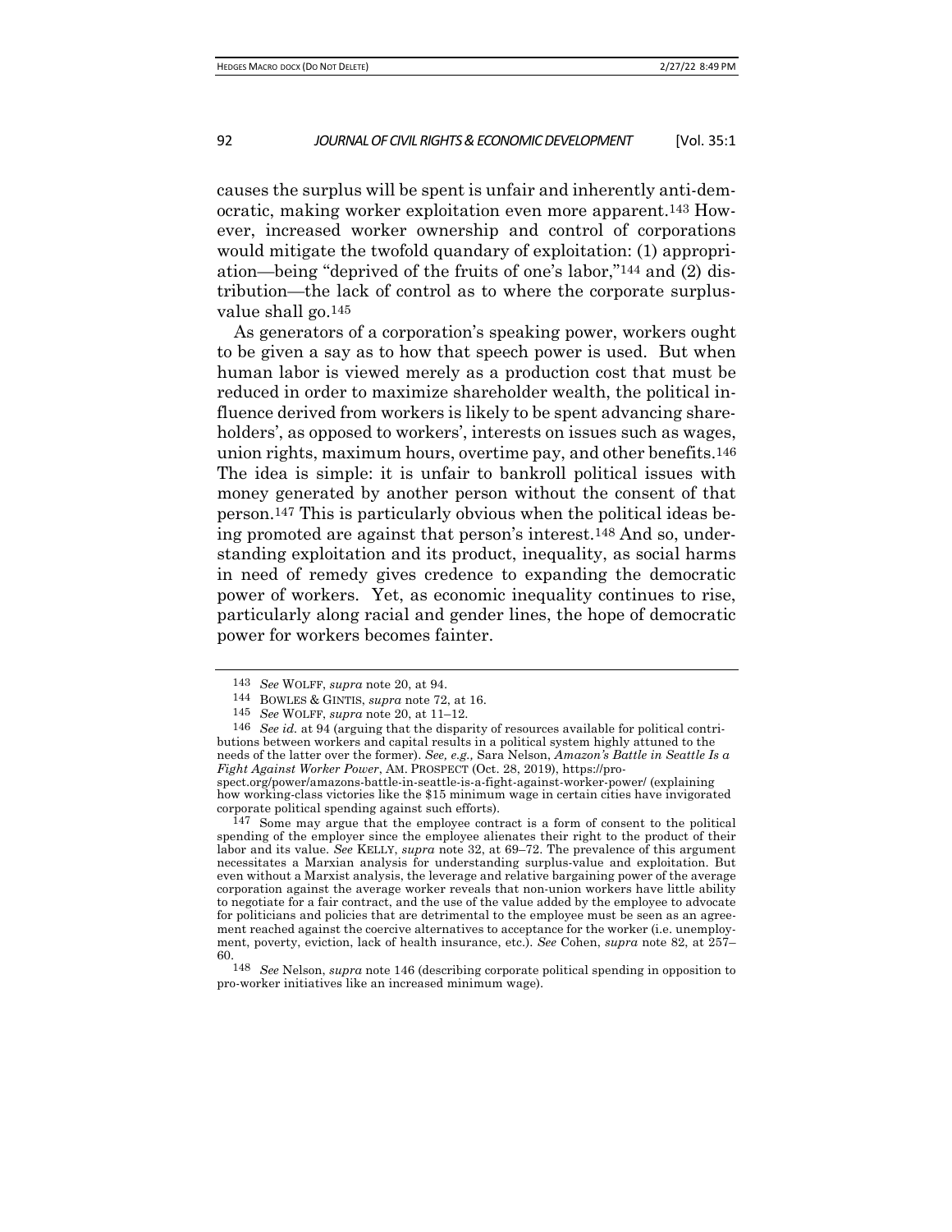causes the surplus will be spent is unfair and inherently anti-democratic, making worker exploitation even more apparent.[143] However, increased worker ownership and control of corporations would mitigate the twofold quandary of exploitation: (1) appropriation—being "deprived of the fruits of one's labor,"[144] and (2) distribution—the lack of control as to where the corporate surplus-value shall go.[145]

As generators of a corporation's speaking power, workers ought to be given a say as to how that speech power is used. But when human labor is viewed merely as a production cost that must be reduced in order to maximize shareholder wealth, the political influence derived from workers is likely to be spent advancing shareholders', as opposed to workers', interests on issues such as wages, union rights, maximum hours, overtime pay, and other benefits.[146] The idea is simple: it is unfair to bankroll political issues with money generated by another person without the consent of that person.[147] This is particularly obvious when the political ideas being promoted are against that person's interest.[148] And so, understanding exploitation and its product, inequality, as social harms in need of remedy gives credence to expanding the democratic power of workers. Yet, as economic inequality continues to rise, particularly along racial and gender lines, the hope of democratic power for workers becomes fainter.

---

143 *See* WOLFF, *supra* note 20, at 94.

144 BOWLES & GINTIS, *supra* note 72, at 16.

145 *See* WOLFF, *supra* note 20, at 11–12.

146 *See id.* at 94 (arguing that the disparity of resources available for political contributions between workers and capital results in a political system highly attuned to the needs of the latter over the former). *See, e.g.,* Sara Nelson, *Amazon's Battle in Seattle Is a Fight Against Worker Power*, AM. PROSPECT (Oct. 28, 2019), https://prospect.org/power/amazons-battle-in-seattle-is-a-fight-against-worker-power/ (explaining how working-class victories like the $15 minimum wage in certain cities have invigorated corporate political spending against such efforts).

147 Some may argue that the employee contract is a form of consent to the political spending of the employer since the employee alienates their right to the product of their labor and its value. *See* KELLY, *supra* note 32, at 69–72. The prevalence of this argument necessitates a Marxian analysis for understanding surplus-value and exploitation. But even without a Marxist analysis, the leverage and relative bargaining power of the average corporation against the average worker reveals that non-union workers have little ability to negotiate for a fair contract, and the use of the value added by the employee to advocate for politicians and policies that are detrimental to the employee must be seen as an agreement reached against the coercive alternatives to acceptance for the worker (i.e. unemployment, poverty, eviction, lack of health insurance, etc.). *See* Cohen, *supra* note 82, at 257–60.

148 *See* Nelson, *supra* note 146 (describing corporate political spending in opposition to pro-worker initiatives like an increased minimum wage).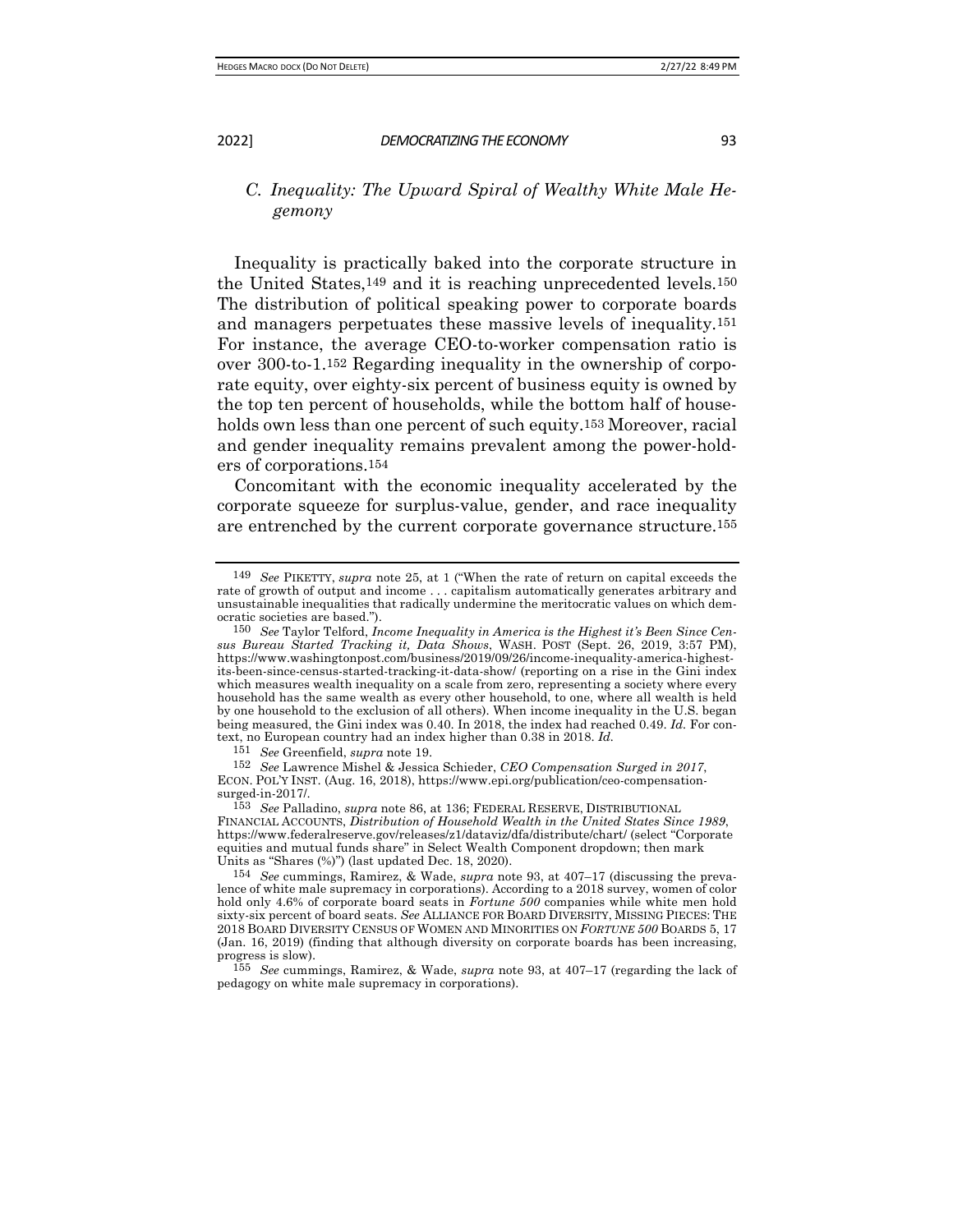### *C. Inequality: The Upward Spiral of Wealthy White Male Hegemony*

Inequality is practically baked into the corporate structure in the United States,[149] and it is reaching unprecedented levels.[150] The distribution of political speaking power to corporate boards and managers perpetuates these massive levels of inequality.[151] For instance, the average CEO-to-worker compensation ratio is over 300-to-1.[152] Regarding inequality in the ownership of corporate equity, over eighty-six percent of business equity is owned by the top ten percent of households, while the bottom half of households own less than one percent of such equity.[153] Moreover, racial and gender inequality remains prevalent among the power-holders of corporations.[154]

Concomitant with the economic inequality accelerated by the corporate squeeze for surplus-value, gender, and race inequality are entrenched by the current corporate governance structure.[155]

---

[149] *See* PIKETTY, *supra* note 25, at 1 ("When the rate of return on capital exceeds the rate of growth of output and income . . . capitalism automatically generates arbitrary and unsustainable inequalities that radically undermine the meritocratic values on which democratic societies are based.").

[150] *See* Taylor Telford, *Income Inequality in America is the Highest it's Been Since Census Bureau Started Tracking it, Data Shows*, WASH. POST (Sept. 26, 2019, 3:57 PM), https://www.washingtonpost.com/business/2019/09/26/income-inequality-america-highest-its-been-since-census-started-tracking-it-data-show/ (reporting on a rise in the Gini index which measures wealth inequality on a scale from zero, representing a society where every household has the same wealth as every other household, to one, where all wealth is held by one household to the exclusion of all others). When income inequality in the U.S. began being measured, the Gini index was 0.40. In 2018, the index had reached 0.49. *Id.* For context, no European country had an index higher than 0.38 in 2018. *Id.*

[151] *See* Greenfield, *supra* note 19.

[152] *See* Lawrence Mishel & Jessica Schieder, *CEO Compensation Surged in 2017*, ECON. POL'Y INST. (Aug. 16, 2018), https://www.epi.org/publication/ceo-compensation-surged-in-2017/.

[153] *See* Palladino, *supra* note 86, at 136; FEDERAL RESERVE, DISTRIBUTIONAL FINANCIAL ACCOUNTS, *Distribution of Household Wealth in the United States Since 1989*, https://www.federalreserve.gov/releases/z1/dataviz/dfa/distribute/chart/ (select "Corporate equities and mutual funds share" in Select Wealth Component dropdown; then mark Units as "Shares (%)") (last updated Dec. 18, 2020).

[154] *See* cummings, Ramirez, & Wade, *supra* note 93, at 407–17 (discussing the prevalence of white male supremacy in corporations). According to a 2018 survey, women of color hold only 4.6% of corporate board seats in *Fortune 500* companies while white men hold sixty-six percent of board seats. *See* ALLIANCE FOR BOARD DIVERSITY, MISSING PIECES: THE 2018 BOARD DIVERSITY CENSUS OF WOMEN AND MINORITIES ON *FORTUNE 500* BOARDS 5, 17 (Jan. 16, 2019) (finding that although diversity on corporate boards has been increasing, progress is slow).

[155] *See* cummings, Ramirez, & Wade, *supra* note 93, at 407–17 (regarding the lack of pedagogy on white male supremacy in corporations).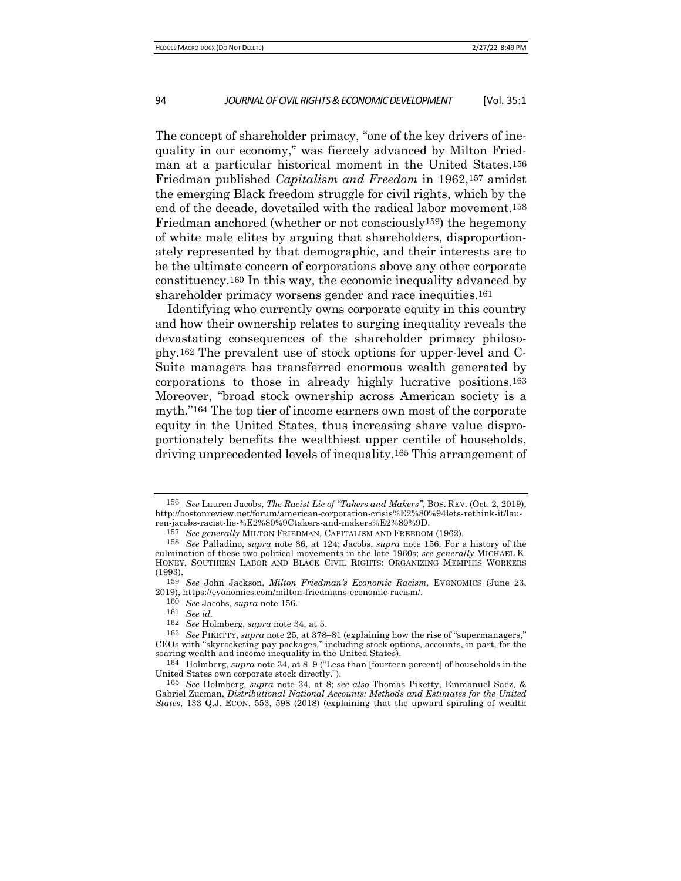The concept of shareholder primacy, "one of the key drivers of inequality in our economy," was fiercely advanced by Milton Friedman at a particular historical moment in the United States.[156] Friedman published *Capitalism and Freedom* in 1962,[157] amidst the emerging Black freedom struggle for civil rights, which by the end of the decade, dovetailed with the radical labor movement.[158] Friedman anchored (whether or not consciously[159]) the hegemony of white male elites by arguing that shareholders, disproportionately represented by that demographic, and their interests are to be the ultimate concern of corporations above any other corporate constituency.[160] In this way, the economic inequality advanced by shareholder primacy worsens gender and race inequities.[161]

Identifying who currently owns corporate equity in this country and how their ownership relates to surging inequality reveals the devastating consequences of the shareholder primacy philosophy.[162] The prevalent use of stock options for upper-level and C-Suite managers has transferred enormous wealth generated by corporations to those in already highly lucrative positions.[163] Moreover, "broad stock ownership across American society is a myth."[164] The top tier of income earners own most of the corporate equity in the United States, thus increasing share value disproportionately benefits the wealthiest upper centile of households, driving unprecedented levels of inequality.[165] This arrangement of

---

[156] *See* Lauren Jacobs, *The Racist Lie of "Takers and Makers"*, BOS. REV. (Oct. 2, 2019), http://bostonreview.net/forum/american-corporation-crisis%E2%80%94lets-rethink-it/lauren-jacobs-racist-lie-%E2%80%9Ctakers-and-makers%E2%80%9D.

[157] *See generally* MILTON FRIEDMAN, CAPITALISM AND FREEDOM (1962).

[158] *See* Palladino, *supra* note 86, at 124; Jacobs, *supra* note 156. For a history of the culmination of these two political movements in the late 1960s; *see generally* MICHAEL K. HONEY, SOUTHERN LABOR AND BLACK CIVIL RIGHTS: ORGANIZING MEMPHIS WORKERS (1993).

[159] *See* John Jackson, *Milton Friedman's Economic Racism*, EVONOMICS (June 23, 2019), https://evonomics.com/milton-friedmans-economic-racism/.

[160] *See* Jacobs, *supra* note 156.

[161] *See id.*

[162] *See* Holmberg, *supra* note 34, at 5.

[163] *See* PIKETTY, *supra* note 25, at 378–81 (explaining how the rise of "supermanagers," CEOs with "skyrocketing pay packages," including stock options, accounts, in part, for the soaring wealth and income inequality in the United States).

[164] Holmberg, *supra* note 34, at 8–9 ("Less than [fourteen percent] of households in the United States own corporate stock directly.").

[165] *See* Holmberg, *supra* note 34, at 8; *see also* Thomas Piketty, Emmanuel Saez, & Gabriel Zucman, *Distributional National Accounts: Methods and Estimates for the United States*, 133 Q.J. ECON. 553, 598 (2018) (explaining that the upward spiraling of wealth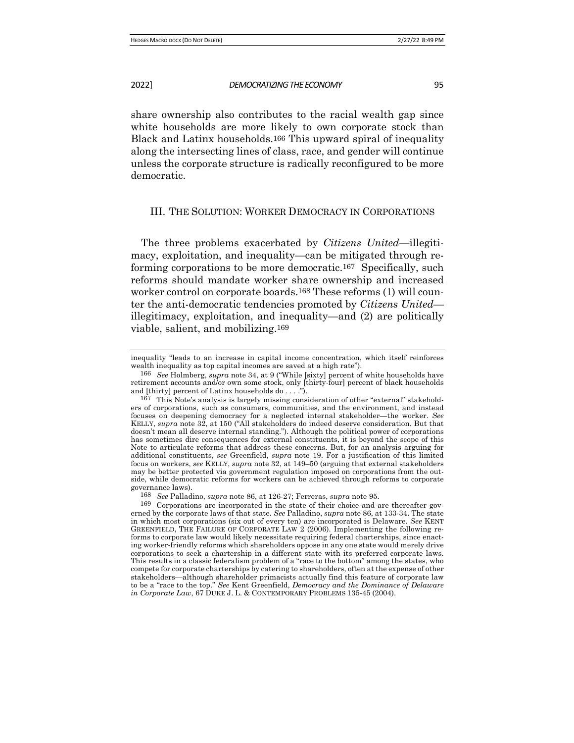share ownership also contributes to the racial wealth gap since white households are more likely to own corporate stock than Black and Latinx households.[166] This upward spiral of inequality along the intersecting lines of class, race, and gender will continue unless the corporate structure is radically reconfigured to be more democratic.

## III. THE SOLUTION: WORKER DEMOCRACY IN CORPORATIONS

The three problems exacerbated by *Citizens United*—illegitimacy, exploitation, and inequality—can be mitigated through reforming corporations to be more democratic.[167] Specifically, such reforms should mandate worker share ownership and increased worker control on corporate boards.[168] These reforms (1) will counter the anti-democratic tendencies promoted by *Citizens United*—illegitimacy, exploitation, and inequality—and (2) are politically viable, salient, and mobilizing.[169]

---

inequality "leads to an increase in capital income concentration, which itself reinforces wealth inequality as top capital incomes are saved at a high rate").

166 *See* Holmberg, *supra* note 34, at 9 ("While [sixty] percent of white households have retirement accounts and/or own some stock, only [thirty-four] percent of black households and [thirty] percent of Latinx households do . . . .").

167 This Note's analysis is largely missing consideration of other "external" stakeholders of corporations, such as consumers, communities, and the environment, and instead focuses on deepening democracy for a neglected internal stakeholder—the worker. *See* KELLY, *supra* note 32, at 150 ("All stakeholders do indeed deserve consideration. But that doesn't mean all deserve internal standing."). Although the political power of corporations has sometimes dire consequences for external constituents, it is beyond the scope of this Note to articulate reforms that address these concerns. But, for an analysis arguing for additional constituents, *see* Greenfield, *supra* note 19. For a justification of this limited focus on workers, *see* KELLY, *supra* note 32, at 149–50 (arguing that external stakeholders may be better protected via government regulation imposed on corporations from the outside, while democratic reforms for workers can be achieved through reforms to corporate governance laws).

168 *See* Palladino, *supra* note 86, at 126-27; Ferreras, *supra* note 95.

169 Corporations are incorporated in the state of their choice and are thereafter governed by the corporate laws of that state. *See* Palladino, *supra* note 86, at 133-34. The state in which most corporations (six out of every ten) are incorporated is Delaware. *See* KENT GREENFIELD, THE FAILURE OF CORPORATE LAW 2 (2006). Implementing the following reforms to corporate law would likely necessitate requiring federal charterships, since enacting worker-friendly reforms which shareholders oppose in any one state would merely drive corporations to seek a chartership in a different state with its preferred corporate laws. This results in a classic federalism problem of a "race to the bottom" among the states, who compete for corporate charterships by catering to shareholders, often at the expense of other stakeholders—although shareholder primacists actually find this feature of corporate law to be a "race to the top." *See* Kent Greenfield, *Democracy and the Dominance of Delaware in Corporate Law*, 67 DUKE J. L. & CONTEMPORARY PROBLEMS 135-45 (2004).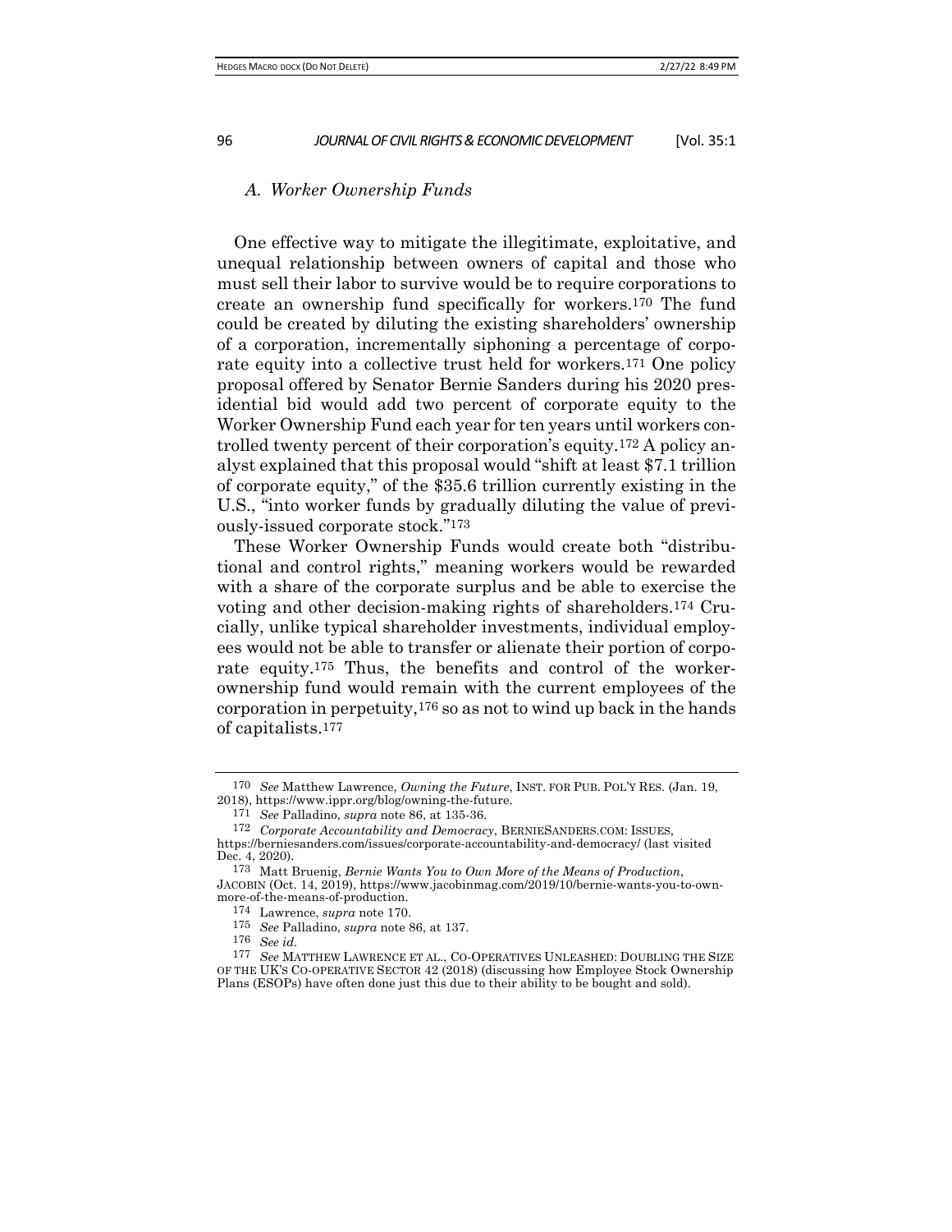### *A. Worker Ownership Funds*

One effective way to mitigate the illegitimate, exploitative, and unequal relationship between owners of capital and those who must sell their labor to survive would be to require corporations to create an ownership fund specifically for workers.[170] The fund could be created by diluting the existing shareholders' ownership of a corporation, incrementally siphoning a percentage of corporate equity into a collective trust held for workers.[171] One policy proposal offered by Senator Bernie Sanders during his 2020 presidential bid would add two percent of corporate equity to the Worker Ownership Fund each year for ten years until workers controlled twenty percent of their corporation's equity.[172] A policy analyst explained that this proposal would "shift at least $7.1 trillion of corporate equity," of the $35.6 trillion currently existing in the U.S., "into worker funds by gradually diluting the value of previously-issued corporate stock."[173]

These Worker Ownership Funds would create both "distributional and control rights," meaning workers would be rewarded with a share of the corporate surplus and be able to exercise the voting and other decision-making rights of shareholders.[174] Crucially, unlike typical shareholder investments, individual employees would not be able to transfer or alienate their portion of corporate equity.[175] Thus, the benefits and control of the worker-ownership fund would remain with the current employees of the corporation in perpetuity,[176] so as not to wind up back in the hands of capitalists.[177]

---

170 *See* Matthew Lawrence, *Owning the Future*, INST. FOR PUB. POL'Y RES. (Jan. 19, 2018), https://www.ippr.org/blog/owning-the-future.

171 *See* Palladino, *supra* note 86, at 135-36.

172 *Corporate Accountability and Democracy*, BERNIESANDERS.COM: ISSUES, https://berniesanders.com/issues/corporate-accountability-and-democracy/ (last visited Dec. 4, 2020).

173 Matt Bruenig, *Bernie Wants You to Own More of the Means of Production*, JACOBIN (Oct. 14, 2019), https://www.jacobinmag.com/2019/10/bernie-wants-you-to-own-more-of-the-means-of-production.

174 Lawrence, *supra* note 170.

175 *See* Palladino, *supra* note 86, at 137.

176 *See id.*

177 *See* MATTHEW LAWRENCE ET AL., CO-OPERATIVES UNLEASHED: DOUBLING THE SIZE OF THE UK'S CO-OPERATIVE SECTOR 42 (2018) (discussing how Employee Stock Ownership Plans (ESOPs) have often done just this due to their ability to be bought and sold).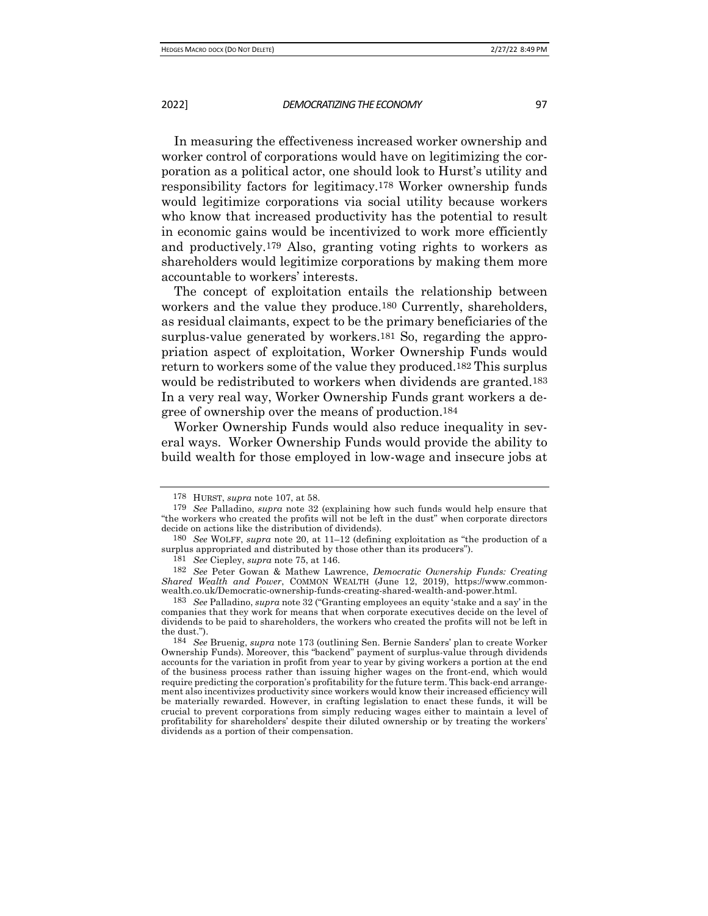In measuring the effectiveness increased worker ownership and worker control of corporations would have on legitimizing the corporation as a political actor, one should look to Hurst's utility and responsibility factors for legitimacy.[178] Worker ownership funds would legitimize corporations via social utility because workers who know that increased productivity has the potential to result in economic gains would be incentivized to work more efficiently and productively.[179] Also, granting voting rights to workers as shareholders would legitimize corporations by making them more accountable to workers' interests.

The concept of exploitation entails the relationship between workers and the value they produce.[180] Currently, shareholders, as residual claimants, expect to be the primary beneficiaries of the surplus-value generated by workers.[181] So, regarding the appropriation aspect of exploitation, Worker Ownership Funds would return to workers some of the value they produced.[182] This surplus would be redistributed to workers when dividends are granted.[183] In a very real way, Worker Ownership Funds grant workers a degree of ownership over the means of production.[184]

Worker Ownership Funds would also reduce inequality in several ways. Worker Ownership Funds would provide the ability to build wealth for those employed in low-wage and insecure jobs at

---

178 HURST, *supra* note 107, at 58.

179 *See* Palladino, *supra* note 32 (explaining how such funds would help ensure that "the workers who created the profits will not be left in the dust" when corporate directors decide on actions like the distribution of dividends).

180 *See* WOLFF, *supra* note 20, at 11–12 (defining exploitation as "the production of a surplus appropriated and distributed by those other than its producers").

181 *See* Ciepley, *supra* note 75, at 146.

182 *See* Peter Gowan & Mathew Lawrence, *Democratic Ownership Funds: Creating Shared Wealth and Power*, COMMON WEALTH (June 12, 2019), https://www.common-wealth.co.uk/Democratic-ownership-funds-creating-shared-wealth-and-power.html.

183 *See* Palladino, *supra* note 32 ("Granting employees an equity 'stake and a say' in the companies that they work for means that when corporate executives decide on the level of dividends to be paid to shareholders, the workers who created the profits will not be left in the dust.").

184 *See* Bruenig, *supra* note 173 (outlining Sen. Bernie Sanders' plan to create Worker Ownership Funds). Moreover, this "backend" payment of surplus-value through dividends accounts for the variation in profit from year to year by giving workers a portion at the end of the business process rather than issuing higher wages on the front-end, which would require predicting the corporation's profitability for the future term. This back-end arrangement also incentivizes productivity since workers would know their increased efficiency will be materially rewarded. However, in crafting legislation to enact these funds, it will be crucial to prevent corporations from simply reducing wages either to maintain a level of profitability for shareholders' despite their diluted ownership or by treating the workers' dividends as a portion of their compensation.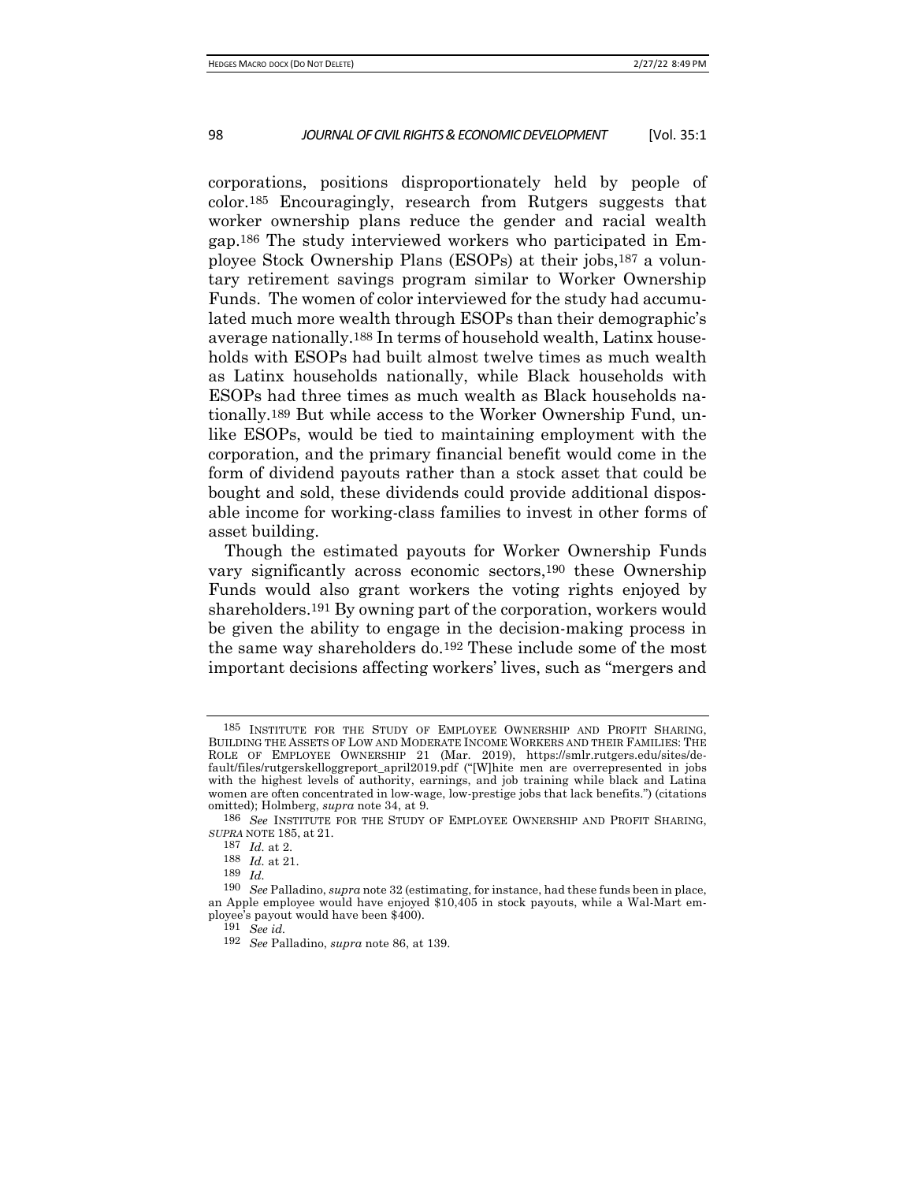corporations, positions disproportionately held by people of color.[185] Encouragingly, research from Rutgers suggests that worker ownership plans reduce the gender and racial wealth gap.[186] The study interviewed workers who participated in Employee Stock Ownership Plans (ESOPs) at their jobs,[187] a voluntary retirement savings program similar to Worker Ownership Funds. The women of color interviewed for the study had accumulated much more wealth through ESOPs than their demographic's average nationally.[188] In terms of household wealth, Latinx households with ESOPs had built almost twelve times as much wealth as Latinx households nationally, while Black households with ESOPs had three times as much wealth as Black households nationally.[189] But while access to the Worker Ownership Fund, unlike ESOPs, would be tied to maintaining employment with the corporation, and the primary financial benefit would come in the form of dividend payouts rather than a stock asset that could be bought and sold, these dividends could provide additional disposable income for working-class families to invest in other forms of asset building.

Though the estimated payouts for Worker Ownership Funds vary significantly across economic sectors,[190] these Ownership Funds would also grant workers the voting rights enjoyed by shareholders.[191] By owning part of the corporation, workers would be given the ability to engage in the decision-making process in the same way shareholders do.[192] These include some of the most important decisions affecting workers' lives, such as "mergers and

---

[185] INSTITUTE FOR THE STUDY OF EMPLOYEE OWNERSHIP AND PROFIT SHARING, BUILDING THE ASSETS OF LOW AND MODERATE INCOME WORKERS AND THEIR FAMILIES: THE ROLE OF EMPLOYEE OWNERSHIP 21 (Mar. 2019), https://smlr.rutgers.edu/sites/default/files/rutgerskelloggreport_april2019.pdf ("[W]hite men are overrepresented in jobs with the highest levels of authority, earnings, and job training while black and Latina women are often concentrated in low-wage, low-prestige jobs that lack benefits.") (citations omitted); Holmberg, *supra* note 34, at 9.

[186] *See* INSTITUTE FOR THE STUDY OF EMPLOYEE OWNERSHIP AND PROFIT SHARING, *SUPRA* NOTE 185, at 21.

[187] *Id.* at 2.

[188] *Id.* at 21.

[189] *Id.*

[190] *See* Palladino, *supra* note 32 (estimating, for instance, had these funds been in place, an Apple employee would have enjoyed $10,405 in stock payouts, while a Wal-Mart employee's payout would have been $400).

[191] *See id.*

[192] *See* Palladino, *supra* note 86, at 139.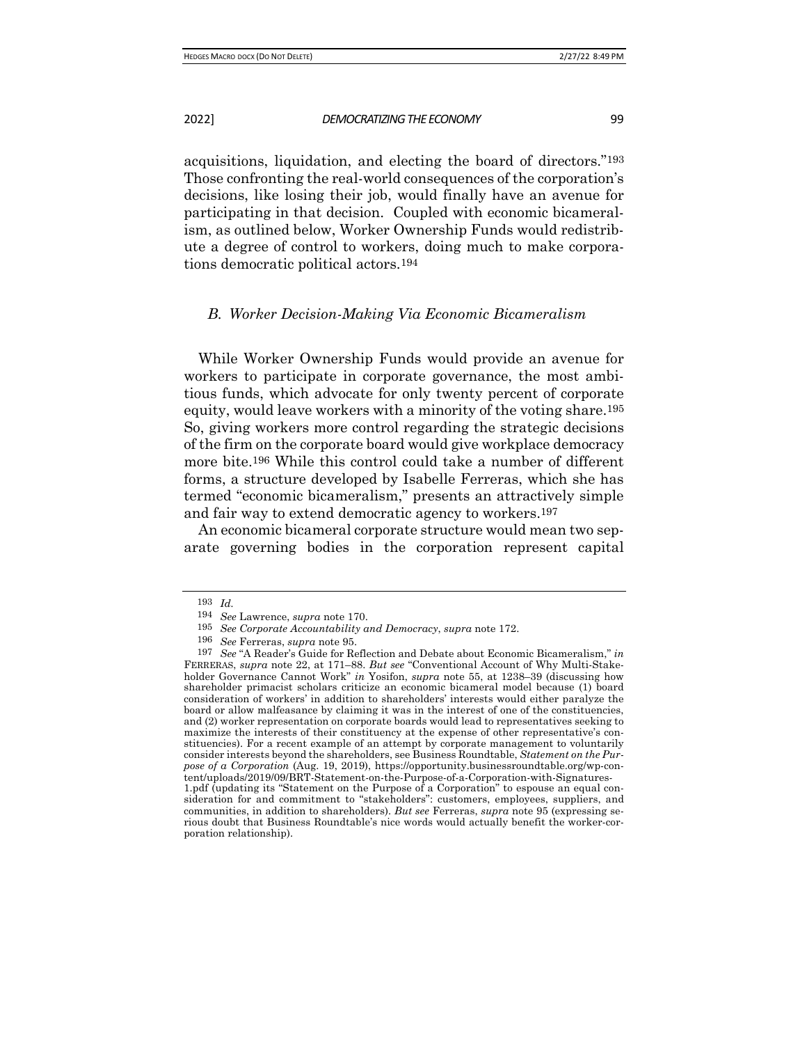acquisitions, liquidation, and electing the board of directors."[193] Those confronting the real-world consequences of the corporation's decisions, like losing their job, would finally have an avenue for participating in that decision. Coupled with economic bicameralism, as outlined below, Worker Ownership Funds would redistribute a degree of control to workers, doing much to make corporations democratic political actors.[194]

### *B. Worker Decision-Making Via Economic Bicameralism*

While Worker Ownership Funds would provide an avenue for workers to participate in corporate governance, the most ambitious funds, which advocate for only twenty percent of corporate equity, would leave workers with a minority of the voting share.[195] So, giving workers more control regarding the strategic decisions of the firm on the corporate board would give workplace democracy more bite.[196] While this control could take a number of different forms, a structure developed by Isabelle Ferreras, which she has termed "economic bicameralism," presents an attractively simple and fair way to extend democratic agency to workers.[197]

An economic bicameral corporate structure would mean two separate governing bodies in the corporation represent capital

---

193 *Id.*

194 *See* Lawrence, *supra* note 170.

195 *See Corporate Accountability and Democracy*, *supra* note 172.

196 *See* Ferreras, *supra* note 95.

197 *See* "A Reader's Guide for Reflection and Debate about Economic Bicameralism," *in* FERRERAS, *supra* note 22, at 171–88. *But see* "Conventional Account of Why Multi-Stakeholder Governance Cannot Work" *in* Yosifon, *supra* note 55, at 1238–39 (discussing how shareholder primacist scholars criticize an economic bicameral model because (1) board consideration of workers' in addition to shareholders' interests would either paralyze the board or allow malfeasance by claiming it was in the interest of one of the constituencies, and (2) worker representation on corporate boards would lead to representatives seeking to maximize the interests of their constituency at the expense of other representative's constituencies). For a recent example of an attempt by corporate management to voluntarily consider interests beyond the shareholders, see Business Roundtable, *Statement on the Purpose of a Corporation* (Aug. 19, 2019), https://opportunity.businessroundtable.org/wp-content/uploads/2019/09/BRT-Statement-on-the-Purpose-of-a-Corporation-with-Signatures-1.pdf (updating its "Statement on the Purpose of a Corporation" to espouse an equal consideration for and commitment to "stakeholders": customers, employees, suppliers, and communities, in addition to shareholders). *But see* Ferreras, *supra* note 95 (expressing serious doubt that Business Roundtable's nice words would actually benefit the worker-corporation relationship).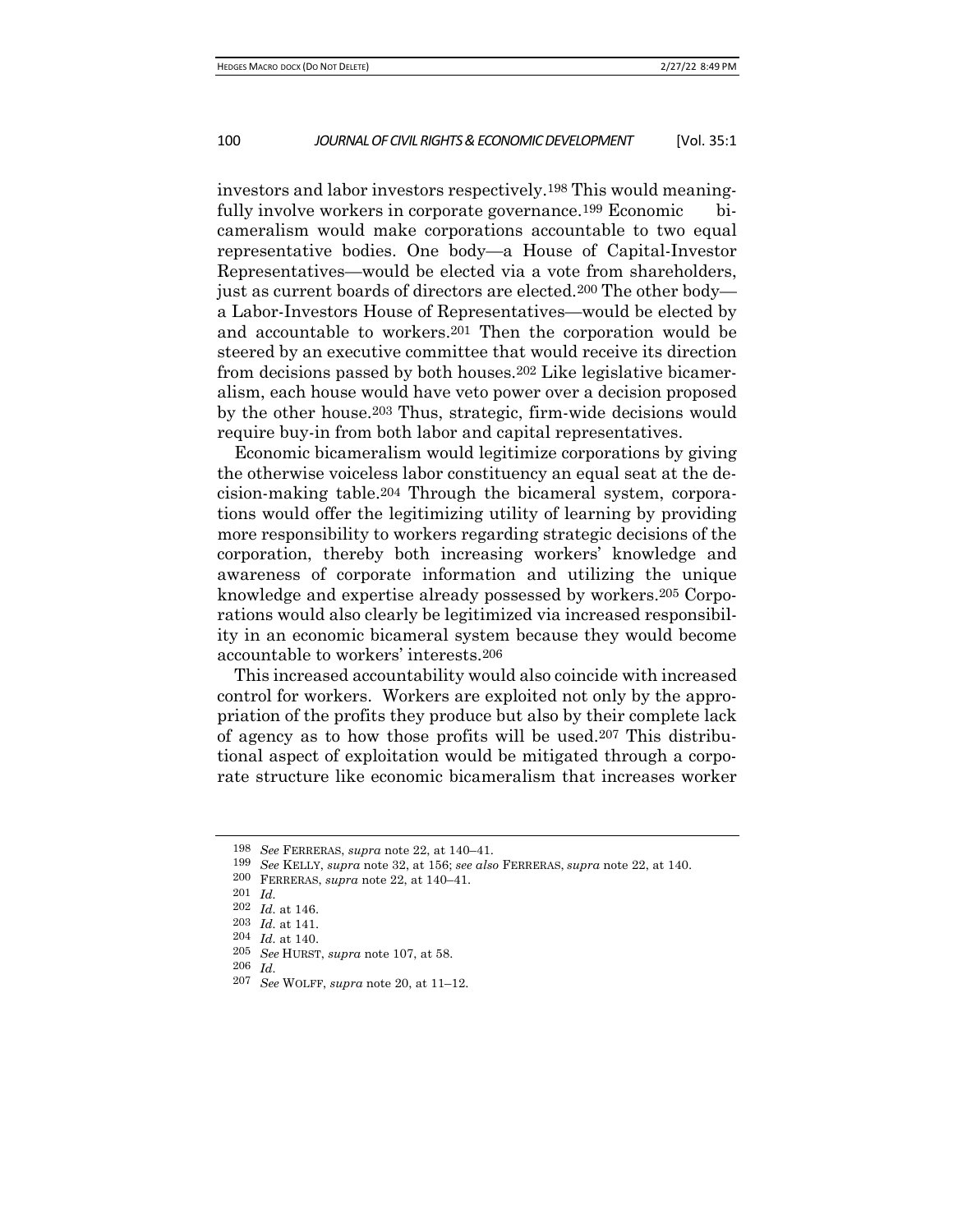investors and labor investors respectively.[198] This would meaningfully involve workers in corporate governance.[199] Economic bicameralism would make corporations accountable to two equal representative bodies. One body—a House of Capital-Investor Representatives—would be elected via a vote from shareholders, just as current boards of directors are elected.[200] The other body—a Labor-Investors House of Representatives—would be elected by and accountable to workers.[201] Then the corporation would be steered by an executive committee that would receive its direction from decisions passed by both houses.[202] Like legislative bicameralism, each house would have veto power over a decision proposed by the other house.[203] Thus, strategic, firm-wide decisions would require buy-in from both labor and capital representatives.

Economic bicameralism would legitimize corporations by giving the otherwise voiceless labor constituency an equal seat at the decision-making table.[204] Through the bicameral system, corporations would offer the legitimizing utility of learning by providing more responsibility to workers regarding strategic decisions of the corporation, thereby both increasing workers' knowledge and awareness of corporate information and utilizing the unique knowledge and expertise already possessed by workers.[205] Corporations would also clearly be legitimized via increased responsibility in an economic bicameral system because they would become accountable to workers' interests.[206]

This increased accountability would also coincide with increased control for workers. Workers are exploited not only by the appropriation of the profits they produce but also by their complete lack of agency as to how those profits will be used.[207] This distributional aspect of exploitation would be mitigated through a corporate structure like economic bicameralism that increases worker

---

198 *See* FERRERAS, *supra* note 22, at 140–41.

199 *See* KELLY, *supra* note 32, at 156; *see also* FERRERAS, *supra* note 22, at 140.

200 FERRERAS, *supra* note 22, at 140–41.

201 *Id.*

202 *Id.* at 146.

203 *Id.* at 141.

204 *Id.* at 140.

205 *See* HURST, *supra* note 107, at 58.

206 *Id.*

207 *See* WOLFF, *supra* note 20, at 11–12.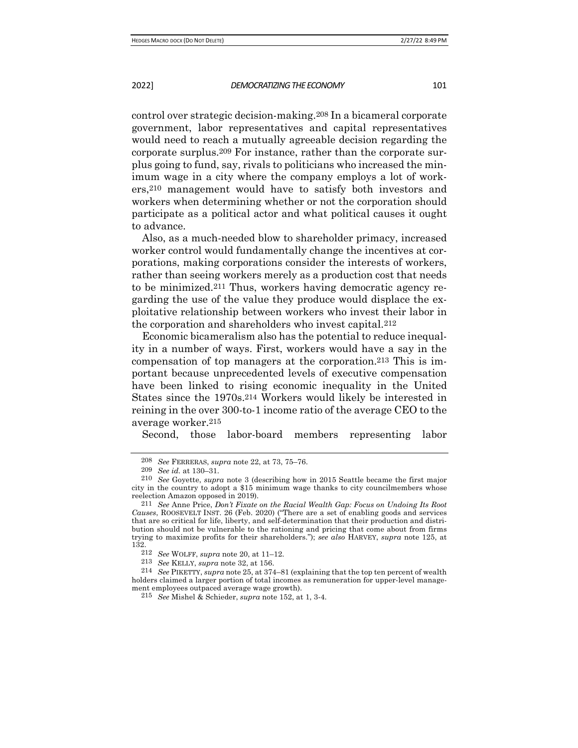control over strategic decision-making.[208] In a bicameral corporate government, labor representatives and capital representatives would need to reach a mutually agreeable decision regarding the corporate surplus.[209] For instance, rather than the corporate surplus going to fund, say, rivals to politicians who increased the minimum wage in a city where the company employs a lot of workers,[210] management would have to satisfy both investors and workers when determining whether or not the corporation should participate as a political actor and what political causes it ought to advance.

Also, as a much-needed blow to shareholder primacy, increased worker control would fundamentally change the incentives at corporations, making corporations consider the interests of workers, rather than seeing workers merely as a production cost that needs to be minimized.[211] Thus, workers having democratic agency regarding the use of the value they produce would displace the exploitative relationship between workers who invest their labor in the corporation and shareholders who invest capital.[212]

Economic bicameralism also has the potential to reduce inequality in a number of ways. First, workers would have a say in the compensation of top managers at the corporation.[213] This is important because unprecedented levels of executive compensation have been linked to rising economic inequality in the United States since the 1970s.[214] Workers would likely be interested in reining in the over 300-to-1 income ratio of the average CEO to the average worker.[215]

Second, those labor-board members representing labor

---

[208] *See* FERRERAS, *supra* note 22, at 73, 75–76.

[209] *See id.* at 130–31.

[210] *See* Goyette, *supra* note 3 (describing how in 2015 Seattle became the first major city in the country to adopt a $15 minimum wage thanks to city councilmembers whose reelection Amazon opposed in 2019).

[211] *See* Anne Price, *Don't Fixate on the Racial Wealth Gap: Focus on Undoing Its Root Causes*, ROOSEVELT INST. 26 (Feb. 2020) ("There are a set of enabling goods and services that are so critical for life, liberty, and self-determination that their production and distribution should not be vulnerable to the rationing and pricing that come about from firms trying to maximize profits for their shareholders."); *see also* HARVEY, *supra* note 125, at 132.

[212] *See* WOLFF, *supra* note 20, at 11–12.

[213] *See* KELLY, *supra* note 32, at 156.

[214] *See* PIKETTY, *supra* note 25, at 374–81 (explaining that the top ten percent of wealth holders claimed a larger portion of total incomes as remuneration for upper-level management employees outpaced average wage growth).

[215] *See* Mishel & Schieder, *supra* note 152, at 1, 3-4.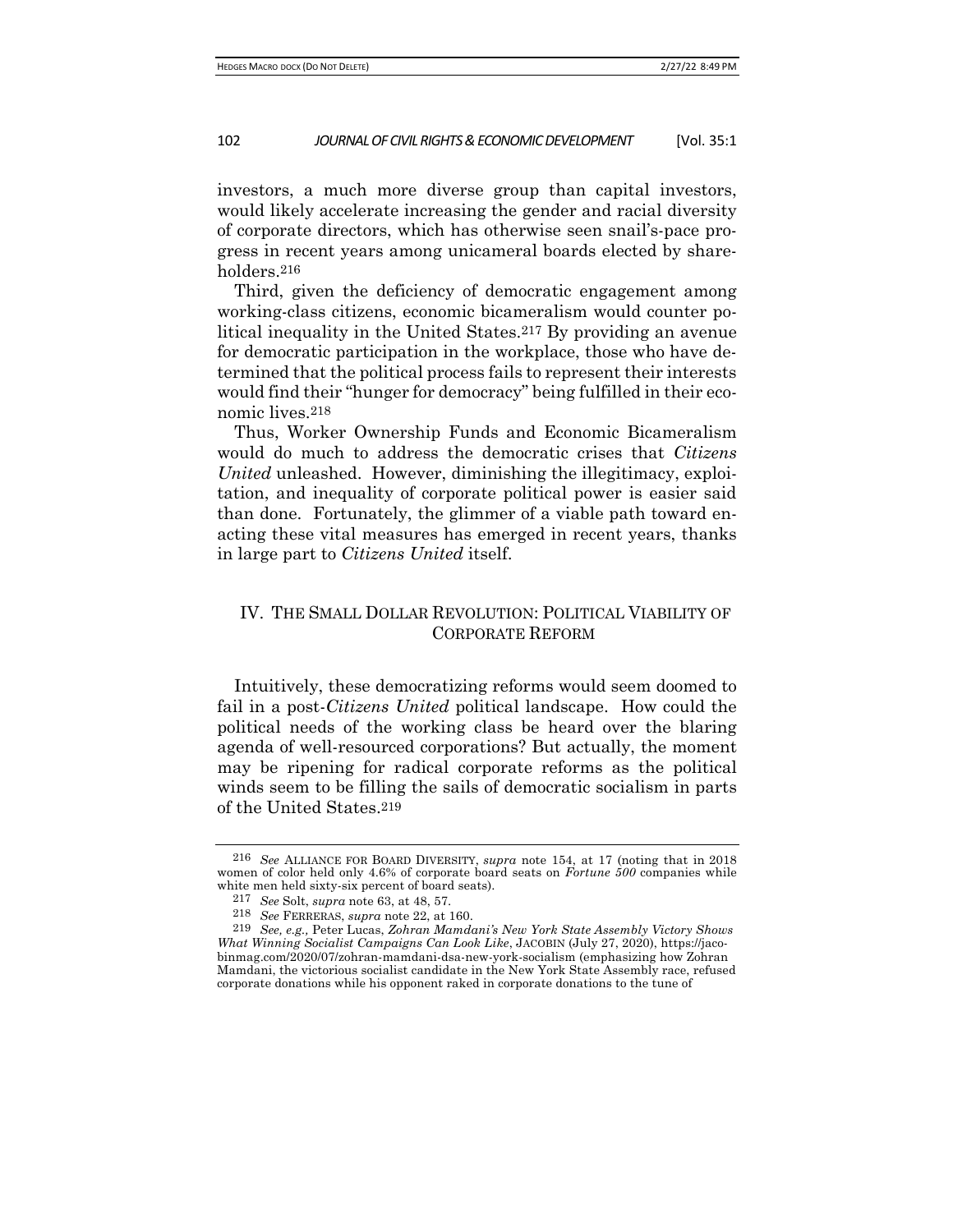investors, a much more diverse group than capital investors, would likely accelerate increasing the gender and racial diversity of corporate directors, which has otherwise seen snail's-pace progress in recent years among unicameral boards elected by shareholders.[216]

Third, given the deficiency of democratic engagement among working-class citizens, economic bicameralism would counter political inequality in the United States.[217] By providing an avenue for democratic participation in the workplace, those who have determined that the political process fails to represent their interests would find their "hunger for democracy" being fulfilled in their economic lives.[218]

Thus, Worker Ownership Funds and Economic Bicameralism would do much to address the democratic crises that *Citizens United* unleashed. However, diminishing the illegitimacy, exploitation, and inequality of corporate political power is easier said than done. Fortunately, the glimmer of a viable path toward enacting these vital measures has emerged in recent years, thanks in large part to *Citizens United* itself.

## IV. THE SMALL DOLLAR REVOLUTION: POLITICAL VIABILITY OF CORPORATE REFORM

Intuitively, these democratizing reforms would seem doomed to fail in a post-*Citizens United* political landscape. How could the political needs of the working class be heard over the blaring agenda of well-resourced corporations? But actually, the moment may be ripening for radical corporate reforms as the political winds seem to be filling the sails of democratic socialism in parts of the United States.[219]

---

216 *See* ALLIANCE FOR BOARD DIVERSITY, *supra* note 154, at 17 (noting that in 2018 women of color held only 4.6% of corporate board seats on *Fortune 500* companies while white men held sixty-six percent of board seats).

217 *See* Solt, *supra* note 63, at 48, 57.

218 *See* FERRERAS, *supra* note 22, at 160.

219 *See, e.g.,* Peter Lucas, *Zohran Mamdani's New York State Assembly Victory Shows What Winning Socialist Campaigns Can Look Like*, JACOBIN (July 27, 2020), https://jacobinmag.com/2020/07/zohran-mamdani-dsa-new-york-socialism (emphasizing how Zohran Mamdani, the victorious socialist candidate in the New York State Assembly race, refused corporate donations while his opponent raked in corporate donations to the tune of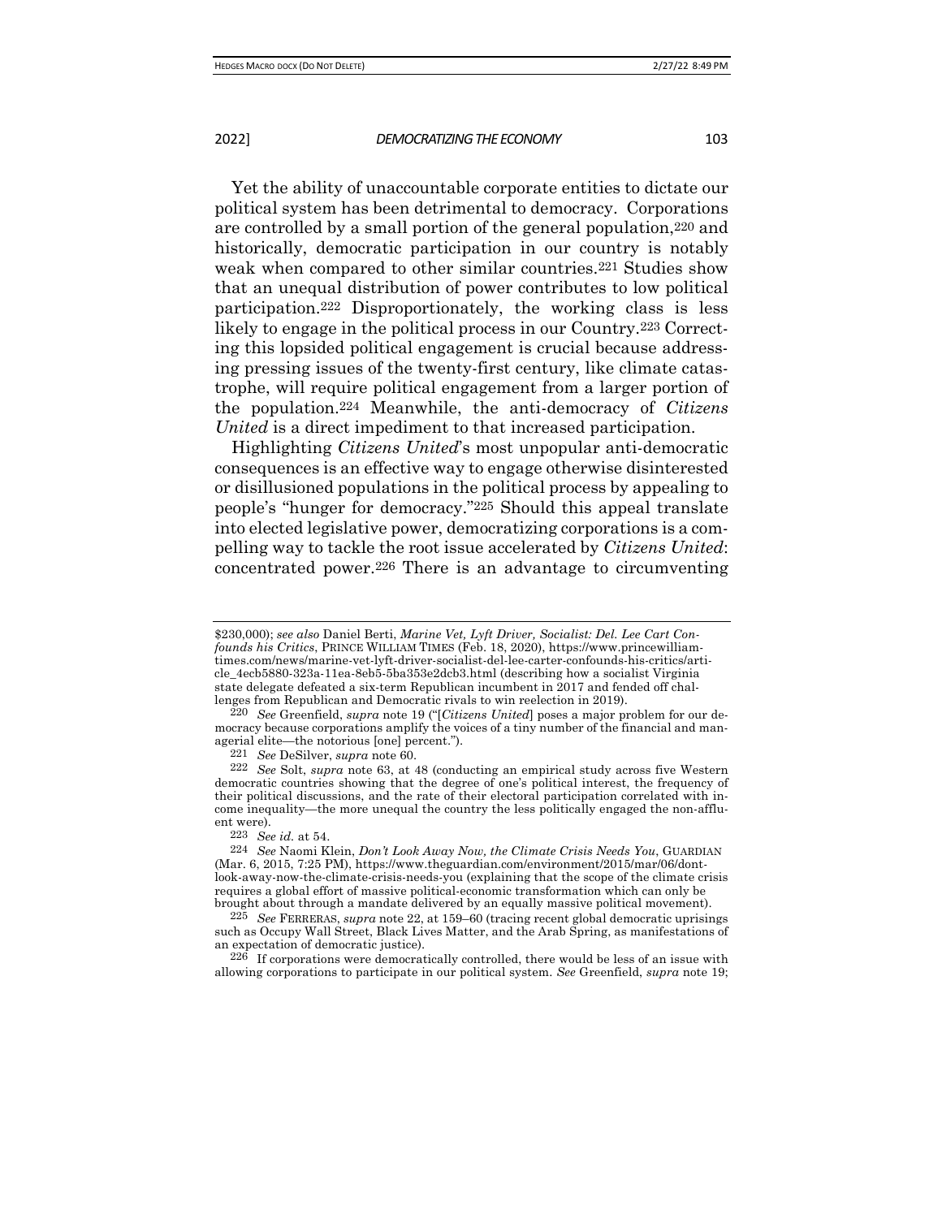Yet the ability of unaccountable corporate entities to dictate our political system has been detrimental to democracy. Corporations are controlled by a small portion of the general population,[220] and historically, democratic participation in our country is notably weak when compared to other similar countries.[221] Studies show that an unequal distribution of power contributes to low political participation.[222] Disproportionately, the working class is less likely to engage in the political process in our Country.[223] Correcting this lopsided political engagement is crucial because addressing pressing issues of the twenty-first century, like climate catastrophe, will require political engagement from a larger portion of the population.[224] Meanwhile, the anti-democracy of *Citizens United* is a direct impediment to that increased participation.

Highlighting *Citizens United*'s most unpopular anti-democratic consequences is an effective way to engage otherwise disinterested or disillusioned populations in the political process by appealing to people's "hunger for democracy."[225] Should this appeal translate into elected legislative power, democratizing corporations is a compelling way to tackle the root issue accelerated by *Citizens United*: concentrated power.[226] There is an advantage to circumventing

---

$230,000); *see also* Daniel Berti, *Marine Vet, Lyft Driver, Socialist: Del. Lee Cart Confounds his Critics*, PRINCE WILLIAM TIMES (Feb. 18, 2020), https://www.princewilliamtimes.com/news/marine-vet-lyft-driver-socialist-del-lee-carter-confounds-his-critics/article_4ecb5880-323a-11ea-8eb5-5ba353e2dcb3.html (describing how a socialist Virginia state delegate defeated a six-term Republican incumbent in 2017 and fended off challenges from Republican and Democratic rivals to win reelection in 2019).

220 *See* Greenfield, *supra* note 19 ("[*Citizens United*] poses a major problem for our democracy because corporations amplify the voices of a tiny number of the financial and managerial elite—the notorious [one] percent.").

221 *See* DeSilver, *supra* note 60.

222 *See* Solt, *supra* note 63, at 48 (conducting an empirical study across five Western democratic countries showing that the degree of one's political interest, the frequency of their political discussions, and the rate of their electoral participation correlated with income inequality—the more unequal the country the less politically engaged the non-affluent were).

223 *See id.* at 54.

224 *See* Naomi Klein, *Don't Look Away Now, the Climate Crisis Needs You*, GUARDIAN (Mar. 6, 2015, 7:25 PM), https://www.theguardian.com/environment/2015/mar/06/dont-look-away-now-the-climate-crisis-needs-you (explaining that the scope of the climate crisis requires a global effort of massive political-economic transformation which can only be brought about through a mandate delivered by an equally massive political movement).

225 *See* FERRERAS, *supra* note 22, at 159–60 (tracing recent global democratic uprisings such as Occupy Wall Street, Black Lives Matter, and the Arab Spring, as manifestations of an expectation of democratic justice).

226 If corporations were democratically controlled, there would be less of an issue with allowing corporations to participate in our political system. *See* Greenfield, *supra* note 19;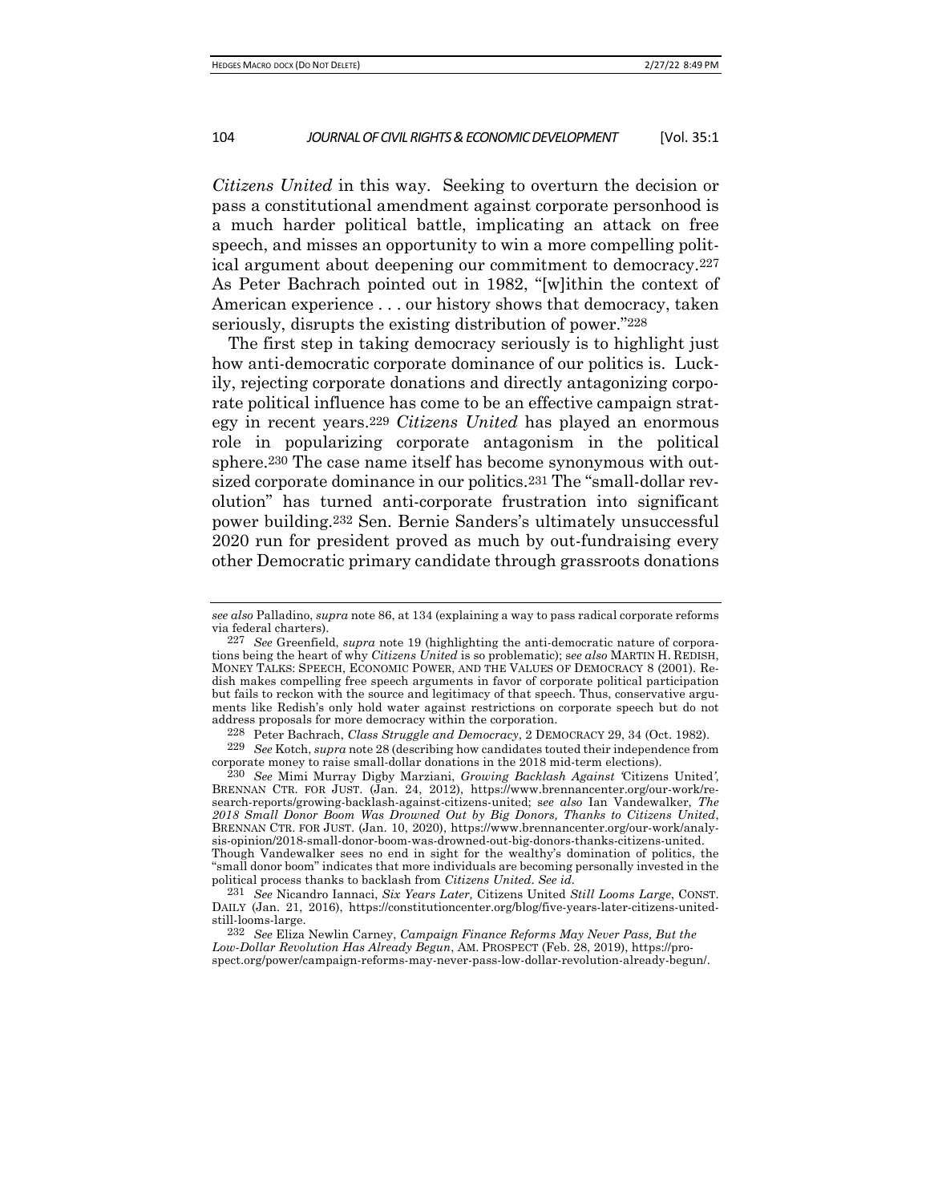*Citizens United* in this way. Seeking to overturn the decision or pass a constitutional amendment against corporate personhood is a much harder political battle, implicating an attack on free speech, and misses an opportunity to win a more compelling political argument about deepening our commitment to democracy.[227] As Peter Bachrach pointed out in 1982, "[w]ithin the context of American experience . . . our history shows that democracy, taken seriously, disrupts the existing distribution of power."[228]

The first step in taking democracy seriously is to highlight just how anti-democratic corporate dominance of our politics is. Luckily, rejecting corporate donations and directly antagonizing corporate political influence has come to be an effective campaign strategy in recent years.[229] *Citizens United* has played an enormous role in popularizing corporate antagonism in the political sphere.[230] The case name itself has become synonymous with outsized corporate dominance in our politics.[231] The "small-dollar revolution" has turned anti-corporate frustration into significant power building.[232] Sen. Bernie Sanders's ultimately unsuccessful 2020 run for president proved as much by out-fundraising every other Democratic primary candidate through grassroots donations

---

*see also* Palladino, *supra* note 86, at 134 (explaining a way to pass radical corporate reforms via federal charters).

227 *See* Greenfield, *supra* note 19 (highlighting the anti-democratic nature of corporations being the heart of why *Citizens United* is so problematic); *see also* MARTIN H. REDISH, MONEY TALKS: SPEECH, ECONOMIC POWER, AND THE VALUES OF DEMOCRACY 8 (2001). Redish makes compelling free speech arguments in favor of corporate political participation but fails to reckon with the source and legitimacy of that speech. Thus, conservative arguments like Redish's only hold water against restrictions on corporate speech but do not address proposals for more democracy within the corporation.

228 Peter Bachrach, *Class Struggle and Democracy*, 2 DEMOCRACY 29, 34 (Oct. 1982).

229 *See* Kotch, *supra* note 28 (describing how candidates touted their independence from corporate money to raise small-dollar donations in the 2018 mid-term elections).

230 *See* Mimi Murray Digby Marziani, *Growing Backlash Against 'Citizens United'*, BRENNAN CTR. FOR JUST. (Jan. 24, 2012), https://www.brennancenter.org/our-work/research-reports/growing-backlash-against-citizens-united; *see also* Ian Vandewalker, *The 2018 Small Donor Boom Was Drowned Out by Big Donors, Thanks to Citizens United*, BRENNAN CTR. FOR JUST. (Jan. 10, 2020), https://www.brennancenter.org/our-work/analysis-opinion/2018-small-donor-boom-was-drowned-out-big-donors-thanks-citizens-united. Though Vandewalker sees no end in sight for the wealthy's domination of politics, the "small donor boom" indicates that more individuals are becoming personally invested in the political process thanks to backlash from *Citizens United*. *See id.*

231 *See* Nicandro Iannaci, *Six Years Later,* Citizens United *Still Looms Large*, CONST. DAILY (Jan. 21, 2016), https://constitutioncenter.org/blog/five-years-later-citizens-united-still-looms-large.

232 *See* Eliza Newlin Carney, *Campaign Finance Reforms May Never Pass, But the Low-Dollar Revolution Has Already Begun*, AM. PROSPECT (Feb. 28, 2019), https://prospect.org/power/campaign-reforms-may-never-pass-low-dollar-revolution-already-begun/.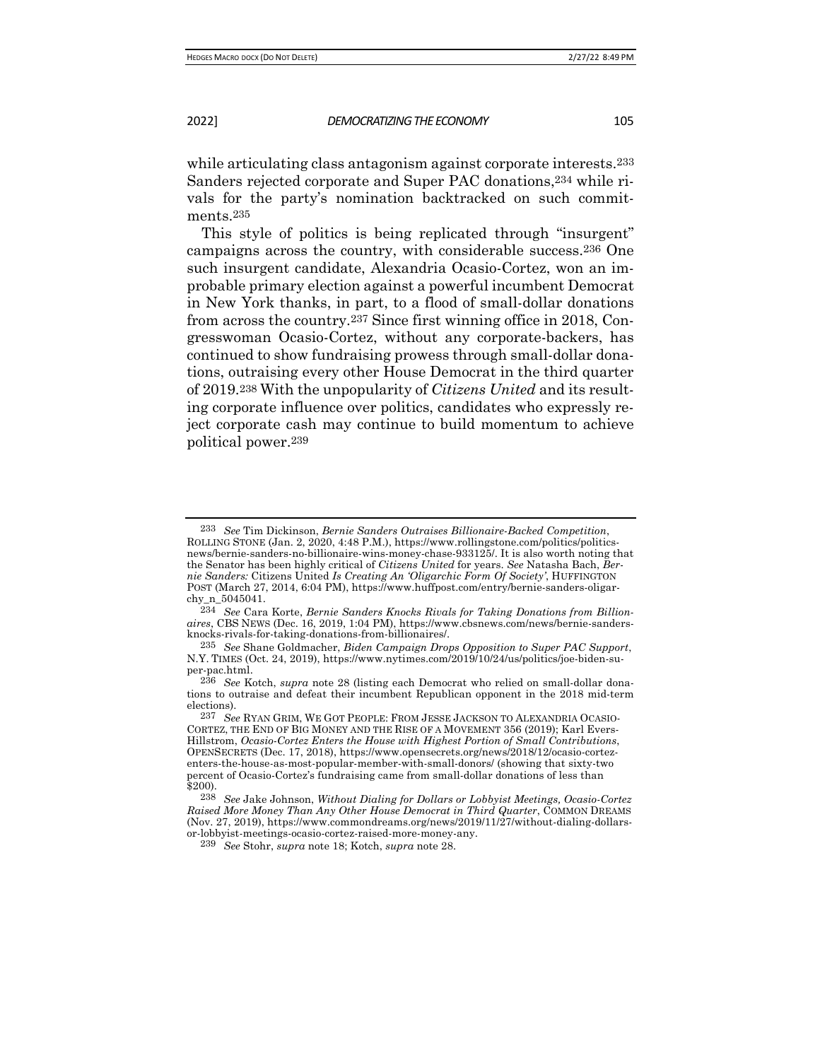while articulating class antagonism against corporate interests.[233] Sanders rejected corporate and Super PAC donations,[234] while rivals for the party's nomination backtracked on such commitments.[235]

This style of politics is being replicated through "insurgent" campaigns across the country, with considerable success.[236] One such insurgent candidate, Alexandria Ocasio-Cortez, won an improbable primary election against a powerful incumbent Democrat in New York thanks, in part, to a flood of small-dollar donations from across the country.[237] Since first winning office in 2018, Congresswoman Ocasio-Cortez, without any corporate-backers, has continued to show fundraising prowess through small-dollar donations, outraising every other House Democrat in the third quarter of 2019.[238] With the unpopularity of *Citizens United* and its resulting corporate influence over politics, candidates who expressly reject corporate cash may continue to build momentum to achieve political power.[239]

---

[233] *See* Tim Dickinson, *Bernie Sanders Outraises Billionaire-Backed Competition*, ROLLING STONE (Jan. 2, 2020, 4:48 P.M.), https://www.rollingstone.com/politics/politics-news/bernie-sanders-no-billionaire-wins-money-chase-933125/. It is also worth noting that the Senator has been highly critical of *Citizens United* for years. *See* Natasha Bach, *Bernie Sanders:* Citizens United *Is Creating An 'Oligarchic Form Of Society'*, HUFFINGTON POST (March 27, 2014, 6:04 PM), https://www.huffpost.com/entry/bernie-sanders-oligarchy_n_5045041.

[234] *See* Cara Korte, *Bernie Sanders Knocks Rivals for Taking Donations from Billionaires*, CBS NEWS (Dec. 16, 2019, 1:04 PM), https://www.cbsnews.com/news/bernie-sanders-knocks-rivals-for-taking-donations-from-billionaires/.

[235] *See* Shane Goldmacher, *Biden Campaign Drops Opposition to Super PAC Support*, N.Y. TIMES (Oct. 24, 2019), https://www.nytimes.com/2019/10/24/us/politics/joe-biden-super-pac.html.

[236] *See* Kotch, *supra* note 28 (listing each Democrat who relied on small-dollar donations to outraise and defeat their incumbent Republican opponent in the 2018 mid-term elections).

[237] *See* RYAN GRIM, WE GOT PEOPLE: FROM JESSE JACKSON TO ALEXANDRIA OCASIO-CORTEZ, THE END OF BIG MONEY AND THE RISE OF A MOVEMENT 356 (2019); Karl Evers-Hillstrom, *Ocasio-Cortez Enters the House with Highest Portion of Small Contributions*, OPENSECRETS (Dec. 17, 2018), https://www.opensecrets.org/news/2018/12/ocasio-cortez-enters-the-house-as-most-popular-member-with-small-donors/ (showing that sixty-two percent of Ocasio-Cortez's fundraising came from small-dollar donations of less than $200).

[238] *See* Jake Johnson, *Without Dialing for Dollars or Lobbyist Meetings, Ocasio-Cortez Raised More Money Than Any Other House Democrat in Third Quarter*, COMMON DREAMS (Nov. 27, 2019), https://www.commondreams.org/news/2019/11/27/without-dialing-dollars-or-lobbyist-meetings-ocasio-cortez-raised-more-money-any.

[239] *See* Stohr, *supra* note 18; Kotch, *supra* note 28.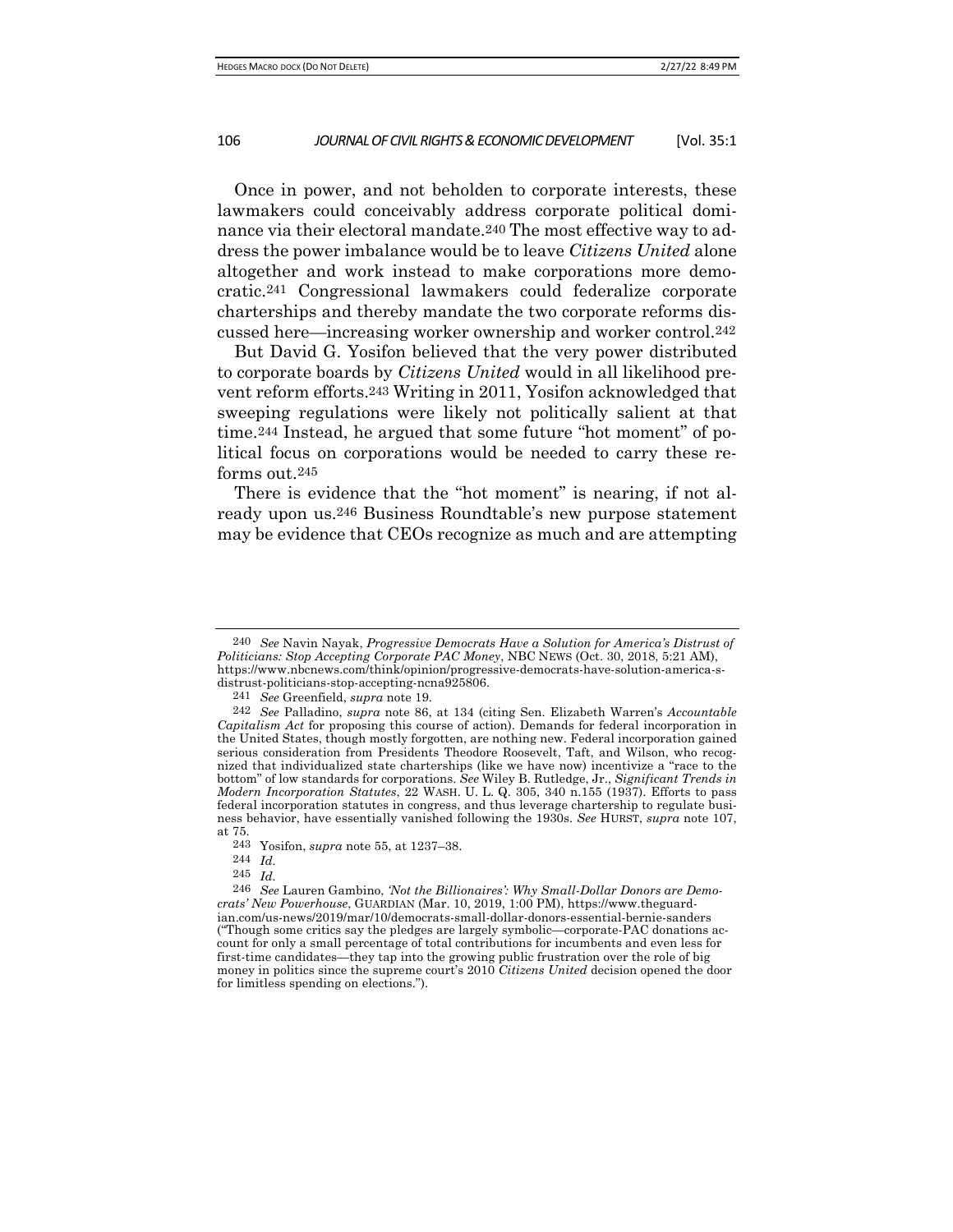Once in power, and not beholden to corporate interests, these lawmakers could conceivably address corporate political dominance via their electoral mandate.[240] The most effective way to address the power imbalance would be to leave *Citizens United* alone altogether and work instead to make corporations more democratic.[241] Congressional lawmakers could federalize corporate charterships and thereby mandate the two corporate reforms discussed here—increasing worker ownership and worker control.[242]

But David G. Yosifon believed that the very power distributed to corporate boards by *Citizens United* would in all likelihood prevent reform efforts.[243] Writing in 2011, Yosifon acknowledged that sweeping regulations were likely not politically salient at that time.[244] Instead, he argued that some future "hot moment" of political focus on corporations would be needed to carry these reforms out.[245]

There is evidence that the "hot moment" is nearing, if not already upon us.[246] Business Roundtable's new purpose statement may be evidence that CEOs recognize as much and are attempting

---

240 *See* Navin Nayak, *Progressive Democrats Have a Solution for America's Distrust of Politicians: Stop Accepting Corporate PAC Money*, NBC NEWS (Oct. 30, 2018, 5:21 AM), https://www.nbcnews.com/think/opinion/progressive-democrats-have-solution-america-s-distrust-politicians-stop-accepting-ncna925806.

241 *See* Greenfield, *supra* note 19.

242 *See* Palladino, *supra* note 86, at 134 (citing Sen. Elizabeth Warren's *Accountable Capitalism Act* for proposing this course of action). Demands for federal incorporation in the United States, though mostly forgotten, are nothing new. Federal incorporation gained serious consideration from Presidents Theodore Roosevelt, Taft, and Wilson, who recognized that individualized state charterships (like we have now) incentivize a "race to the bottom" of low standards for corporations. *See* Wiley B. Rutledge, Jr., *Significant Trends in Modern Incorporation Statutes*, 22 WASH. U. L. Q. 305, 340 n.155 (1937). Efforts to pass federal incorporation statutes in congress, and thus leverage chartership to regulate business behavior, have essentially vanished following the 1930s. *See* HURST, *supra* note 107, at 75.

243 Yosifon, *supra* note 55, at 1237–38.

244 *Id.*

245 *Id.*

246 *See* Lauren Gambino, *'Not the Billionaires': Why Small-Dollar Donors are Democrats' New Powerhouse*, GUARDIAN (Mar. 10, 2019, 1:00 PM), https://www.theguardian.com/us-news/2019/mar/10/democrats-small-dollar-donors-essential-bernie-sanders ("Though some critics say the pledges are largely symbolic—corporate-PAC donations account for only a small percentage of total contributions for incumbents and even less for first-time candidates—they tap into the growing public frustration over the role of big money in politics since the supreme court's 2010 *Citizens United* decision opened the door for limitless spending on elections.").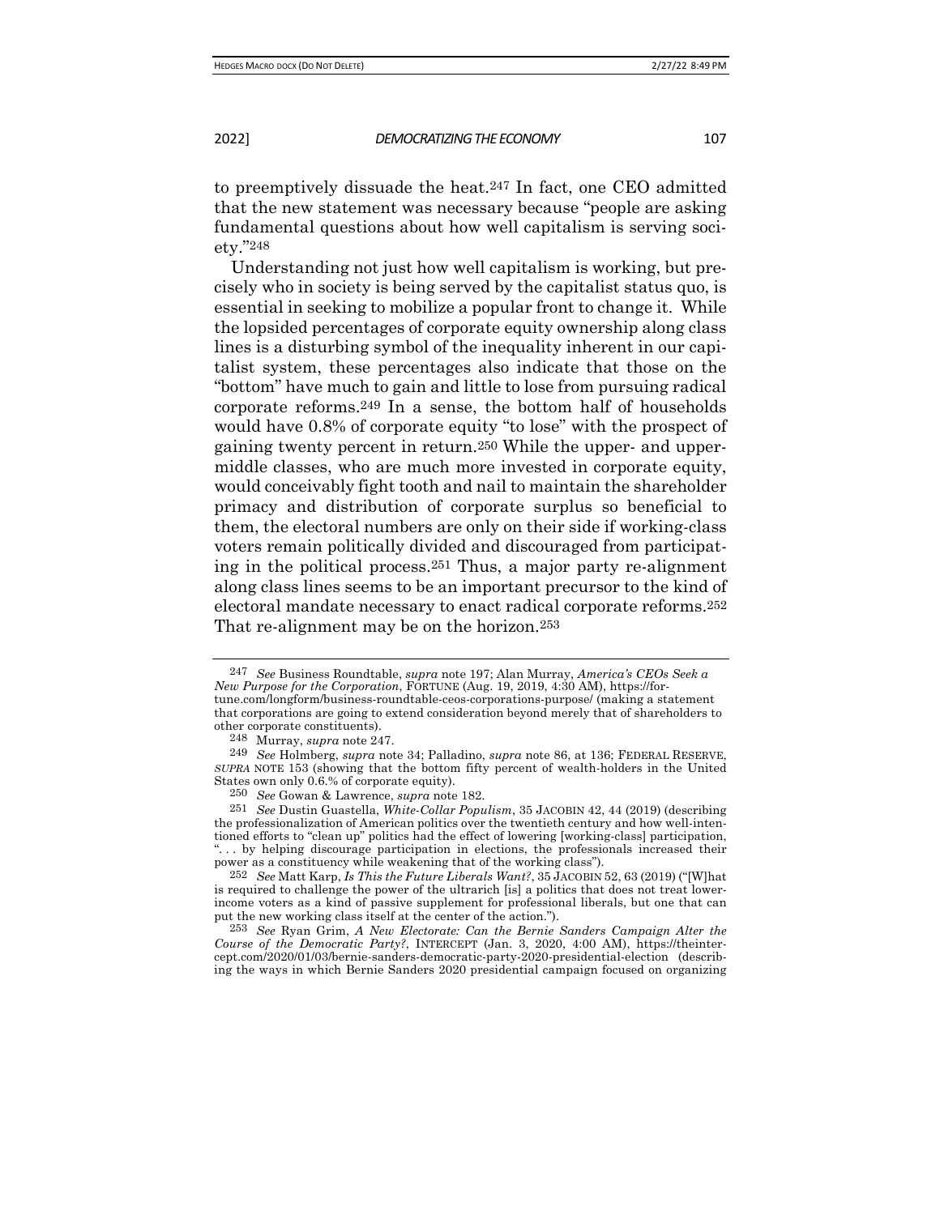to preemptively dissuade the heat.[247] In fact, one CEO admitted that the new statement was necessary because "people are asking fundamental questions about how well capitalism is serving society."[248]

Understanding not just how well capitalism is working, but precisely who in society is being served by the capitalist status quo, is essential in seeking to mobilize a popular front to change it. While the lopsided percentages of corporate equity ownership along class lines is a disturbing symbol of the inequality inherent in our capitalist system, these percentages also indicate that those on the "bottom" have much to gain and little to lose from pursuing radical corporate reforms.[249] In a sense, the bottom half of households would have 0.8% of corporate equity "to lose" with the prospect of gaining twenty percent in return.[250] While the upper- and upper-middle classes, who are much more invested in corporate equity, would conceivably fight tooth and nail to maintain the shareholder primacy and distribution of corporate surplus so beneficial to them, the electoral numbers are only on their side if working-class voters remain politically divided and discouraged from participating in the political process.[251] Thus, a major party re-alignment along class lines seems to be an important precursor to the kind of electoral mandate necessary to enact radical corporate reforms.[252] That re-alignment may be on the horizon.[253]

---

247 *See* Business Roundtable, *supra* note 197; Alan Murray, *America's CEOs Seek a New Purpose for the Corporation*, FORTUNE (Aug. 19, 2019, 4:30 AM), https://fortune.com/longform/business-roundtable-ceos-corporations-purpose/ (making a statement that corporations are going to extend consideration beyond merely that of shareholders to other corporate constituents).

248 Murray, *supra* note 247.

249 *See* Holmberg, *supra* note 34; Palladino, *supra* note 86, at 136; FEDERAL RESERVE, *SUPRA* NOTE 153 (showing that the bottom fifty percent of wealth-holders in the United States own only 0.6.% of corporate equity).

250 *See* Gowan & Lawrence, *supra* note 182.

251 *See* Dustin Guastella, *White-Collar Populism*, 35 JACOBIN 42, 44 (2019) (describing the professionalization of American politics over the twentieth century and how well-intentioned efforts to "clean up" politics had the effect of lowering [working-class] participation, ". . . by helping discourage participation in elections, the professionals increased their power as a constituency while weakening that of the working class").

252 *See* Matt Karp, *Is This the Future Liberals Want?*, 35 JACOBIN 52, 63 (2019) ("[W]hat is required to challenge the power of the ultrarich [is] a politics that does not treat lower-income voters as a kind of passive supplement for professional liberals, but one that can put the new working class itself at the center of the action.").

253 *See* Ryan Grim, *A New Electorate: Can the Bernie Sanders Campaign Alter the Course of the Democratic Party?*, INTERCEPT (Jan. 3, 2020, 4:00 AM), https://theintercept.com/2020/01/03/bernie-sanders-democratic-party-2020-presidential-election (describing the ways in which Bernie Sanders 2020 presidential campaign focused on organizing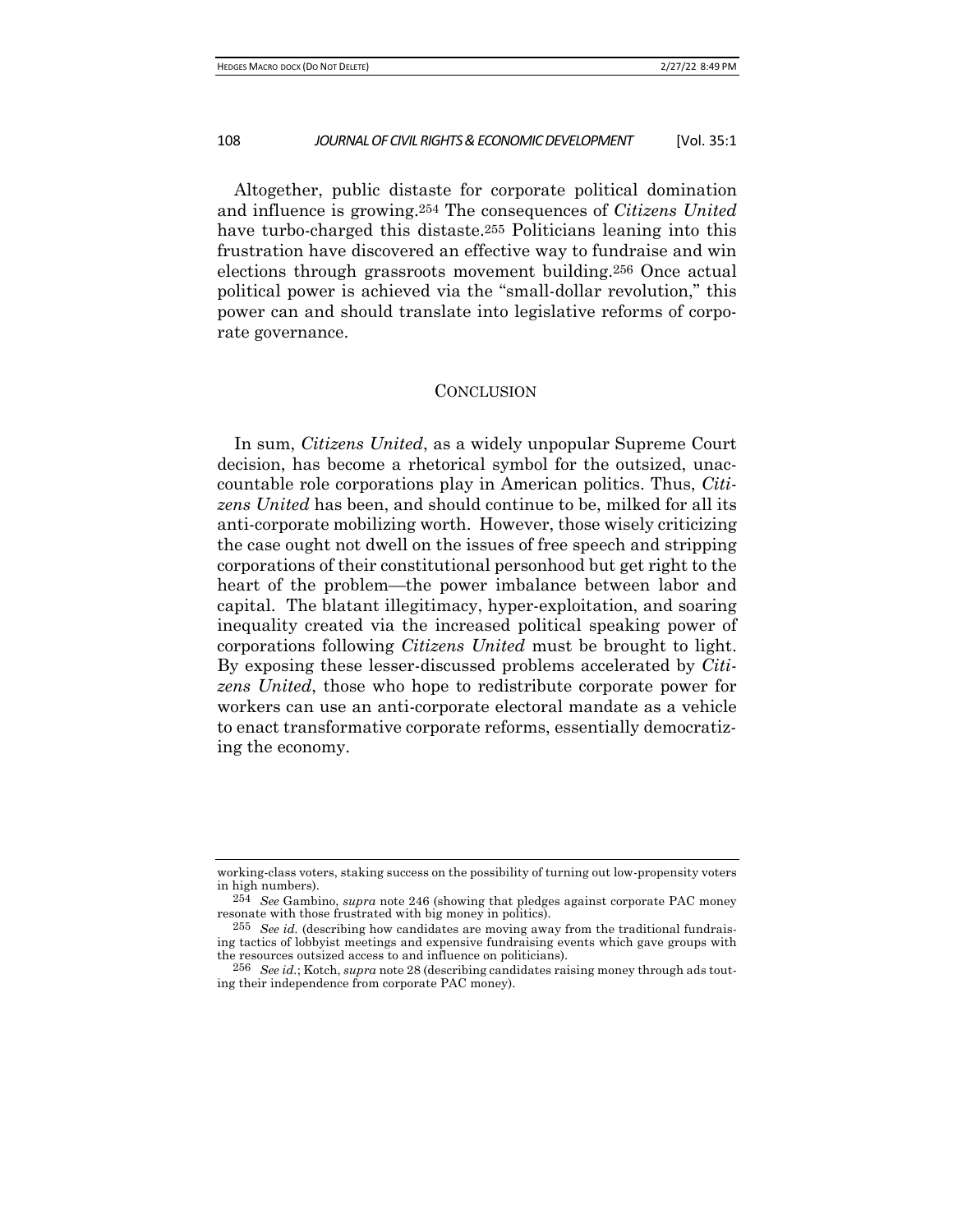Altogether, public distaste for corporate political domination and influence is growing.[254] The consequences of *Citizens United* have turbo-charged this distaste.[255] Politicians leaning into this frustration have discovered an effective way to fundraise and win elections through grassroots movement building.[256] Once actual political power is achieved via the "small-dollar revolution," this power can and should translate into legislative reforms of corporate governance.

## CONCLUSION

In sum, *Citizens United*, as a widely unpopular Supreme Court decision, has become a rhetorical symbol for the outsized, unaccountable role corporations play in American politics. Thus, *Citizens United* has been, and should continue to be, milked for all its anti-corporate mobilizing worth. However, those wisely criticizing the case ought not dwell on the issues of free speech and stripping corporations of their constitutional personhood but get right to the heart of the problem—the power imbalance between labor and capital. The blatant illegitimacy, hyper-exploitation, and soaring inequality created via the increased political speaking power of corporations following *Citizens United* must be brought to light. By exposing these lesser-discussed problems accelerated by *Citizens United*, those who hope to redistribute corporate power for workers can use an anti-corporate electoral mandate as a vehicle to enact transformative corporate reforms, essentially democratizing the economy.

---

working-class voters, staking success on the possibility of turning out low-propensity voters in high numbers).

[254] *See* Gambino, *supra* note 246 (showing that pledges against corporate PAC money resonate with those frustrated with big money in politics).

[255] *See id.* (describing how candidates are moving away from the traditional fundraising tactics of lobbyist meetings and expensive fundraising events which gave groups with the resources outsized access to and influence on politicians).

[256] *See id.*; Kotch, *supra* note 28 (describing candidates raising money through ads touting their independence from corporate PAC money).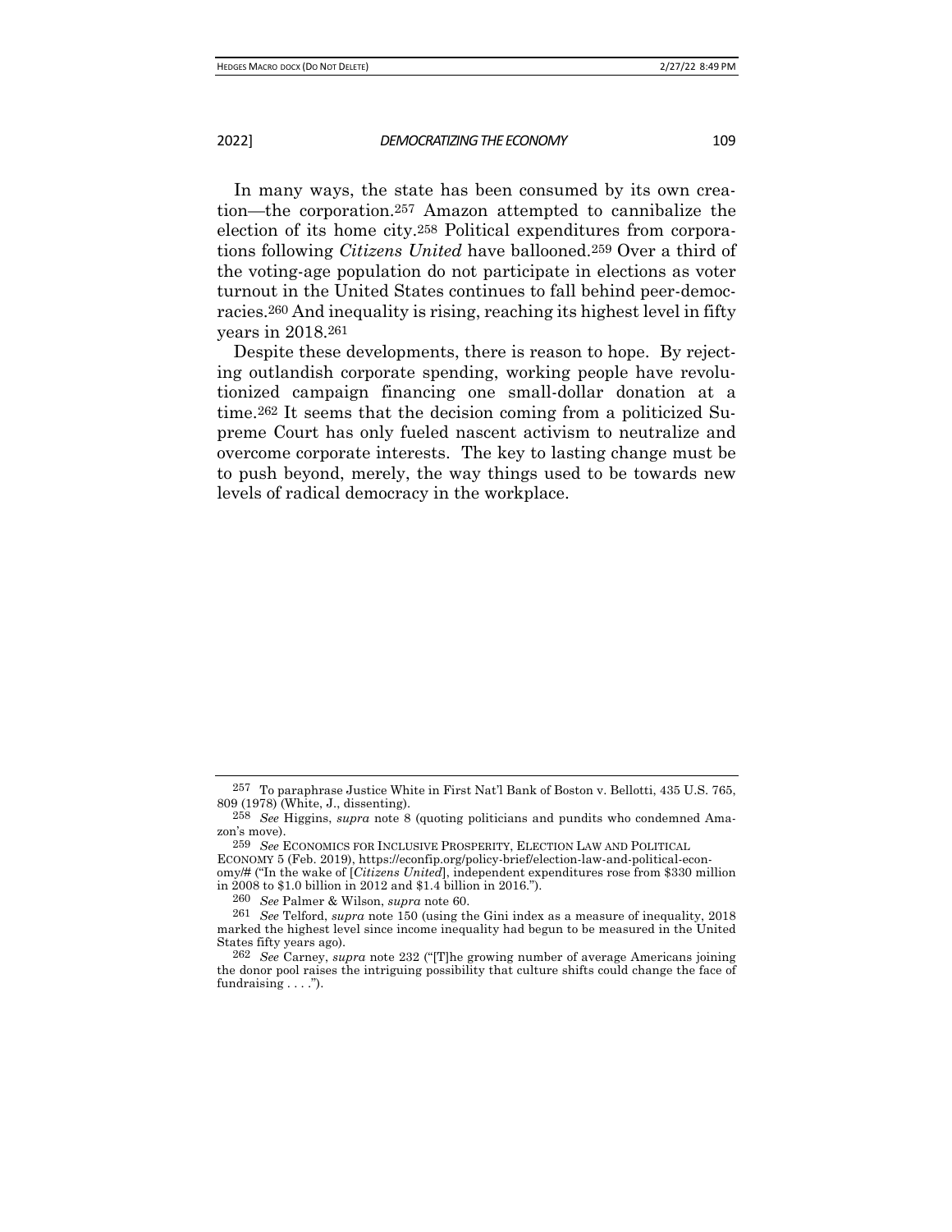In many ways, the state has been consumed by its own creation—the corporation.[257] Amazon attempted to cannibalize the election of its home city.[258] Political expenditures from corporations following *Citizens United* have ballooned.[259] Over a third of the voting-age population do not participate in elections as voter turnout in the United States continues to fall behind peer-democracies.[260] And inequality is rising, reaching its highest level in fifty years in 2018.[261]

Despite these developments, there is reason to hope. By rejecting outlandish corporate spending, working people have revolutionized campaign financing one small-dollar donation at a time.[262] It seems that the decision coming from a politicized Supreme Court has only fueled nascent activism to neutralize and overcome corporate interests. The key to lasting change must be to push beyond, merely, the way things used to be towards new levels of radical democracy in the workplace.

---

257 To paraphrase Justice White in First Nat'l Bank of Boston v. Bellotti, 435 U.S. 765, 809 (1978) (White, J., dissenting).

258 *See* Higgins, *supra* note 8 (quoting politicians and pundits who condemned Amazon's move).

259 *See* ECONOMICS FOR INCLUSIVE PROSPERITY, ELECTION LAW AND POLITICAL ECONOMY 5 (Feb. 2019), https://econfip.org/policy-brief/election-law-and-political-economy/# ("In the wake of [*Citizens United*], independent expenditures rose from $330 million in 2008 to $1.0 billion in 2012 and $1.4 billion in 2016.").

260 *See* Palmer & Wilson, *supra* note 60.

261 *See* Telford, *supra* note 150 (using the Gini index as a measure of inequality, 2018 marked the highest level since income inequality had begun to be measured in the United States fifty years ago).

262 *See* Carney, *supra* note 232 ("[T]he growing number of average Americans joining the donor pool raises the intriguing possibility that culture shifts could change the face of fundraising . . . .").